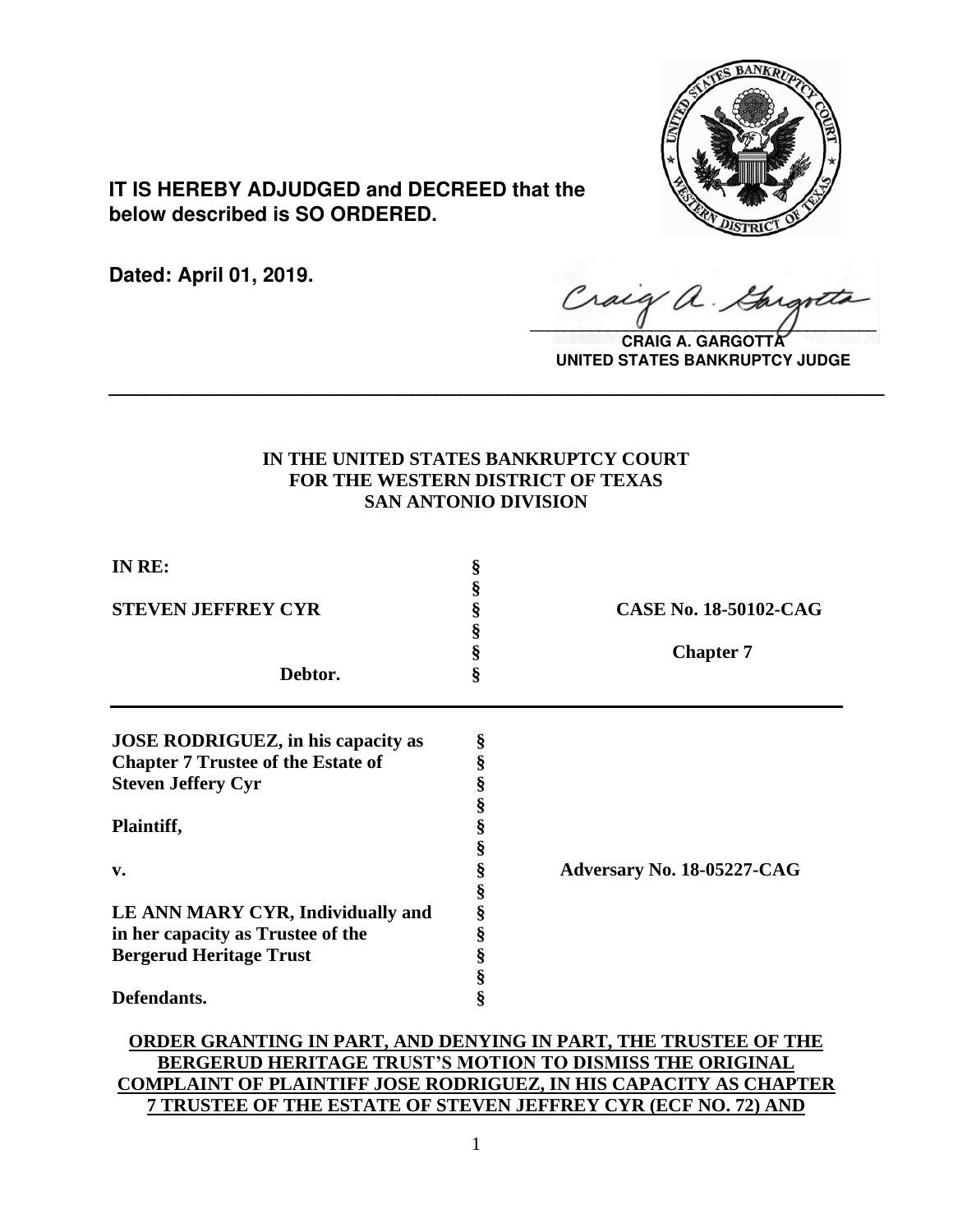**IT IS HEREBY ADJUDGED and DECREED that the below described is SO ORDERED.**

**Dated: April 01, 2019.**

**CRAIG A. GARGOTTA**
**UNITED STATES BANKRUPTCY JUDGE**

---

**IN THE UNITED STATES BANKRUPTCY COURT**
**FOR THE WESTERN DISTRICT OF TEXAS**
**SAN ANTONIO DIVISION**

| | | |
|---|---|---|
| **IN RE:** | § | |
| | § | |
| **STEVEN JEFFREY CYR** | § | **CASE No. 18-50102-CAG** |
| | § | |
| | § | **Chapter 7** |
| **Debtor.** | § | |

| | | |
|---|---|---|
| **JOSE RODRIGUEZ, in his capacity as Chapter 7 Trustee of the Estate of Steven Jeffery Cyr** | § | |
| **Plaintiff,** | § | |
| **v.** | § | **Adversary No. 18-05227-CAG** |
| **LE ANN MARY CYR, Individually and in her capacity as Trustee of the Bergerud Heritage Trust** | § | |
| **Defendants.** | § | |

**ORDER GRANTING IN PART, AND DENYING IN PART, THE TRUSTEE OF THE BERGERUD HERITAGE TRUST'S MOTION TO DISMISS THE ORIGINAL COMPLAINT OF PLAINTIFF JOSE RODRIGUEZ, IN HIS CAPACITY AS CHAPTER 7 TRUSTEE OF THE ESTATE OF STEVEN JEFFREY CYR (ECF NO. 72) AND**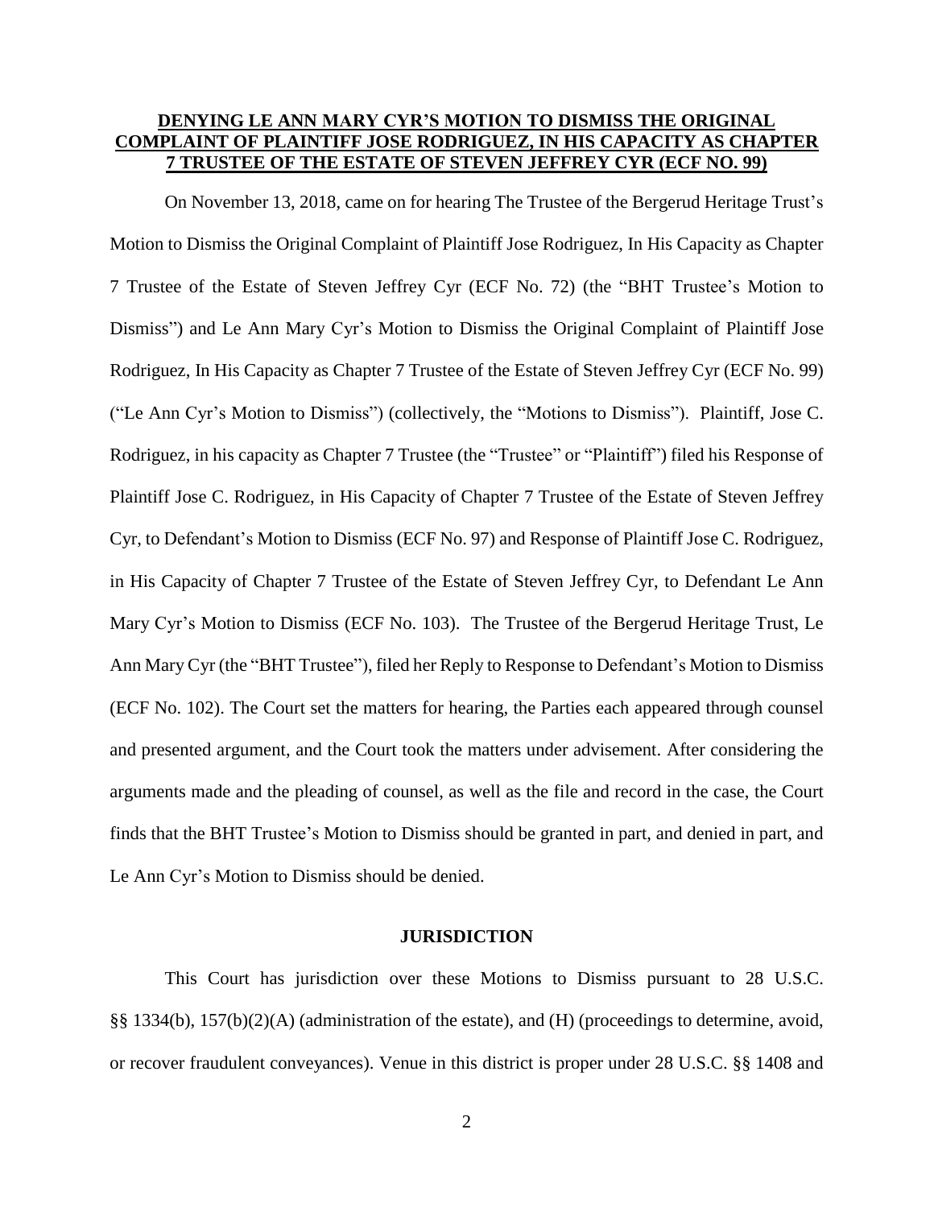**DENYING LE ANN MARY CYR'S MOTION TO DISMISS THE ORIGINAL COMPLAINT OF PLAINTIFF JOSE RODRIGUEZ, IN HIS CAPACITY AS CHAPTER 7 TRUSTEE OF THE ESTATE OF STEVEN JEFFREY CYR (ECF NO. 99)**

On November 13, 2018, came on for hearing The Trustee of the Bergerud Heritage Trust's Motion to Dismiss the Original Complaint of Plaintiff Jose Rodriguez, In His Capacity as Chapter 7 Trustee of the Estate of Steven Jeffrey Cyr (ECF No. 72) (the "BHT Trustee's Motion to Dismiss") and Le Ann Mary Cyr's Motion to Dismiss the Original Complaint of Plaintiff Jose Rodriguez, In His Capacity as Chapter 7 Trustee of the Estate of Steven Jeffrey Cyr (ECF No. 99) ("Le Ann Cyr's Motion to Dismiss") (collectively, the "Motions to Dismiss"). Plaintiff, Jose C. Rodriguez, in his capacity as Chapter 7 Trustee (the "Trustee" or "Plaintiff") filed his Response of Plaintiff Jose C. Rodriguez, in His Capacity of Chapter 7 Trustee of the Estate of Steven Jeffrey Cyr, to Defendant's Motion to Dismiss (ECF No. 97) and Response of Plaintiff Jose C. Rodriguez, in His Capacity of Chapter 7 Trustee of the Estate of Steven Jeffrey Cyr, to Defendant Le Ann Mary Cyr's Motion to Dismiss (ECF No. 103). The Trustee of the Bergerud Heritage Trust, Le Ann Mary Cyr (the "BHT Trustee"), filed her Reply to Response to Defendant's Motion to Dismiss (ECF No. 102). The Court set the matters for hearing, the Parties each appeared through counsel and presented argument, and the Court took the matters under advisement. After considering the arguments made and the pleading of counsel, as well as the file and record in the case, the Court finds that the BHT Trustee's Motion to Dismiss should be granted in part, and denied in part, and Le Ann Cyr's Motion to Dismiss should be denied.

## JURISDICTION

This Court has jurisdiction over these Motions to Dismiss pursuant to 28 U.S.C. §§ 1334(b), 157(b)(2)(A) (administration of the estate), and (H) (proceedings to determine, avoid, or recover fraudulent conveyances). Venue in this district is proper under 28 U.S.C. §§ 1408 and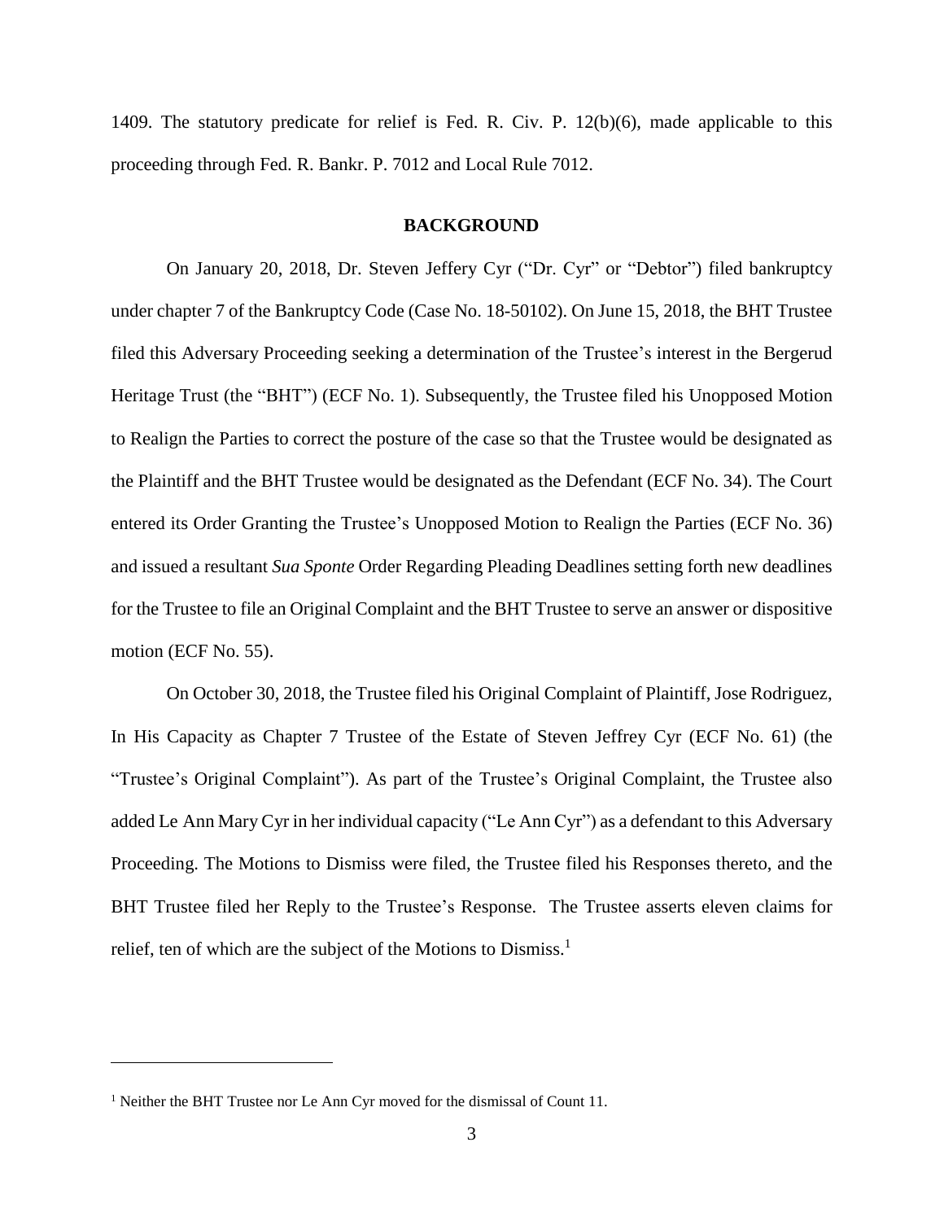1409. The statutory predicate for relief is Fed. R. Civ. P. 12(b)(6), made applicable to this proceeding through Fed. R. Bankr. P. 7012 and Local Rule 7012.

## BACKGROUND

On January 20, 2018, Dr. Steven Jeffery Cyr ("Dr. Cyr" or "Debtor") filed bankruptcy under chapter 7 of the Bankruptcy Code (Case No. 18-50102). On June 15, 2018, the BHT Trustee filed this Adversary Proceeding seeking a determination of the Trustee's interest in the Bergerud Heritage Trust (the "BHT") (ECF No. 1). Subsequently, the Trustee filed his Unopposed Motion to Realign the Parties to correct the posture of the case so that the Trustee would be designated as the Plaintiff and the BHT Trustee would be designated as the Defendant (ECF No. 34). The Court entered its Order Granting the Trustee's Unopposed Motion to Realign the Parties (ECF No. 36) and issued a resultant *Sua Sponte* Order Regarding Pleading Deadlines setting forth new deadlines for the Trustee to file an Original Complaint and the BHT Trustee to serve an answer or dispositive motion (ECF No. 55).

On October 30, 2018, the Trustee filed his Original Complaint of Plaintiff, Jose Rodriguez, In His Capacity as Chapter 7 Trustee of the Estate of Steven Jeffrey Cyr (ECF No. 61) (the "Trustee's Original Complaint"). As part of the Trustee's Original Complaint, the Trustee also added Le Ann Mary Cyr in her individual capacity ("Le Ann Cyr") as a defendant to this Adversary Proceeding. The Motions to Dismiss were filed, the Trustee filed his Responses thereto, and the BHT Trustee filed her Reply to the Trustee's Response. The Trustee asserts eleven claims for relief, ten of which are the subject of the Motions to Dismiss.[1]

[1] Neither the BHT Trustee nor Le Ann Cyr moved for the dismissal of Count 11.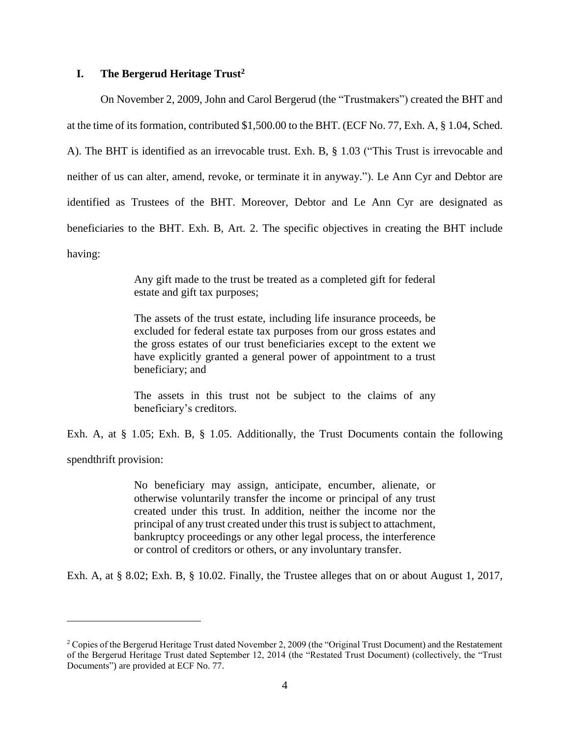## I. The Bergerud Heritage Trust[2]

On November 2, 2009, John and Carol Bergerud (the "Trustmakers") created the BHT and at the time of its formation, contributed $1,500.00 to the BHT. (ECF No. 77, Exh. A, § 1.04, Sched. A). The BHT is identified as an irrevocable trust. Exh. B, § 1.03 ("This Trust is irrevocable and neither of us can alter, amend, revoke, or terminate it in anyway."). Le Ann Cyr and Debtor are identified as Trustees of the BHT. Moreover, Debtor and Le Ann Cyr are designated as beneficiaries to the BHT. Exh. B, Art. 2. The specific objectives in creating the BHT include having:

> Any gift made to the trust be treated as a completed gift for federal estate and gift tax purposes;
>
> The assets of the trust estate, including life insurance proceeds, be excluded for federal estate tax purposes from our gross estates and the gross estates of our trust beneficiaries except to the extent we have explicitly granted a general power of appointment to a trust beneficiary; and
>
> The assets in this trust not be subject to the claims of any beneficiary's creditors.

Exh. A, at § 1.05; Exh. B, § 1.05. Additionally, the Trust Documents contain the following spendthrift provision:

> No beneficiary may assign, anticipate, encumber, alienate, or otherwise voluntarily transfer the income or principal of any trust created under this trust. In addition, neither the income nor the principal of any trust created under this trust is subject to attachment, bankruptcy proceedings or any other legal process, the interference or control of creditors or others, or any involuntary transfer.

Exh. A, at § 8.02; Exh. B, § 10.02. Finally, the Trustee alleges that on or about August 1, 2017,

---

[2] Copies of the Bergerud Heritage Trust dated November 2, 2009 (the "Original Trust Document) and the Restatement of the Bergerud Heritage Trust dated September 12, 2014 (the "Restated Trust Document) (collectively, the "Trust Documents") are provided at ECF No. 77.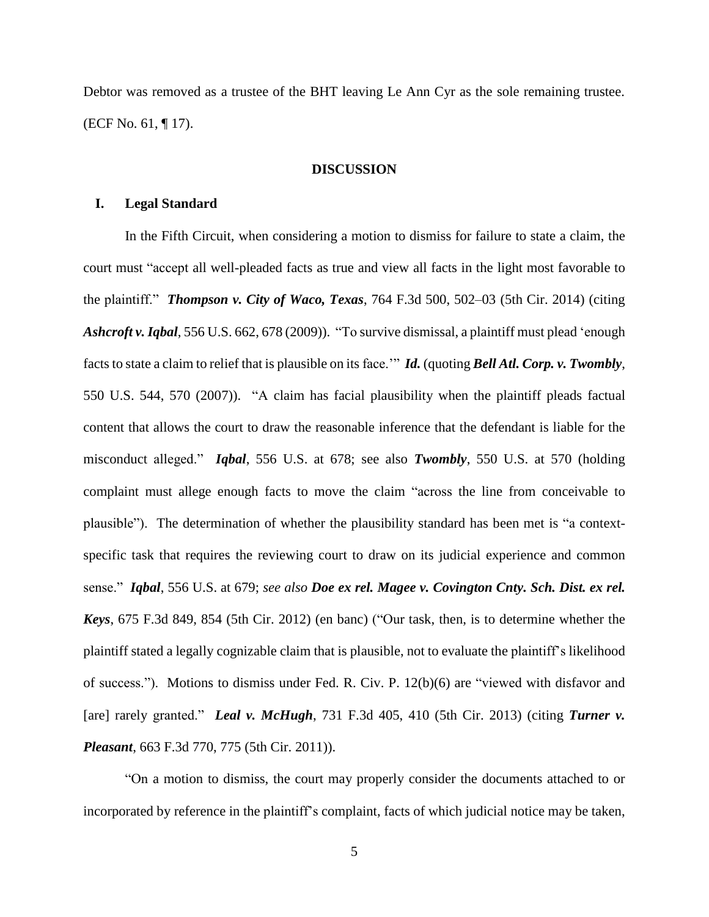Debtor was removed as a trustee of the BHT leaving Le Ann Cyr as the sole remaining trustee. (ECF No. 61, ¶ 17).

## DISCUSSION

### I. Legal Standard

In the Fifth Circuit, when considering a motion to dismiss for failure to state a claim, the court must "accept all well-pleaded facts as true and view all facts in the light most favorable to the plaintiff." ***Thompson v. City of Waco, Texas***, 764 F.3d 500, 502–03 (5th Cir. 2014) (citing ***Ashcroft v. Iqbal***, 556 U.S. 662, 678 (2009)). "To survive dismissal, a plaintiff must plead 'enough facts to state a claim to relief that is plausible on its face.'" ***Id.*** (quoting ***Bell Atl. Corp. v. Twombly***, 550 U.S. 544, 570 (2007)). "A claim has facial plausibility when the plaintiff pleads factual content that allows the court to draw the reasonable inference that the defendant is liable for the misconduct alleged." ***Iqbal***, 556 U.S. at 678; see also ***Twombly***, 550 U.S. at 570 (holding complaint must allege enough facts to move the claim "across the line from conceivable to plausible"). The determination of whether the plausibility standard has been met is "a context-specific task that requires the reviewing court to draw on its judicial experience and common sense." ***Iqbal***, 556 U.S. at 679; *see also* ***Doe ex rel. Magee v. Covington Cnty. Sch. Dist. ex rel. Keys***, 675 F.3d 849, 854 (5th Cir. 2012) (en banc) ("Our task, then, is to determine whether the plaintiff stated a legally cognizable claim that is plausible, not to evaluate the plaintiff's likelihood of success."). Motions to dismiss under Fed. R. Civ. P. 12(b)(6) are "viewed with disfavor and [are] rarely granted." ***Leal v. McHugh***, 731 F.3d 405, 410 (5th Cir. 2013) (citing ***Turner v. Pleasant***, 663 F.3d 770, 775 (5th Cir. 2011)).

"On a motion to dismiss, the court may properly consider the documents attached to or incorporated by reference in the plaintiff's complaint, facts of which judicial notice may be taken,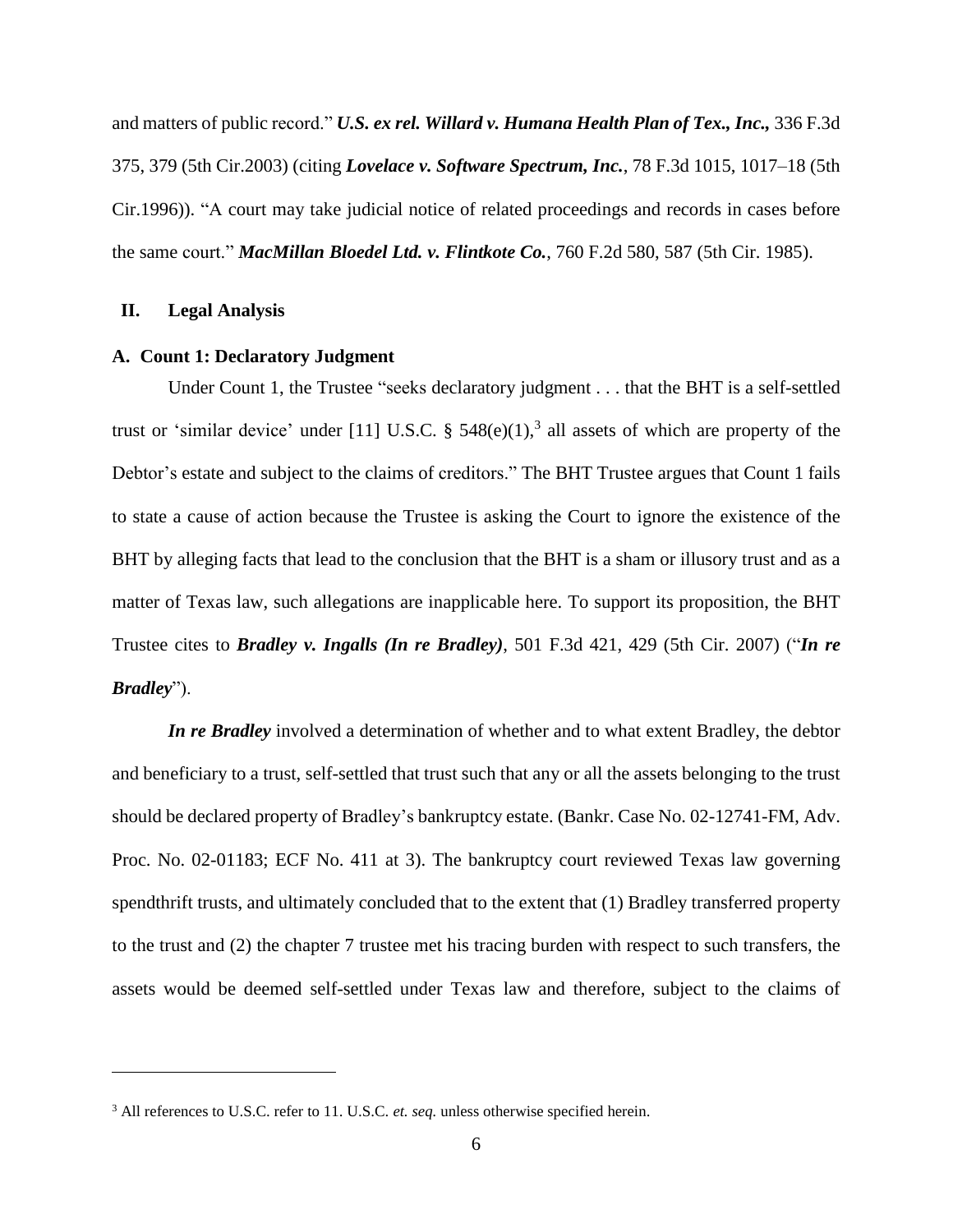and matters of public record." ***U.S. ex rel. Willard v. Humana Health Plan of Tex., Inc.,*** 336 F.3d 375, 379 (5th Cir.2003) (citing ***Lovelace v. Software Spectrum, Inc.***, 78 F.3d 1015, 1017–18 (5th Cir.1996)). "A court may take judicial notice of related proceedings and records in cases before the same court." ***MacMillan Bloedel Ltd. v. Flintkote Co.***, 760 F.2d 580, 587 (5th Cir. 1985).

## II. Legal Analysis

### A. Count 1: Declaratory Judgment

Under Count 1, the Trustee "seeks declaratory judgment . . . that the BHT is a self-settled trust or 'similar device' under [11] U.S.C. § 548(e)(1),[3] all assets of which are property of the Debtor's estate and subject to the claims of creditors." The BHT Trustee argues that Count 1 fails to state a cause of action because the Trustee is asking the Court to ignore the existence of the BHT by alleging facts that lead to the conclusion that the BHT is a sham or illusory trust and as a matter of Texas law, such allegations are inapplicable here. To support its proposition, the BHT Trustee cites to ***Bradley v. Ingalls (In re Bradley)***, 501 F.3d 421, 429 (5th Cir. 2007) ("***In re Bradley***").

***In re Bradley*** involved a determination of whether and to what extent Bradley, the debtor and beneficiary to a trust, self-settled that trust such that any or all the assets belonging to the trust should be declared property of Bradley's bankruptcy estate. (Bankr. Case No. 02-12741-FM, Adv. Proc. No. 02-01183; ECF No. 411 at 3). The bankruptcy court reviewed Texas law governing spendthrift trusts, and ultimately concluded that to the extent that (1) Bradley transferred property to the trust and (2) the chapter 7 trustee met his tracing burden with respect to such transfers, the assets would be deemed self-settled under Texas law and therefore, subject to the claims of

---

[3] All references to U.S.C. refer to 11. U.S.C. *et. seq.* unless otherwise specified herein.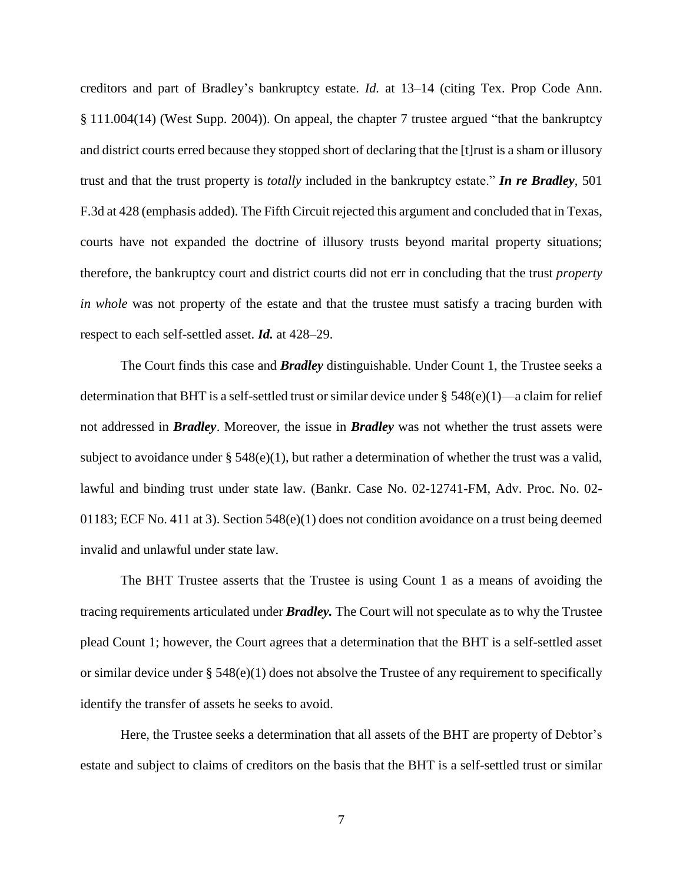creditors and part of Bradley's bankruptcy estate. *Id.* at 13–14 (citing Tex. Prop Code Ann. § 111.004(14) (West Supp. 2004)). On appeal, the chapter 7 trustee argued "that the bankruptcy and district courts erred because they stopped short of declaring that the [t]rust is a sham or illusory trust and that the trust property is *totally* included in the bankruptcy estate." ***In re Bradley***, 501 F.3d at 428 (emphasis added). The Fifth Circuit rejected this argument and concluded that in Texas, courts have not expanded the doctrine of illusory trusts beyond marital property situations; therefore, the bankruptcy court and district courts did not err in concluding that the trust *property in whole* was not property of the estate and that the trustee must satisfy a tracing burden with respect to each self-settled asset. ***Id.*** at 428–29.

The Court finds this case and ***Bradley*** distinguishable. Under Count 1, the Trustee seeks a determination that BHT is a self-settled trust or similar device under § 548(e)(1)—a claim for relief not addressed in ***Bradley***. Moreover, the issue in ***Bradley*** was not whether the trust assets were subject to avoidance under § 548(e)(1), but rather a determination of whether the trust was a valid, lawful and binding trust under state law. (Bankr. Case No. 02-12741-FM, Adv. Proc. No. 02-01183; ECF No. 411 at 3). Section 548(e)(1) does not condition avoidance on a trust being deemed invalid and unlawful under state law.

The BHT Trustee asserts that the Trustee is using Count 1 as a means of avoiding the tracing requirements articulated under ***Bradley.*** The Court will not speculate as to why the Trustee plead Count 1; however, the Court agrees that a determination that the BHT is a self-settled asset or similar device under § 548(e)(1) does not absolve the Trustee of any requirement to specifically identify the transfer of assets he seeks to avoid.

Here, the Trustee seeks a determination that all assets of the BHT are property of Debtor's estate and subject to claims of creditors on the basis that the BHT is a self-settled trust or similar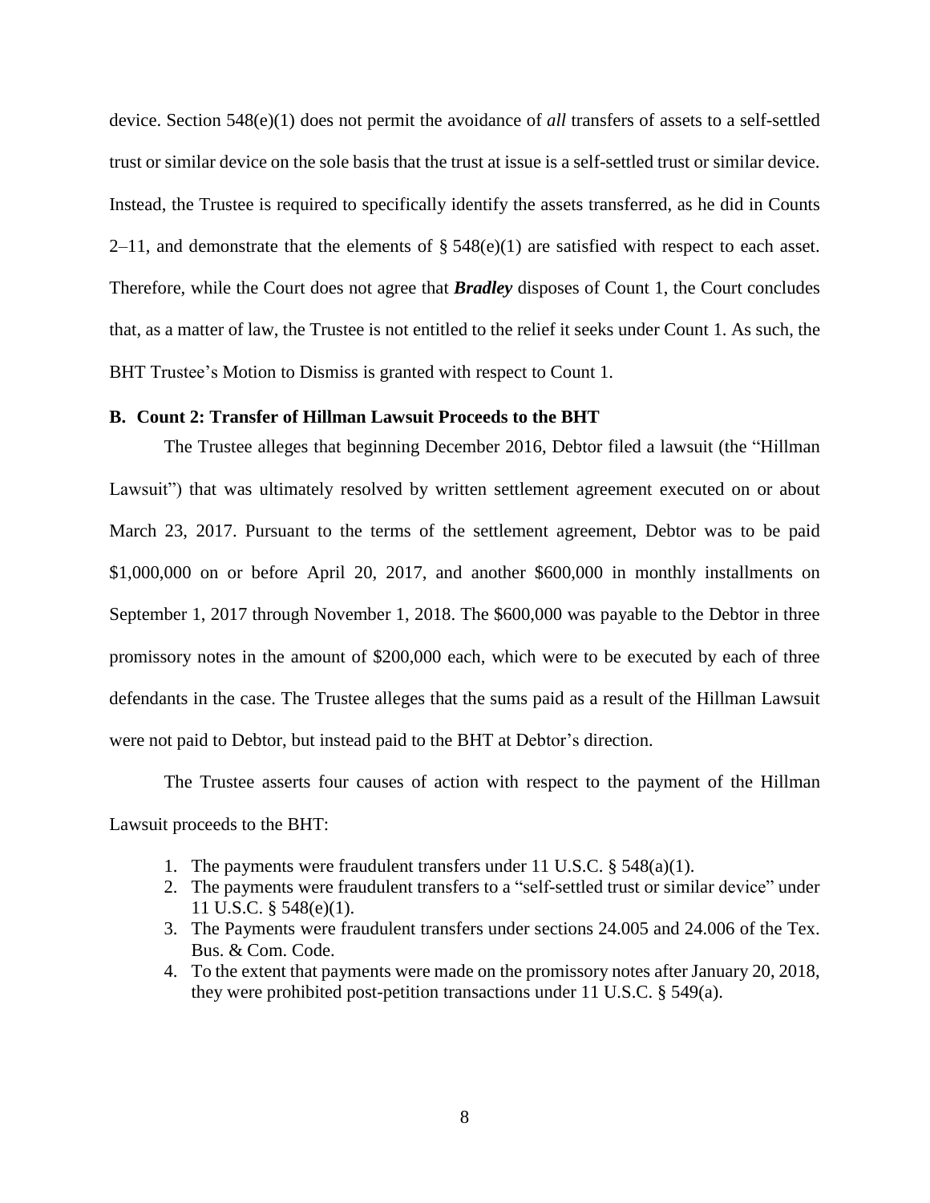device. Section 548(e)(1) does not permit the avoidance of *all* transfers of assets to a self-settled trust or similar device on the sole basis that the trust at issue is a self-settled trust or similar device. Instead, the Trustee is required to specifically identify the assets transferred, as he did in Counts 2–11, and demonstrate that the elements of § 548(e)(1) are satisfied with respect to each asset. Therefore, while the Court does not agree that ***Bradley*** disposes of Count 1, the Court concludes that, as a matter of law, the Trustee is not entitled to the relief it seeks under Count 1. As such, the BHT Trustee's Motion to Dismiss is granted with respect to Count 1.

### B. Count 2: Transfer of Hillman Lawsuit Proceeds to the BHT

The Trustee alleges that beginning December 2016, Debtor filed a lawsuit (the "Hillman Lawsuit") that was ultimately resolved by written settlement agreement executed on or about March 23, 2017. Pursuant to the terms of the settlement agreement, Debtor was to be paid $1,000,000 on or before April 20, 2017, and another $600,000 in monthly installments on September 1, 2017 through November 1, 2018. The $600,000 was payable to the Debtor in three promissory notes in the amount of $200,000 each, which were to be executed by each of three defendants in the case. The Trustee alleges that the sums paid as a result of the Hillman Lawsuit were not paid to Debtor, but instead paid to the BHT at Debtor's direction.

The Trustee asserts four causes of action with respect to the payment of the Hillman Lawsuit proceeds to the BHT:

1. The payments were fraudulent transfers under 11 U.S.C. § 548(a)(1).
2. The payments were fraudulent transfers to a "self-settled trust or similar device" under 11 U.S.C. § 548(e)(1).
3. The Payments were fraudulent transfers under sections 24.005 and 24.006 of the Tex. Bus. & Com. Code.
4. To the extent that payments were made on the promissory notes after January 20, 2018, they were prohibited post-petition transactions under 11 U.S.C. § 549(a).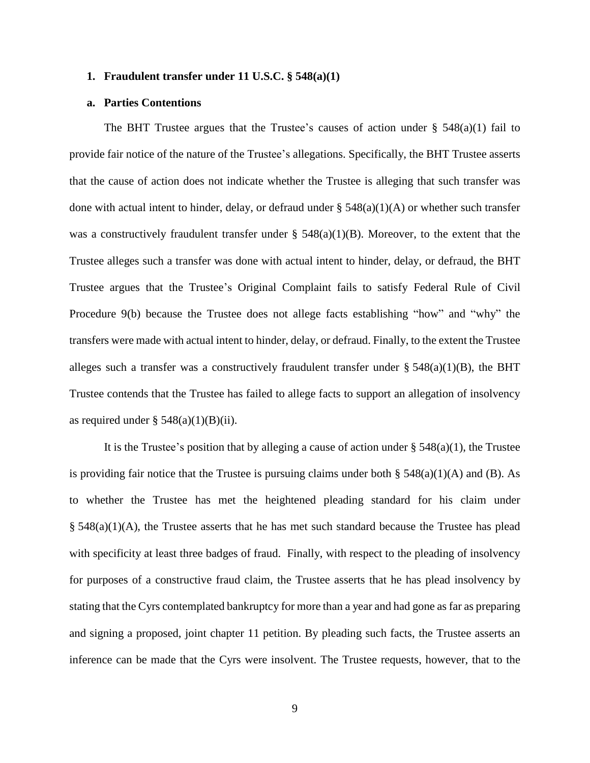### 1. Fraudulent transfer under 11 U.S.C. § 548(a)(1)

#### a. Parties Contentions

The BHT Trustee argues that the Trustee's causes of action under § 548(a)(1) fail to provide fair notice of the nature of the Trustee's allegations. Specifically, the BHT Trustee asserts that the cause of action does not indicate whether the Trustee is alleging that such transfer was done with actual intent to hinder, delay, or defraud under § 548(a)(1)(A) or whether such transfer was a constructively fraudulent transfer under § 548(a)(1)(B). Moreover, to the extent that the Trustee alleges such a transfer was done with actual intent to hinder, delay, or defraud, the BHT Trustee argues that the Trustee's Original Complaint fails to satisfy Federal Rule of Civil Procedure 9(b) because the Trustee does not allege facts establishing "how" and "why" the transfers were made with actual intent to hinder, delay, or defraud. Finally, to the extent the Trustee alleges such a transfer was a constructively fraudulent transfer under § 548(a)(1)(B), the BHT Trustee contends that the Trustee has failed to allege facts to support an allegation of insolvency as required under § 548(a)(1)(B)(ii).

It is the Trustee's position that by alleging a cause of action under § 548(a)(1), the Trustee is providing fair notice that the Trustee is pursuing claims under both § 548(a)(1)(A) and (B). As to whether the Trustee has met the heightened pleading standard for his claim under § 548(a)(1)(A), the Trustee asserts that he has met such standard because the Trustee has plead with specificity at least three badges of fraud. Finally, with respect to the pleading of insolvency for purposes of a constructive fraud claim, the Trustee asserts that he has plead insolvency by stating that the Cyrs contemplated bankruptcy for more than a year and had gone as far as preparing and signing a proposed, joint chapter 11 petition. By pleading such facts, the Trustee asserts an inference can be made that the Cyrs were insolvent. The Trustee requests, however, that to the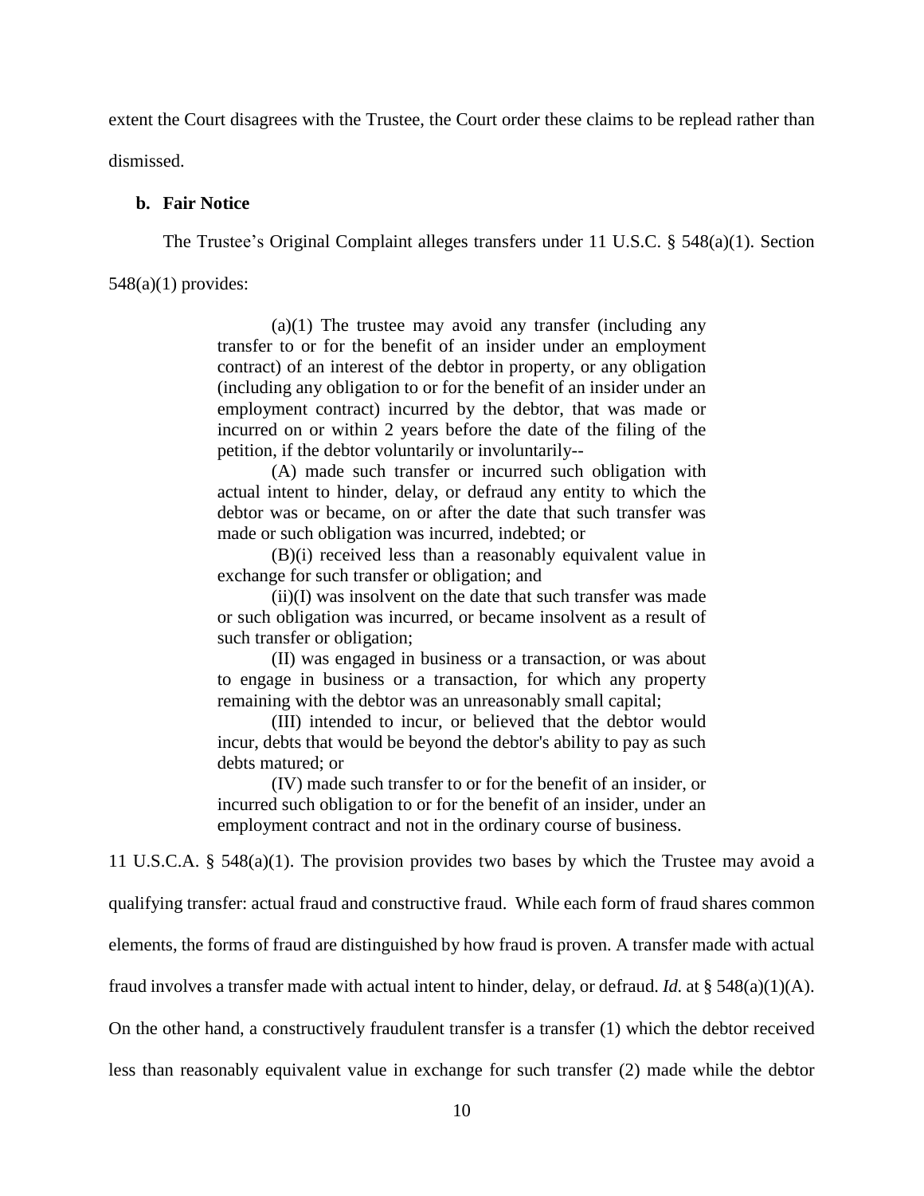extent the Court disagrees with the Trustee, the Court order these claims to be replead rather than dismissed.

**b. Fair Notice**

The Trustee's Original Complaint alleges transfers under 11 U.S.C. § 548(a)(1). Section 548(a)(1) provides:

> (a)(1) The trustee may avoid any transfer (including any transfer to or for the benefit of an insider under an employment contract) of an interest of the debtor in property, or any obligation (including any obligation to or for the benefit of an insider under an employment contract) incurred by the debtor, that was made or incurred on or within 2 years before the date of the filing of the petition, if the debtor voluntarily or involuntarily--
>
> (A) made such transfer or incurred such obligation with actual intent to hinder, delay, or defraud any entity to which the debtor was or became, on or after the date that such transfer was made or such obligation was incurred, indebted; or
>
> (B)(i) received less than a reasonably equivalent value in exchange for such transfer or obligation; and
>
> (ii)(I) was insolvent on the date that such transfer was made or such obligation was incurred, or became insolvent as a result of such transfer or obligation;
>
> (II) was engaged in business or a transaction, or was about to engage in business or a transaction, for which any property remaining with the debtor was an unreasonably small capital;
>
> (III) intended to incur, or believed that the debtor would incur, debts that would be beyond the debtor's ability to pay as such debts matured; or
>
> (IV) made such transfer to or for the benefit of an insider, or incurred such obligation to or for the benefit of an insider, under an employment contract and not in the ordinary course of business.

11 U.S.C.A. § 548(a)(1). The provision provides two bases by which the Trustee may avoid a qualifying transfer: actual fraud and constructive fraud. While each form of fraud shares common elements, the forms of fraud are distinguished by how fraud is proven. A transfer made with actual fraud involves a transfer made with actual intent to hinder, delay, or defraud. *Id.* at § 548(a)(1)(A). On the other hand, a constructively fraudulent transfer is a transfer (1) which the debtor received less than reasonably equivalent value in exchange for such transfer (2) made while the debtor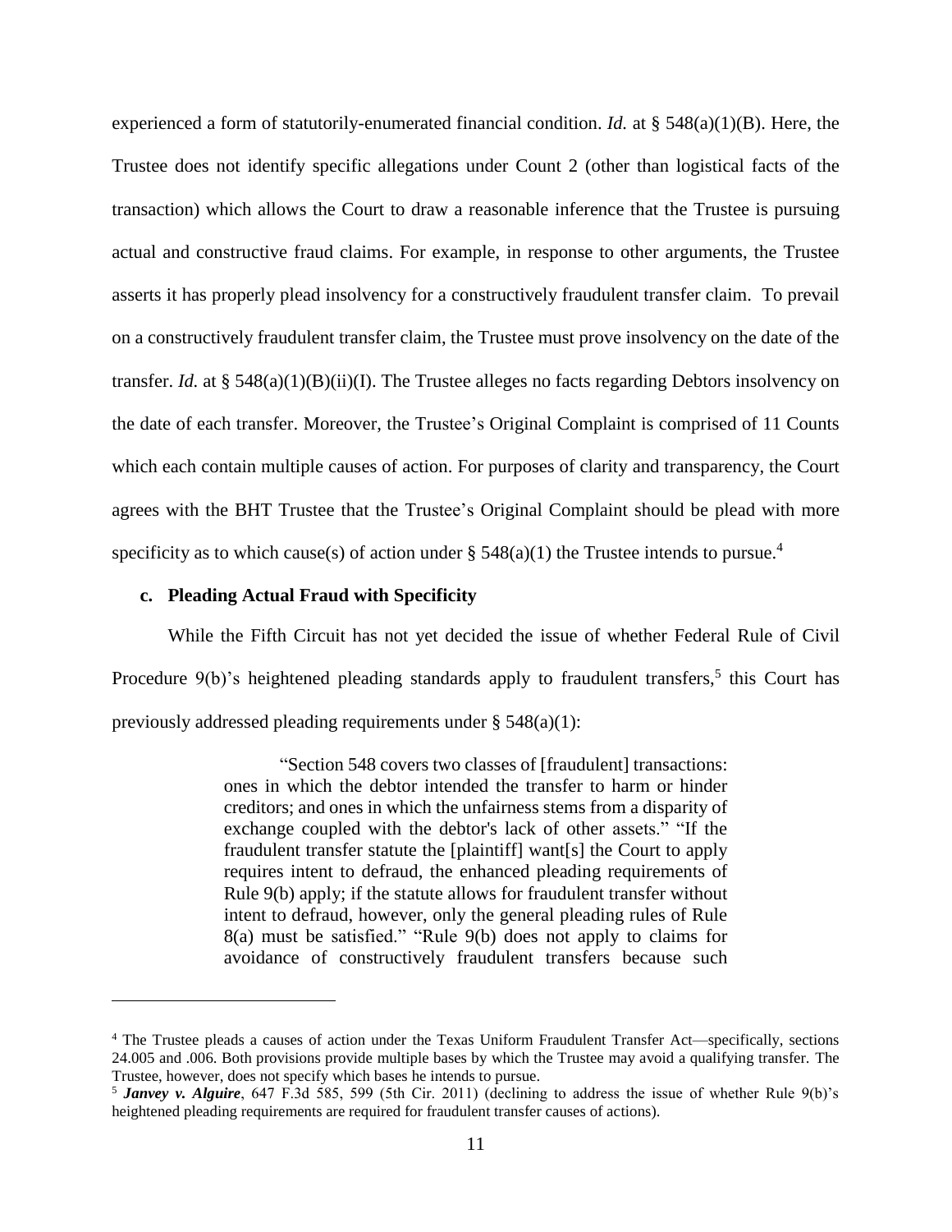experienced a form of statutorily-enumerated financial condition. *Id.* at § 548(a)(1)(B). Here, the Trustee does not identify specific allegations under Count 2 (other than logistical facts of the transaction) which allows the Court to draw a reasonable inference that the Trustee is pursuing actual and constructive fraud claims. For example, in response to other arguments, the Trustee asserts it has properly plead insolvency for a constructively fraudulent transfer claim. To prevail on a constructively fraudulent transfer claim, the Trustee must prove insolvency on the date of the transfer. *Id.* at § 548(a)(1)(B)(ii)(I). The Trustee alleges no facts regarding Debtors insolvency on the date of each transfer. Moreover, the Trustee's Original Complaint is comprised of 11 Counts which each contain multiple causes of action. For purposes of clarity and transparency, the Court agrees with the BHT Trustee that the Trustee's Original Complaint should be plead with more specificity as to which cause(s) of action under § 548(a)(1) the Trustee intends to pursue.[4]

#### c. Pleading Actual Fraud with Specificity

While the Fifth Circuit has not yet decided the issue of whether Federal Rule of Civil Procedure 9(b)'s heightened pleading standards apply to fraudulent transfers,[5] this Court has previously addressed pleading requirements under § 548(a)(1):

> "Section 548 covers two classes of [fraudulent] transactions: ones in which the debtor intended the transfer to harm or hinder creditors; and ones in which the unfairness stems from a disparity of exchange coupled with the debtor's lack of other assets." "If the fraudulent transfer statute the [plaintiff] want[s] the Court to apply requires intent to defraud, the enhanced pleading requirements of Rule 9(b) apply; if the statute allows for fraudulent transfer without intent to defraud, however, only the general pleading rules of Rule 8(a) must be satisfied." "Rule 9(b) does not apply to claims for avoidance of constructively fraudulent transfers because such

---

[4] The Trustee pleads a causes of action under the Texas Uniform Fraudulent Transfer Act—specifically, sections 24.005 and .006. Both provisions provide multiple bases by which the Trustee may avoid a qualifying transfer. The Trustee, however, does not specify which bases he intends to pursue.

[5] ***Janvey v. Alguire***, 647 F.3d 585, 599 (5th Cir. 2011) (declining to address the issue of whether Rule 9(b)'s heightened pleading requirements are required for fraudulent transfer causes of actions).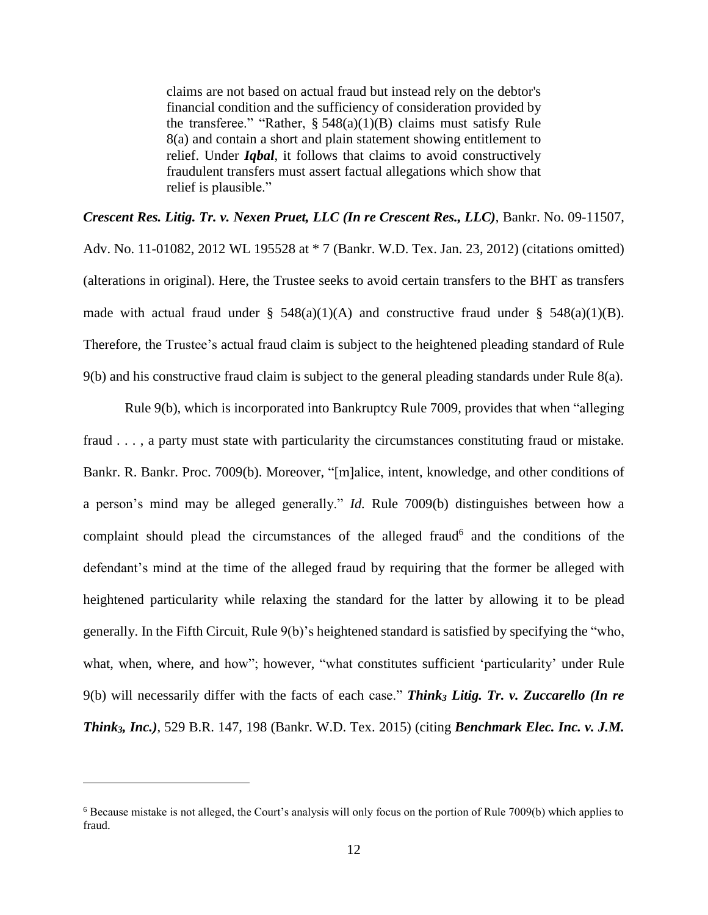> claims are not based on actual fraud but instead rely on the debtor's financial condition and the sufficiency of consideration provided by the transferee." "Rather, § 548(a)(1)(B) claims must satisfy Rule 8(a) and contain a short and plain statement showing entitlement to relief. Under ***Iqbal***, it follows that claims to avoid constructively fraudulent transfers must assert factual allegations which show that relief is plausible."

***Crescent Res. Litig. Tr. v. Nexen Pruet, LLC (In re Crescent Res., LLC)***, Bankr. No. 09-11507, Adv. No. 11-01082, 2012 WL 195528 at * 7 (Bankr. W.D. Tex. Jan. 23, 2012) (citations omitted) (alterations in original). Here, the Trustee seeks to avoid certain transfers to the BHT as transfers made with actual fraud under § 548(a)(1)(A) and constructive fraud under § 548(a)(1)(B). Therefore, the Trustee's actual fraud claim is subject to the heightened pleading standard of Rule 9(b) and his constructive fraud claim is subject to the general pleading standards under Rule 8(a).

Rule 9(b), which is incorporated into Bankruptcy Rule 7009, provides that when "alleging fraud . . . , a party must state with particularity the circumstances constituting fraud or mistake. Bankr. R. Bankr. Proc. 7009(b). Moreover, "[m]alice, intent, knowledge, and other conditions of a person's mind may be alleged generally." *Id.* Rule 7009(b) distinguishes between how a complaint should plead the circumstances of the alleged fraud[6] and the conditions of the defendant's mind at the time of the alleged fraud by requiring that the former be alleged with heightened particularity while relaxing the standard for the latter by allowing it to be plead generally. In the Fifth Circuit, Rule 9(b)'s heightened standard is satisfied by specifying the "who, what, when, where, and how"; however, "what constitutes sufficient 'particularity' under Rule 9(b) will necessarily differ with the facts of each case." ***Think$_3$ Litig. Tr. v. Zuccarello (In re Think$_3$, Inc.)***, 529 B.R. 147, 198 (Bankr. W.D. Tex. 2015) (citing ***Benchmark Elec. Inc. v. J.M.***

---

[6] Because mistake is not alleged, the Court's analysis will only focus on the portion of Rule 7009(b) which applies to fraud.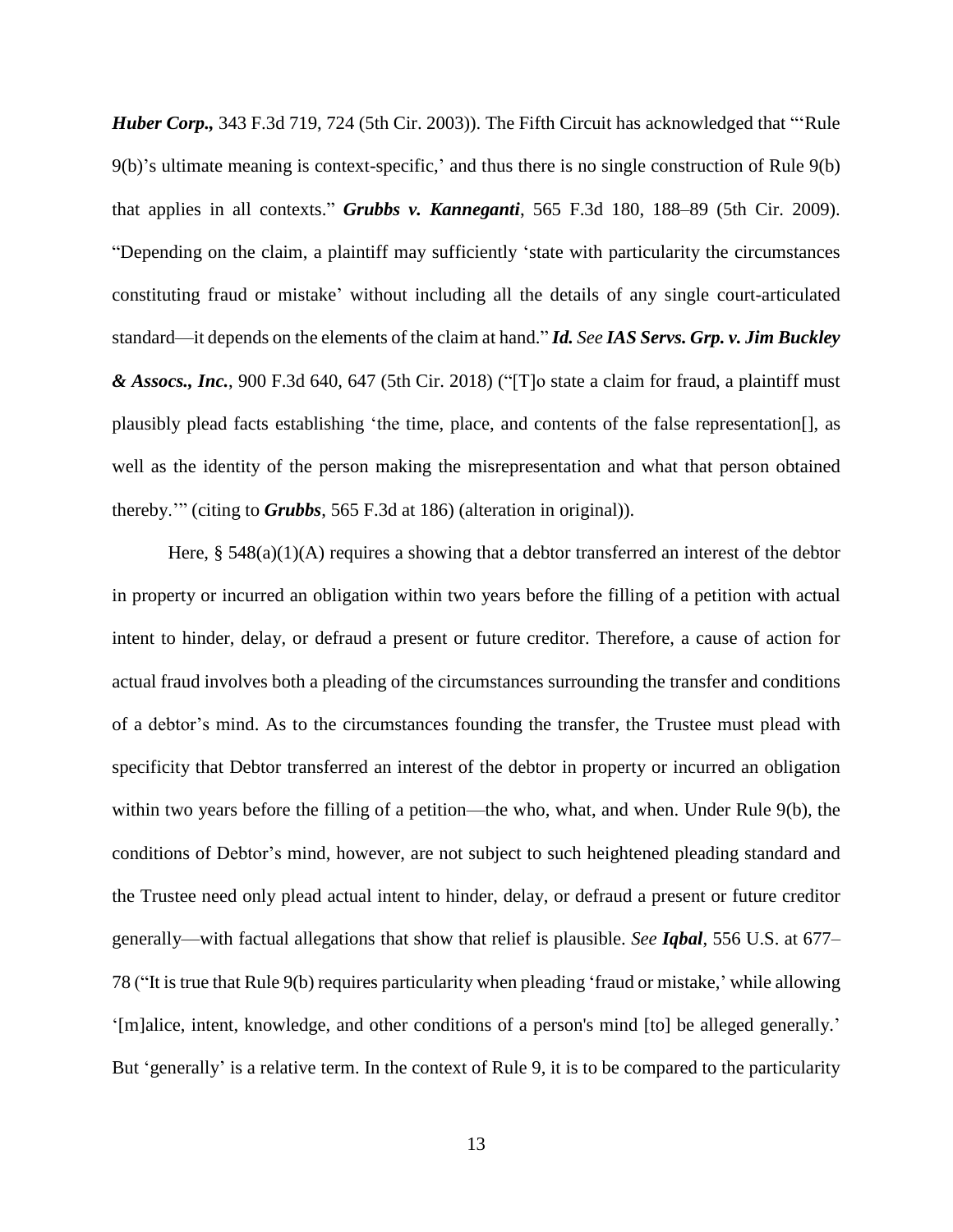***Huber Corp.,*** 343 F.3d 719, 724 (5th Cir. 2003)). The Fifth Circuit has acknowledged that "'Rule 9(b)'s ultimate meaning is context-specific,' and thus there is no single construction of Rule 9(b) that applies in all contexts." ***Grubbs v. Kanneganti***, 565 F.3d 180, 188–89 (5th Cir. 2009). "Depending on the claim, a plaintiff may sufficiently 'state with particularity the circumstances constituting fraud or mistake' without including all the details of any single court-articulated standard—it depends on the elements of the claim at hand." ***Id. See IAS Servs. Grp. v. Jim Buckley & Assocs., Inc.***, 900 F.3d 640, 647 (5th Cir. 2018) ("[T]o state a claim for fraud, a plaintiff must plausibly plead facts establishing 'the time, place, and contents of the false representation[], as well as the identity of the person making the misrepresentation and what that person obtained thereby.'" (citing to ***Grubbs***, 565 F.3d at 186) (alteration in original)).

Here, § 548(a)(1)(A) requires a showing that a debtor transferred an interest of the debtor in property or incurred an obligation within two years before the filling of a petition with actual intent to hinder, delay, or defraud a present or future creditor. Therefore, a cause of action for actual fraud involves both a pleading of the circumstances surrounding the transfer and conditions of a debtor's mind. As to the circumstances founding the transfer, the Trustee must plead with specificity that Debtor transferred an interest of the debtor in property or incurred an obligation within two years before the filling of a petition—the who, what, and when. Under Rule 9(b), the conditions of Debtor's mind, however, are not subject to such heightened pleading standard and the Trustee need only plead actual intent to hinder, delay, or defraud a present or future creditor generally—with factual allegations that show that relief is plausible. *See* ***Iqbal***, 556 U.S. at 677–78 ("It is true that Rule 9(b) requires particularity when pleading 'fraud or mistake,' while allowing '[m]alice, intent, knowledge, and other conditions of a person's mind [to] be alleged generally.' But 'generally' is a relative term. In the context of Rule 9, it is to be compared to the particularity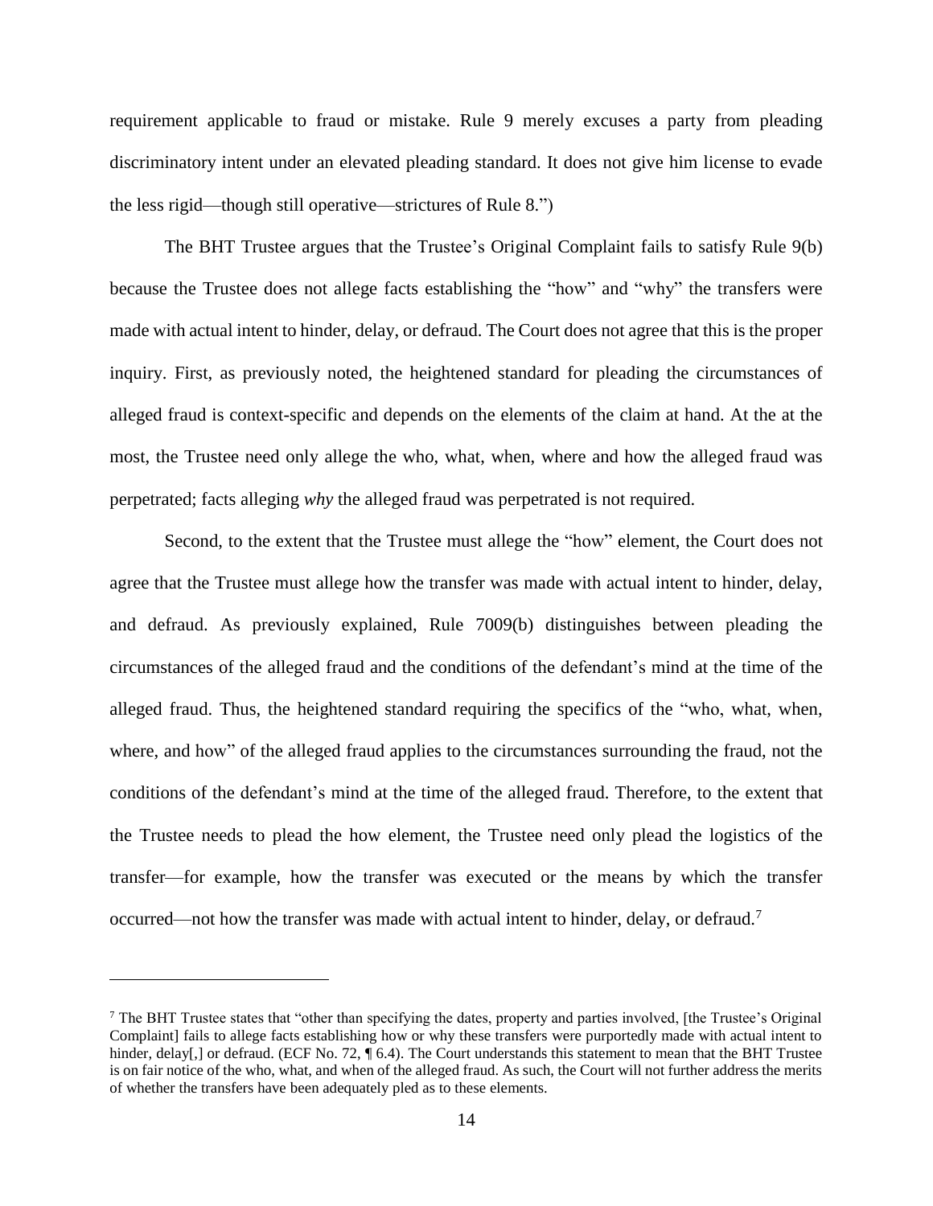requirement applicable to fraud or mistake. Rule 9 merely excuses a party from pleading discriminatory intent under an elevated pleading standard. It does not give him license to evade the less rigid—though still operative—strictures of Rule 8.")

The BHT Trustee argues that the Trustee's Original Complaint fails to satisfy Rule 9(b) because the Trustee does not allege facts establishing the "how" and "why" the transfers were made with actual intent to hinder, delay, or defraud. The Court does not agree that this is the proper inquiry. First, as previously noted, the heightened standard for pleading the circumstances of alleged fraud is context-specific and depends on the elements of the claim at hand. At the at the most, the Trustee need only allege the who, what, when, where and how the alleged fraud was perpetrated; facts alleging *why* the alleged fraud was perpetrated is not required.

Second, to the extent that the Trustee must allege the "how" element, the Court does not agree that the Trustee must allege how the transfer was made with actual intent to hinder, delay, and defraud. As previously explained, Rule 7009(b) distinguishes between pleading the circumstances of the alleged fraud and the conditions of the defendant's mind at the time of the alleged fraud. Thus, the heightened standard requiring the specifics of the "who, what, when, where, and how" of the alleged fraud applies to the circumstances surrounding the fraud, not the conditions of the defendant's mind at the time of the alleged fraud. Therefore, to the extent that the Trustee needs to plead the how element, the Trustee need only plead the logistics of the transfer—for example, how the transfer was executed or the means by which the transfer occurred—not how the transfer was made with actual intent to hinder, delay, or defraud.[7]

---

[7] The BHT Trustee states that "other than specifying the dates, property and parties involved, [the Trustee's Original Complaint] fails to allege facts establishing how or why these transfers were purportedly made with actual intent to hinder, delay[,] or defraud. (ECF No. 72, ¶ 6.4). The Court understands this statement to mean that the BHT Trustee is on fair notice of the who, what, and when of the alleged fraud. As such, the Court will not further address the merits of whether the transfers have been adequately pled as to these elements.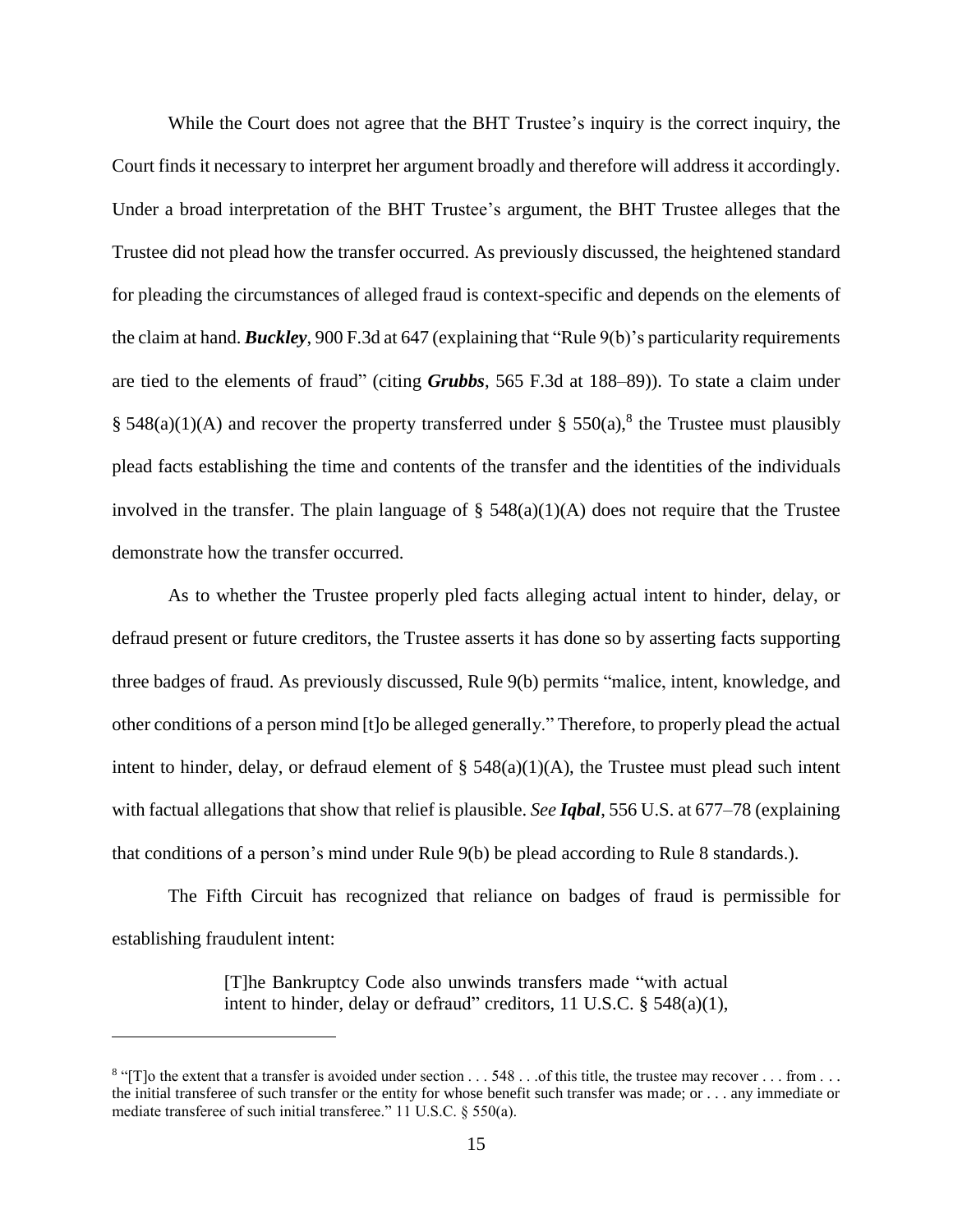While the Court does not agree that the BHT Trustee's inquiry is the correct inquiry, the Court finds it necessary to interpret her argument broadly and therefore will address it accordingly. Under a broad interpretation of the BHT Trustee's argument, the BHT Trustee alleges that the Trustee did not plead how the transfer occurred. As previously discussed, the heightened standard for pleading the circumstances of alleged fraud is context-specific and depends on the elements of the claim at hand. ***Buckley***, 900 F.3d at 647 (explaining that "Rule 9(b)'s particularity requirements are tied to the elements of fraud" (citing ***Grubbs***, 565 F.3d at 188–89)). To state a claim under § 548(a)(1)(A) and recover the property transferred under § 550(a),[8] the Trustee must plausibly plead facts establishing the time and contents of the transfer and the identities of the individuals involved in the transfer. The plain language of § 548(a)(1)(A) does not require that the Trustee demonstrate how the transfer occurred.

As to whether the Trustee properly pled facts alleging actual intent to hinder, delay, or defraud present or future creditors, the Trustee asserts it has done so by asserting facts supporting three badges of fraud. As previously discussed, Rule 9(b) permits "malice, intent, knowledge, and other conditions of a person mind [t]o be alleged generally." Therefore, to properly plead the actual intent to hinder, delay, or defraud element of § 548(a)(1)(A), the Trustee must plead such intent with factual allegations that show that relief is plausible. *See* ***Iqbal***, 556 U.S. at 677–78 (explaining that conditions of a person's mind under Rule 9(b) be plead according to Rule 8 standards.).

The Fifth Circuit has recognized that reliance on badges of fraud is permissible for establishing fraudulent intent:

> [T]he Bankruptcy Code also unwinds transfers made "with actual intent to hinder, delay or defraud" creditors, 11 U.S.C. § 548(a)(1),

[8] "[T]o the extent that a transfer is avoided under section . . . 548 . . .of this title, the trustee may recover . . . from . . . the initial transferee of such transfer or the entity for whose benefit such transfer was made; or . . . any immediate or mediate transferee of such initial transferee." 11 U.S.C. § 550(a).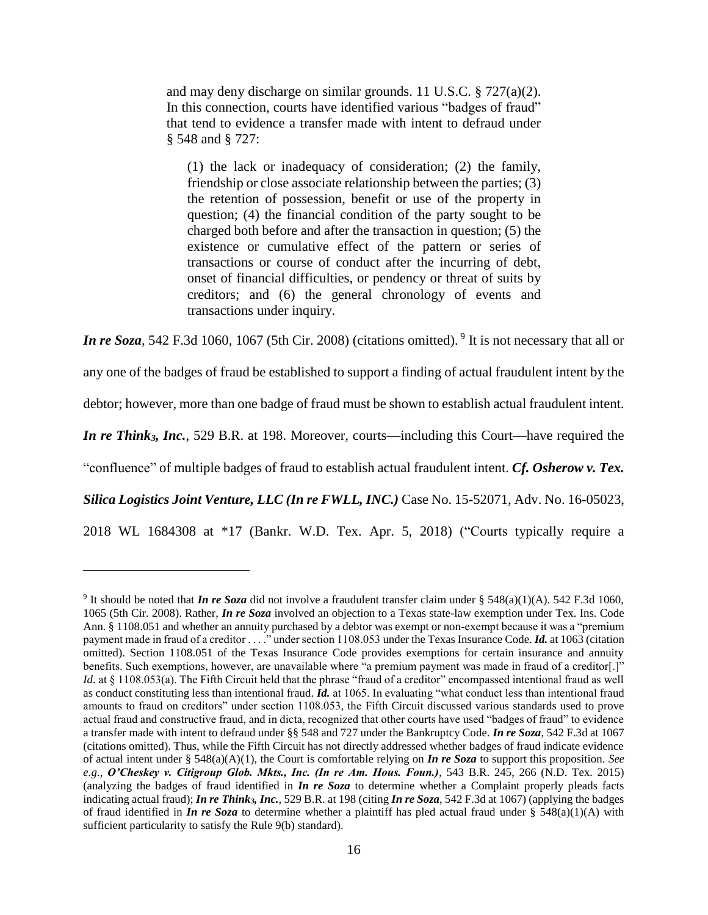> and may deny discharge on similar grounds. 11 U.S.C. § 727(a)(2). In this connection, courts have identified various "badges of fraud" that tend to evidence a transfer made with intent to defraud under § 548 and § 727:
>
> > (1) the lack or inadequacy of consideration; (2) the family, friendship or close associate relationship between the parties; (3) the retention of possession, benefit or use of the property in question; (4) the financial condition of the party sought to be charged both before and after the transaction in question; (5) the existence or cumulative effect of the pattern or series of transactions or course of conduct after the incurring of debt, onset of financial difficulties, or pendency or threat of suits by creditors; and (6) the general chronology of events and transactions under inquiry.

***In re Soza***, 542 F.3d 1060, 1067 (5th Cir. 2008) (citations omitted).[9] It is not necessary that all or any one of the badges of fraud be established to support a finding of actual fraudulent intent by the debtor; however, more than one badge of fraud must be shown to establish actual fraudulent intent. ***In re Think$_3$, Inc.***, 529 B.R. at 198. Moreover, courts—including this Court—have required the "confluence" of multiple badges of fraud to establish actual fraudulent intent. ***Cf. Osherow v. Tex. Silica Logistics Joint Venture, LLC (In re FWLL, INC.)*** Case No. 15-52071, Adv. No. 16-05023, 2018 WL 1684308 at *17 (Bankr. W.D. Tex. Apr. 5, 2018) ("Courts typically require a

---

[9] It should be noted that ***In re Soza*** did not involve a fraudulent transfer claim under § 548(a)(1)(A). 542 F.3d 1060, 1065 (5th Cir. 2008). Rather, ***In re Soza*** involved an objection to a Texas state-law exemption under Tex. Ins. Code Ann. § 1108.051 and whether an annuity purchased by a debtor was exempt or non-exempt because it was a "premium payment made in fraud of a creditor . . . ." under section 1108.053 under the Texas Insurance Code. ***Id.*** at 1063 (citation omitted). Section 1108.051 of the Texas Insurance Code provides exemptions for certain insurance and annuity benefits. Such exemptions, however, are unavailable where "a premium payment was made in fraud of a creditor[.]" *Id.* at § 1108.053(a). The Fifth Circuit held that the phrase "fraud of a creditor" encompassed intentional fraud as well as conduct constituting less than intentional fraud. ***Id.*** at 1065. In evaluating "what conduct less than intentional fraud amounts to fraud on creditors" under section 1108.053, the Fifth Circuit discussed various standards used to prove actual fraud and constructive fraud, and in dicta, recognized that other courts have used "badges of fraud" to evidence a transfer made with intent to defraud under §§ 548 and 727 under the Bankruptcy Code. ***In re Soza***, 542 F.3d at 1067 (citations omitted). Thus, while the Fifth Circuit has not directly addressed whether badges of fraud indicate evidence of actual intent under § 548(a)(A)(1), the Court is comfortable relying on ***In re Soza*** to support this proposition. *See e.g.*, ***O'Cheskey v. Citigroup Glob. Mkts., Inc. (In re Am. Hous. Foun.)***, 543 B.R. 245, 266 (N.D. Tex. 2015) (analyzing the badges of fraud identified in ***In re Soza*** to determine whether a Complaint properly pleads facts indicating actual fraud); ***In re Think$_3$, Inc.***, 529 B.R. at 198 (citing ***In re Soza***, 542 F.3d at 1067) (applying the badges of fraud identified in ***In re Soza*** to determine whether a plaintiff has pled actual fraud under § 548(a)(1)(A) with sufficient particularity to satisfy the Rule 9(b) standard).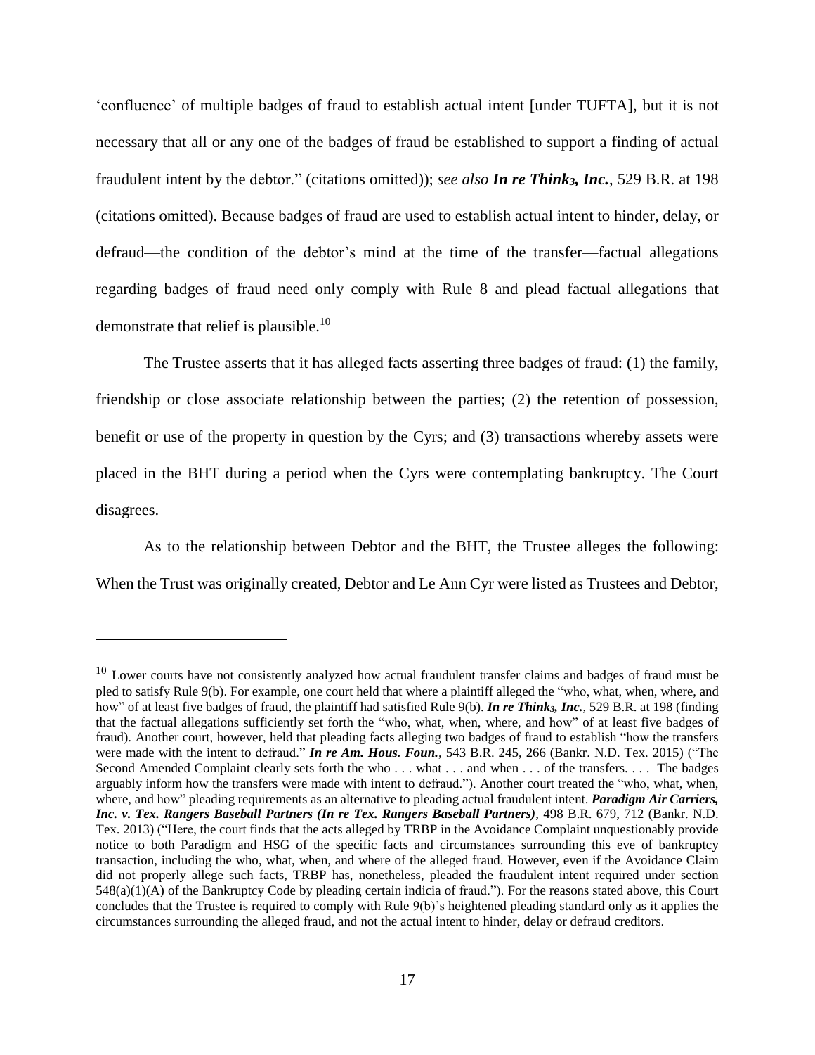'confluence' of multiple badges of fraud to establish actual intent [under TUFTA], but it is not necessary that all or any one of the badges of fraud be established to support a finding of actual fraudulent intent by the debtor." (citations omitted)); *see also* ***In re Think$_3$, Inc.***, 529 B.R. at 198 (citations omitted). Because badges of fraud are used to establish actual intent to hinder, delay, or defraud—the condition of the debtor's mind at the time of the transfer—factual allegations regarding badges of fraud need only comply with Rule 8 and plead factual allegations that demonstrate that relief is plausible.[10]

The Trustee asserts that it has alleged facts asserting three badges of fraud: (1) the family, friendship or close associate relationship between the parties; (2) the retention of possession, benefit or use of the property in question by the Cyrs; and (3) transactions whereby assets were placed in the BHT during a period when the Cyrs were contemplating bankruptcy. The Court disagrees.

As to the relationship between Debtor and the BHT, the Trustee alleges the following: When the Trust was originally created, Debtor and Le Ann Cyr were listed as Trustees and Debtor,

---

[10] Lower courts have not consistently analyzed how actual fraudulent transfer claims and badges of fraud must be pled to satisfy Rule 9(b). For example, one court held that where a plaintiff alleged the "who, what, when, where, and how" of at least five badges of fraud, the plaintiff had satisfied Rule 9(b). ***In re Think$_3$, Inc.***, 529 B.R. at 198 (finding that the factual allegations sufficiently set forth the "who, what, when, where, and how" of at least five badges of fraud). Another court, however, held that pleading facts alleging two badges of fraud to establish "how the transfers were made with the intent to defraud." ***In re Am. Hous. Foun.***, 543 B.R. 245, 266 (Bankr. N.D. Tex. 2015) ("The Second Amended Complaint clearly sets forth the who . . . what . . . and when . . . of the transfers. . . . The badges arguably inform how the transfers were made with intent to defraud."). Another court treated the "who, what, when, where, and how" pleading requirements as an alternative to pleading actual fraudulent intent. ***Paradigm Air Carriers, Inc. v. Tex. Rangers Baseball Partners (In re Tex. Rangers Baseball Partners)***, 498 B.R. 679, 712 (Bankr. N.D. Tex. 2013) ("Here, the court finds that the acts alleged by TRBP in the Avoidance Complaint unquestionably provide notice to both Paradigm and HSG of the specific facts and circumstances surrounding this eve of bankruptcy transaction, including the who, what, when, and where of the alleged fraud. However, even if the Avoidance Claim did not properly allege such facts, TRBP has, nonetheless, pleaded the fraudulent intent required under section 548(a)(1)(A) of the Bankruptcy Code by pleading certain indicia of fraud."). For the reasons stated above, this Court concludes that the Trustee is required to comply with Rule 9(b)'s heightened pleading standard only as it applies the circumstances surrounding the alleged fraud, and not the actual intent to hinder, delay or defraud creditors.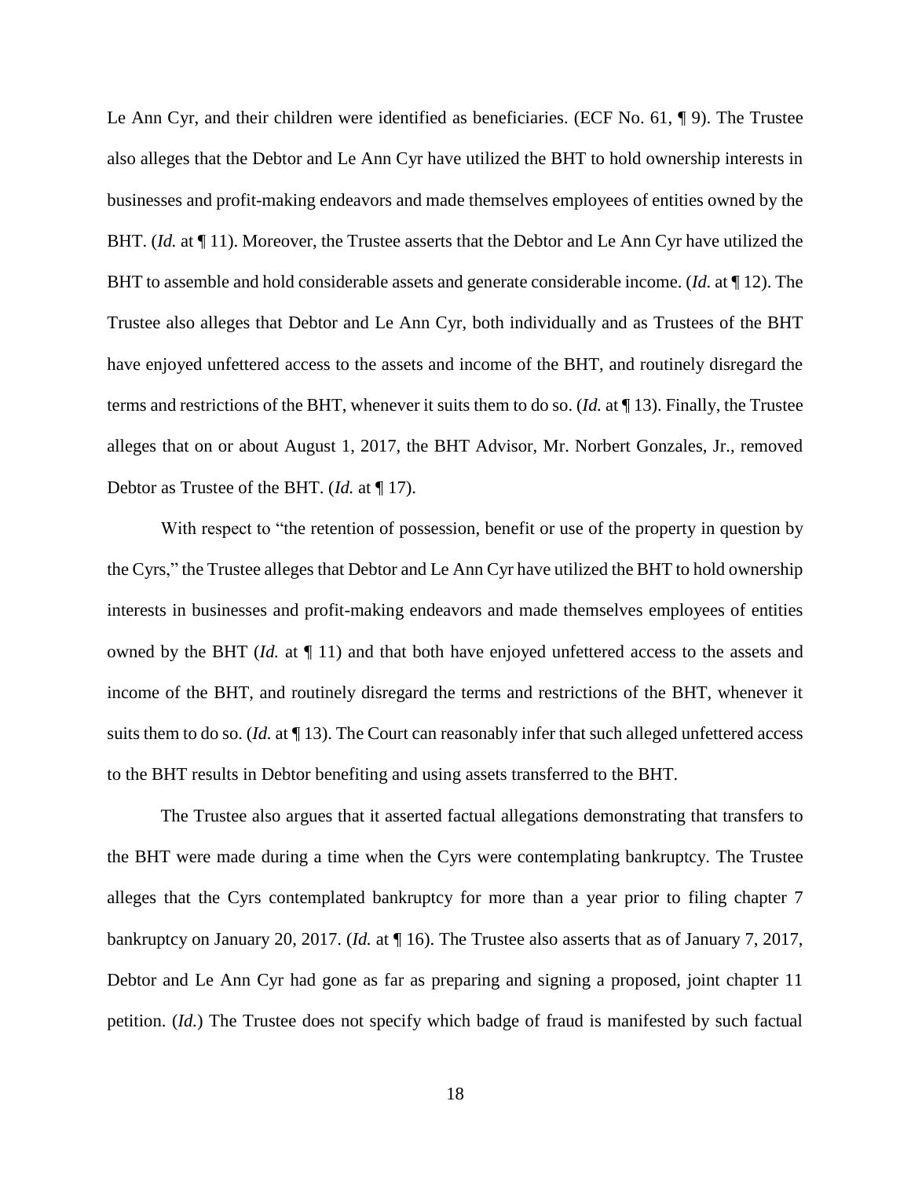Le Ann Cyr, and their children were identified as beneficiaries. (ECF No. 61, ¶ 9). The Trustee also alleges that the Debtor and Le Ann Cyr have utilized the BHT to hold ownership interests in businesses and profit-making endeavors and made themselves employees of entities owned by the BHT. (*Id.* at ¶ 11). Moreover, the Trustee asserts that the Debtor and Le Ann Cyr have utilized the BHT to assemble and hold considerable assets and generate considerable income. (*Id.* at ¶ 12). The Trustee also alleges that Debtor and Le Ann Cyr, both individually and as Trustees of the BHT have enjoyed unfettered access to the assets and income of the BHT, and routinely disregard the terms and restrictions of the BHT, whenever it suits them to do so. (*Id.* at ¶ 13). Finally, the Trustee alleges that on or about August 1, 2017, the BHT Advisor, Mr. Norbert Gonzales, Jr., removed Debtor as Trustee of the BHT. (*Id.* at ¶ 17).

With respect to "the retention of possession, benefit or use of the property in question by the Cyrs," the Trustee alleges that Debtor and Le Ann Cyr have utilized the BHT to hold ownership interests in businesses and profit-making endeavors and made themselves employees of entities owned by the BHT (*Id.* at ¶ 11) and that both have enjoyed unfettered access to the assets and income of the BHT, and routinely disregard the terms and restrictions of the BHT, whenever it suits them to do so. (*Id.* at ¶ 13). The Court can reasonably infer that such alleged unfettered access to the BHT results in Debtor benefiting and using assets transferred to the BHT.

The Trustee also argues that it asserted factual allegations demonstrating that transfers to the BHT were made during a time when the Cyrs were contemplating bankruptcy. The Trustee alleges that the Cyrs contemplated bankruptcy for more than a year prior to filing chapter 7 bankruptcy on January 20, 2017. (*Id.* at ¶ 16). The Trustee also asserts that as of January 7, 2017, Debtor and Le Ann Cyr had gone as far as preparing and signing a proposed, joint chapter 11 petition. (*Id.*) The Trustee does not specify which badge of fraud is manifested by such factual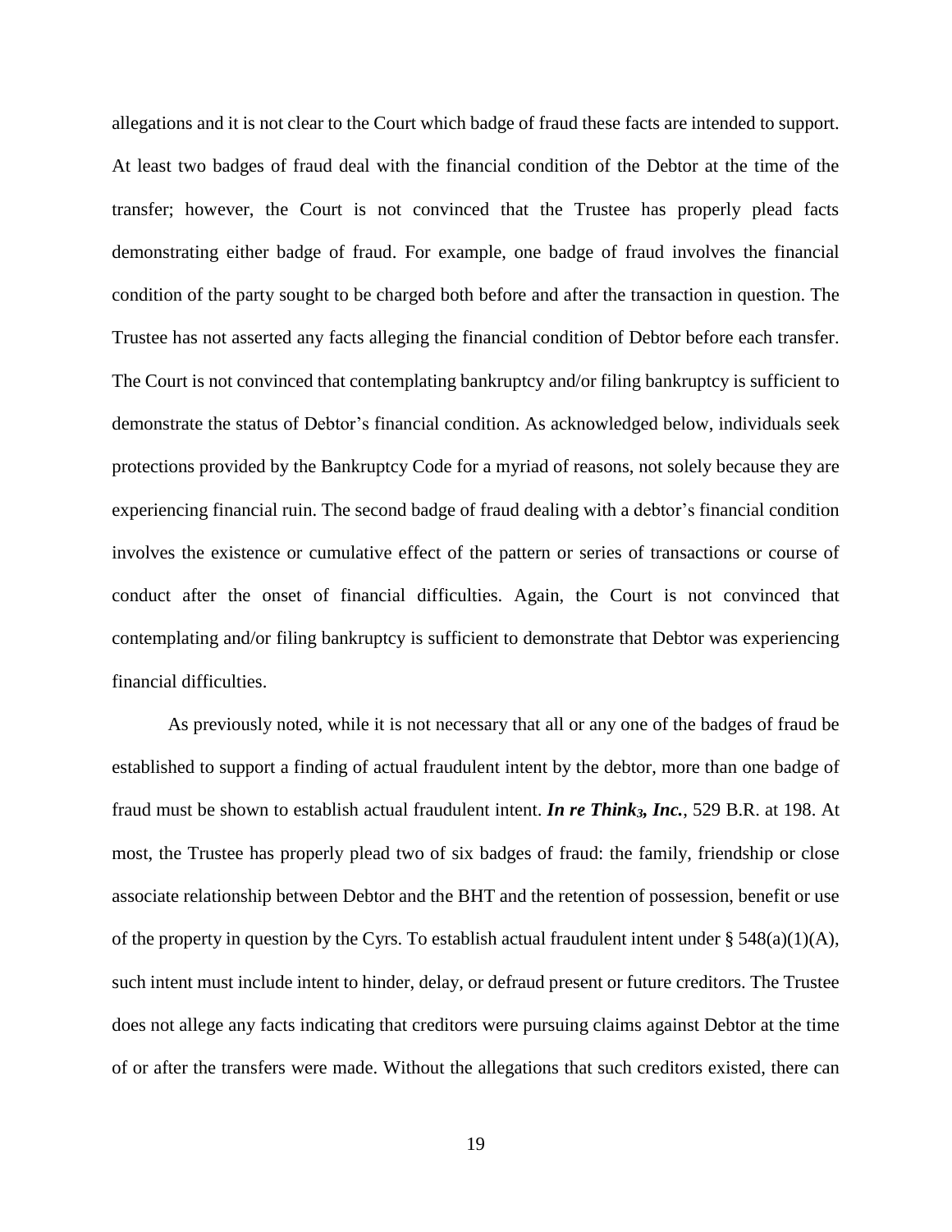allegations and it is not clear to the Court which badge of fraud these facts are intended to support. At least two badges of fraud deal with the financial condition of the Debtor at the time of the transfer; however, the Court is not convinced that the Trustee has properly plead facts demonstrating either badge of fraud. For example, one badge of fraud involves the financial condition of the party sought to be charged both before and after the transaction in question. The Trustee has not asserted any facts alleging the financial condition of Debtor before each transfer. The Court is not convinced that contemplating bankruptcy and/or filing bankruptcy is sufficient to demonstrate the status of Debtor's financial condition. As acknowledged below, individuals seek protections provided by the Bankruptcy Code for a myriad of reasons, not solely because they are experiencing financial ruin. The second badge of fraud dealing with a debtor's financial condition involves the existence or cumulative effect of the pattern or series of transactions or course of conduct after the onset of financial difficulties. Again, the Court is not convinced that contemplating and/or filing bankruptcy is sufficient to demonstrate that Debtor was experiencing financial difficulties.

As previously noted, while it is not necessary that all or any one of the badges of fraud be established to support a finding of actual fraudulent intent by the debtor, more than one badge of fraud must be shown to establish actual fraudulent intent. ***In re Think$_3$, Inc.***, 529 B.R. at 198. At most, the Trustee has properly plead two of six badges of fraud: the family, friendship or close associate relationship between Debtor and the BHT and the retention of possession, benefit or use of the property in question by the Cyrs. To establish actual fraudulent intent under § 548(a)(1)(A), such intent must include intent to hinder, delay, or defraud present or future creditors. The Trustee does not allege any facts indicating that creditors were pursuing claims against Debtor at the time of or after the transfers were made. Without the allegations that such creditors existed, there can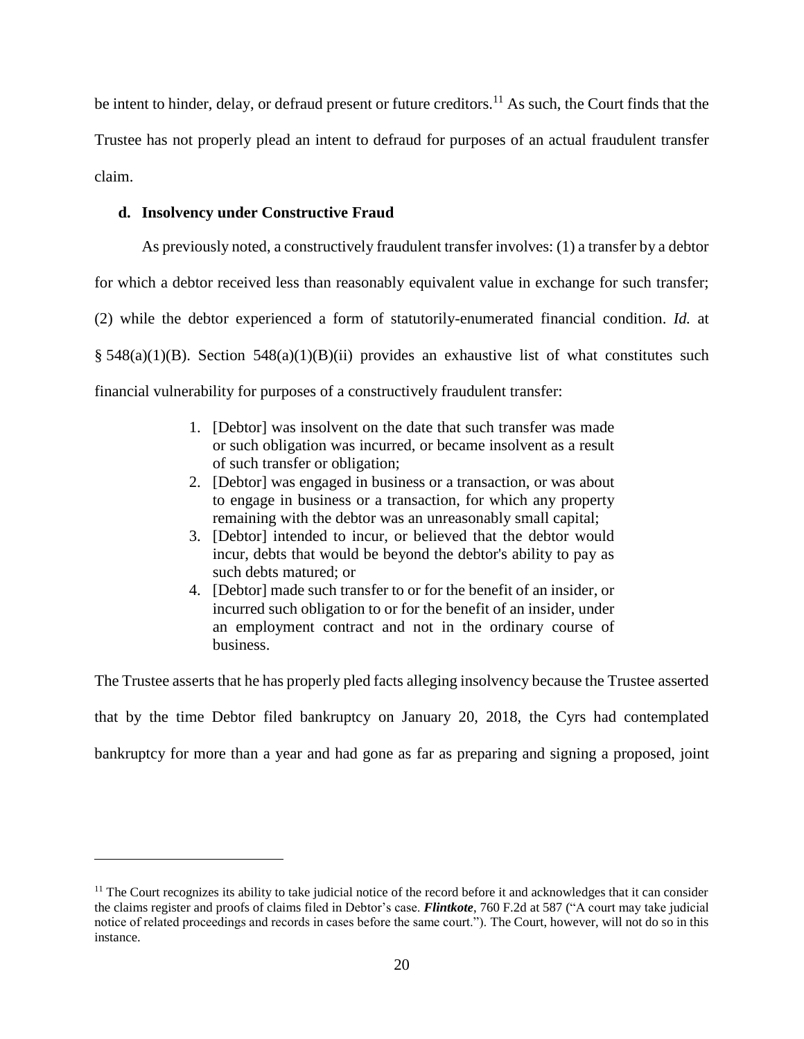be intent to hinder, delay, or defraud present or future creditors.[11] As such, the Court finds that the Trustee has not properly plead an intent to defraud for purposes of an actual fraudulent transfer claim.

**d. Insolvency under Constructive Fraud**

As previously noted, a constructively fraudulent transfer involves: (1) a transfer by a debtor for which a debtor received less than reasonably equivalent value in exchange for such transfer; (2) while the debtor experienced a form of statutorily-enumerated financial condition. *Id.* at § 548(a)(1)(B). Section 548(a)(1)(B)(ii) provides an exhaustive list of what constitutes such financial vulnerability for purposes of a constructively fraudulent transfer:

> 1. [Debtor] was insolvent on the date that such transfer was made or such obligation was incurred, or became insolvent as a result of such transfer or obligation;
> 2. [Debtor] was engaged in business or a transaction, or was about to engage in business or a transaction, for which any property remaining with the debtor was an unreasonably small capital;
> 3. [Debtor] intended to incur, or believed that the debtor would incur, debts that would be beyond the debtor's ability to pay as such debts matured; or
> 4. [Debtor] made such transfer to or for the benefit of an insider, or incurred such obligation to or for the benefit of an insider, under an employment contract and not in the ordinary course of business.

The Trustee asserts that he has properly pled facts alleging insolvency because the Trustee asserted that by the time Debtor filed bankruptcy on January 20, 2018, the Cyrs had contemplated bankruptcy for more than a year and had gone as far as preparing and signing a proposed, joint

---

[11] The Court recognizes its ability to take judicial notice of the record before it and acknowledges that it can consider the claims register and proofs of claims filed in Debtor's case. ***Flintkote***, 760 F.2d at 587 ("A court may take judicial notice of related proceedings and records in cases before the same court."). The Court, however, will not do so in this instance.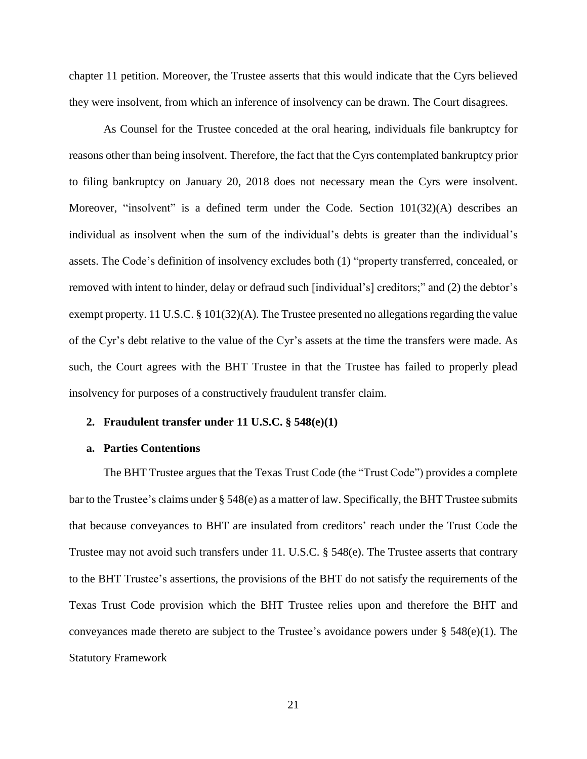chapter 11 petition. Moreover, the Trustee asserts that this would indicate that the Cyrs believed they were insolvent, from which an inference of insolvency can be drawn. The Court disagrees.

As Counsel for the Trustee conceded at the oral hearing, individuals file bankruptcy for reasons other than being insolvent. Therefore, the fact that the Cyrs contemplated bankruptcy prior to filing bankruptcy on January 20, 2018 does not necessary mean the Cyrs were insolvent. Moreover, "insolvent" is a defined term under the Code. Section 101(32)(A) describes an individual as insolvent when the sum of the individual's debts is greater than the individual's assets. The Code's definition of insolvency excludes both (1) "property transferred, concealed, or removed with intent to hinder, delay or defraud such [individual's] creditors;" and (2) the debtor's exempt property. 11 U.S.C. § 101(32)(A). The Trustee presented no allegations regarding the value of the Cyr's debt relative to the value of the Cyr's assets at the time the transfers were made. As such, the Court agrees with the BHT Trustee in that the Trustee has failed to properly plead insolvency for purposes of a constructively fraudulent transfer claim.

**2. Fraudulent transfer under 11 U.S.C. § 548(e)(1)**

**a. Parties Contentions**

The BHT Trustee argues that the Texas Trust Code (the "Trust Code") provides a complete bar to the Trustee's claims under § 548(e) as a matter of law. Specifically, the BHT Trustee submits that because conveyances to BHT are insulated from creditors' reach under the Trust Code the Trustee may not avoid such transfers under 11. U.S.C. § 548(e). The Trustee asserts that contrary to the BHT Trustee's assertions, the provisions of the BHT do not satisfy the requirements of the Texas Trust Code provision which the BHT Trustee relies upon and therefore the BHT and conveyances made thereto are subject to the Trustee's avoidance powers under § 548(e)(1). The Statutory Framework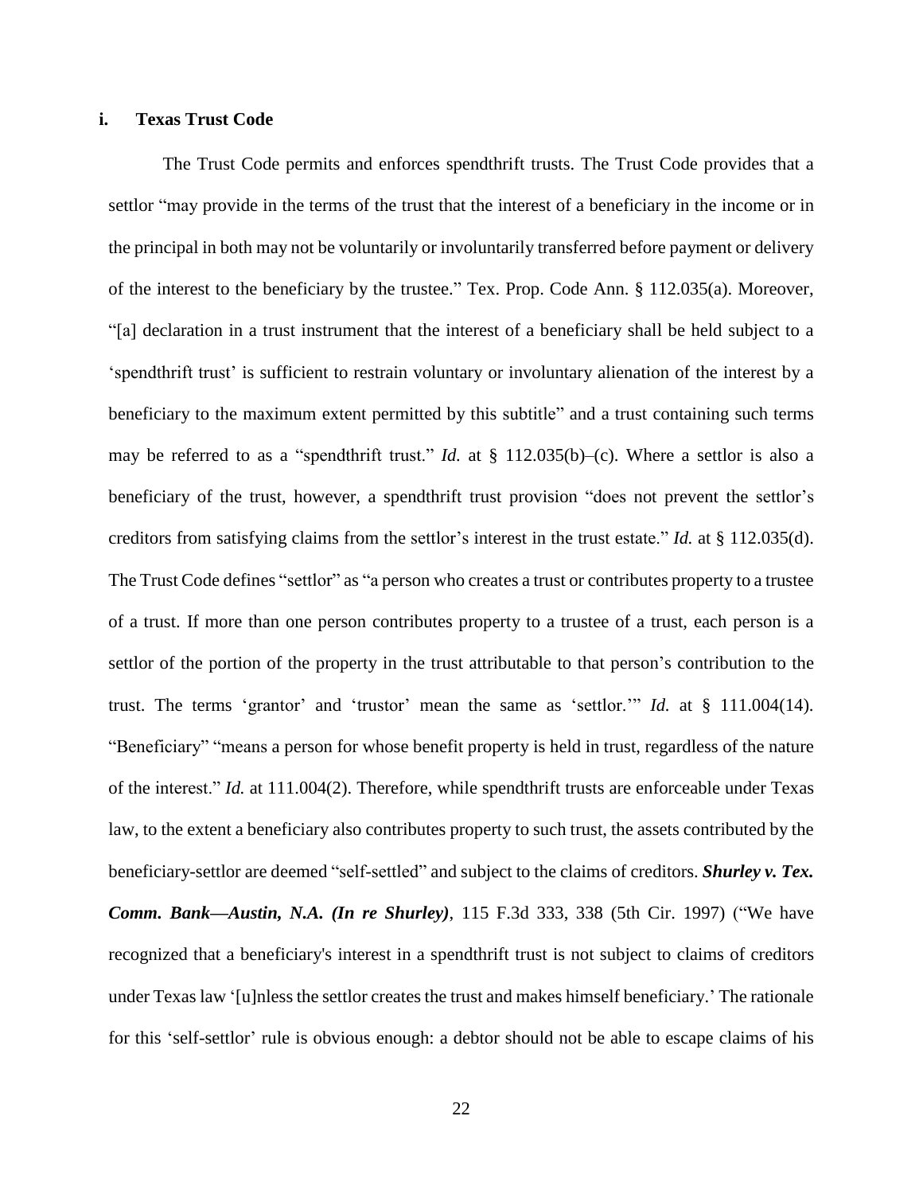### i. Texas Trust Code

The Trust Code permits and enforces spendthrift trusts. The Trust Code provides that a settlor "may provide in the terms of the trust that the interest of a beneficiary in the income or in the principal in both may not be voluntarily or involuntarily transferred before payment or delivery of the interest to the beneficiary by the trustee." Tex. Prop. Code Ann. § 112.035(a). Moreover, "[a] declaration in a trust instrument that the interest of a beneficiary shall be held subject to a 'spendthrift trust' is sufficient to restrain voluntary or involuntary alienation of the interest by a beneficiary to the maximum extent permitted by this subtitle" and a trust containing such terms may be referred to as a "spendthrift trust." *Id.* at § 112.035(b)–(c). Where a settlor is also a beneficiary of the trust, however, a spendthrift trust provision "does not prevent the settlor's creditors from satisfying claims from the settlor's interest in the trust estate." *Id.* at § 112.035(d). The Trust Code defines "settlor" as "a person who creates a trust or contributes property to a trustee of a trust. If more than one person contributes property to a trustee of a trust, each person is a settlor of the portion of the property in the trust attributable to that person's contribution to the trust. The terms 'grantor' and 'trustor' mean the same as 'settlor.'" *Id.* at § 111.004(14). "Beneficiary" "means a person for whose benefit property is held in trust, regardless of the nature of the interest." *Id.* at 111.004(2). Therefore, while spendthrift trusts are enforceable under Texas law, to the extent a beneficiary also contributes property to such trust, the assets contributed by the beneficiary-settlor are deemed "self-settled" and subject to the claims of creditors. ***Shurley v. Tex. Comm. Bank—Austin, N.A. (In re Shurley)***, 115 F.3d 333, 338 (5th Cir. 1997) ("We have recognized that a beneficiary's interest in a spendthrift trust is not subject to claims of creditors under Texas law '[u]nless the settlor creates the trust and makes himself beneficiary.' The rationale for this 'self-settlor' rule is obvious enough: a debtor should not be able to escape claims of his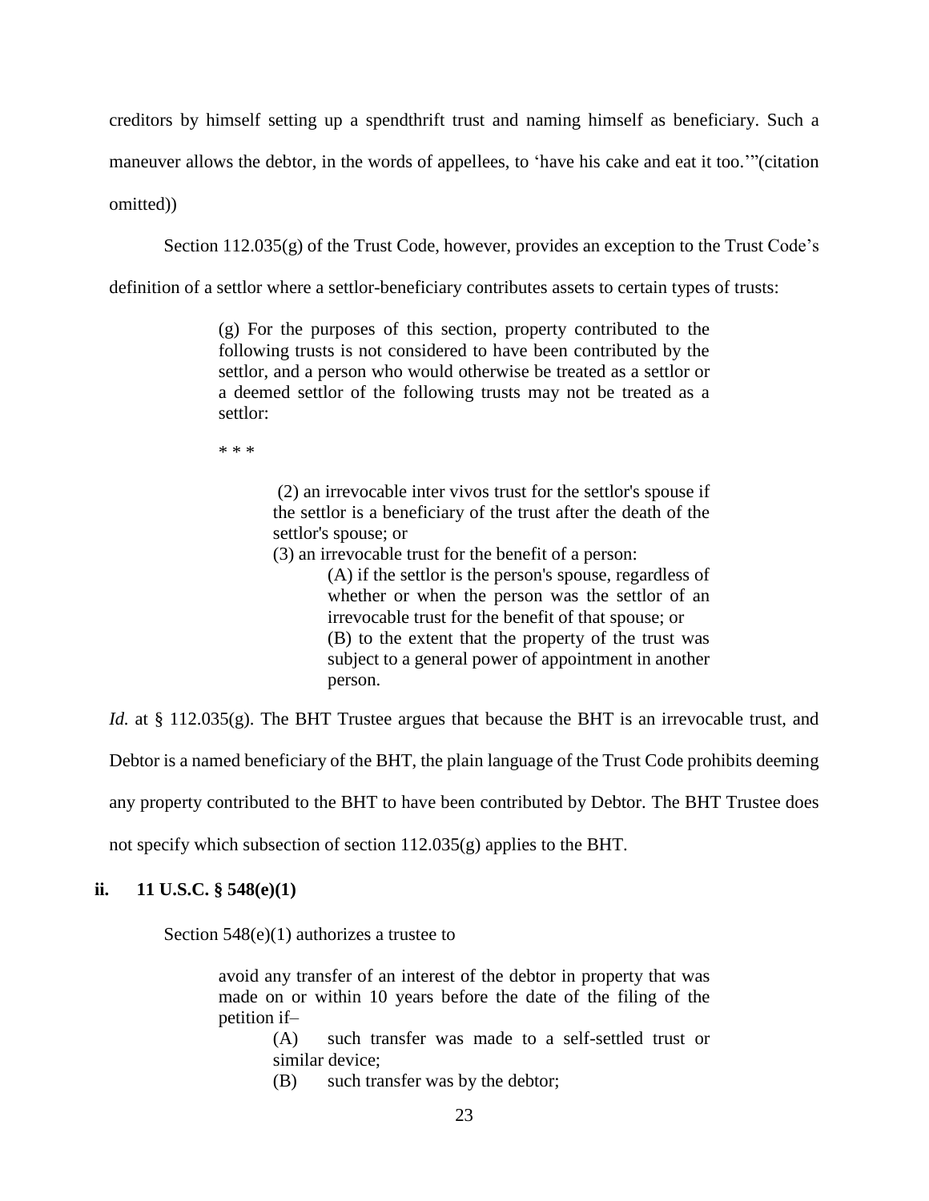creditors by himself setting up a spendthrift trust and naming himself as beneficiary. Such a maneuver allows the debtor, in the words of appellees, to 'have his cake and eat it too.'"(citation omitted))

Section 112.035(g) of the Trust Code, however, provides an exception to the Trust Code's definition of a settlor where a settlor-beneficiary contributes assets to certain types of trusts:

> (g) For the purposes of this section, property contributed to the following trusts is not considered to have been contributed by the settlor, and a person who would otherwise be treated as a settlor or a deemed settlor of the following trusts may not be treated as a settlor:
>
> * * *
>
> > (2) an irrevocable inter vivos trust for the settlor's spouse if the settlor is a beneficiary of the trust after the death of the settlor's spouse; or
> >
> > (3) an irrevocable trust for the benefit of a person:
> >
> > > (A) if the settlor is the person's spouse, regardless of whether or when the person was the settlor of an irrevocable trust for the benefit of that spouse; or
> > >
> > > (B) to the extent that the property of the trust was subject to a general power of appointment in another person.

*Id.* at § 112.035(g). The BHT Trustee argues that because the BHT is an irrevocable trust, and Debtor is a named beneficiary of the BHT, the plain language of the Trust Code prohibits deeming any property contributed to the BHT to have been contributed by Debtor. The BHT Trustee does not specify which subsection of section 112.035(g) applies to the BHT.

### ii. 11 U.S.C. § 548(e)(1)

Section 548(e)(1) authorizes a trustee to

> avoid any transfer of an interest of the debtor in property that was made on or within 10 years before the date of the filing of the petition if–
>
> > (A) such transfer was made to a self-settled trust or similar device;
> >
> > (B) such transfer was by the debtor;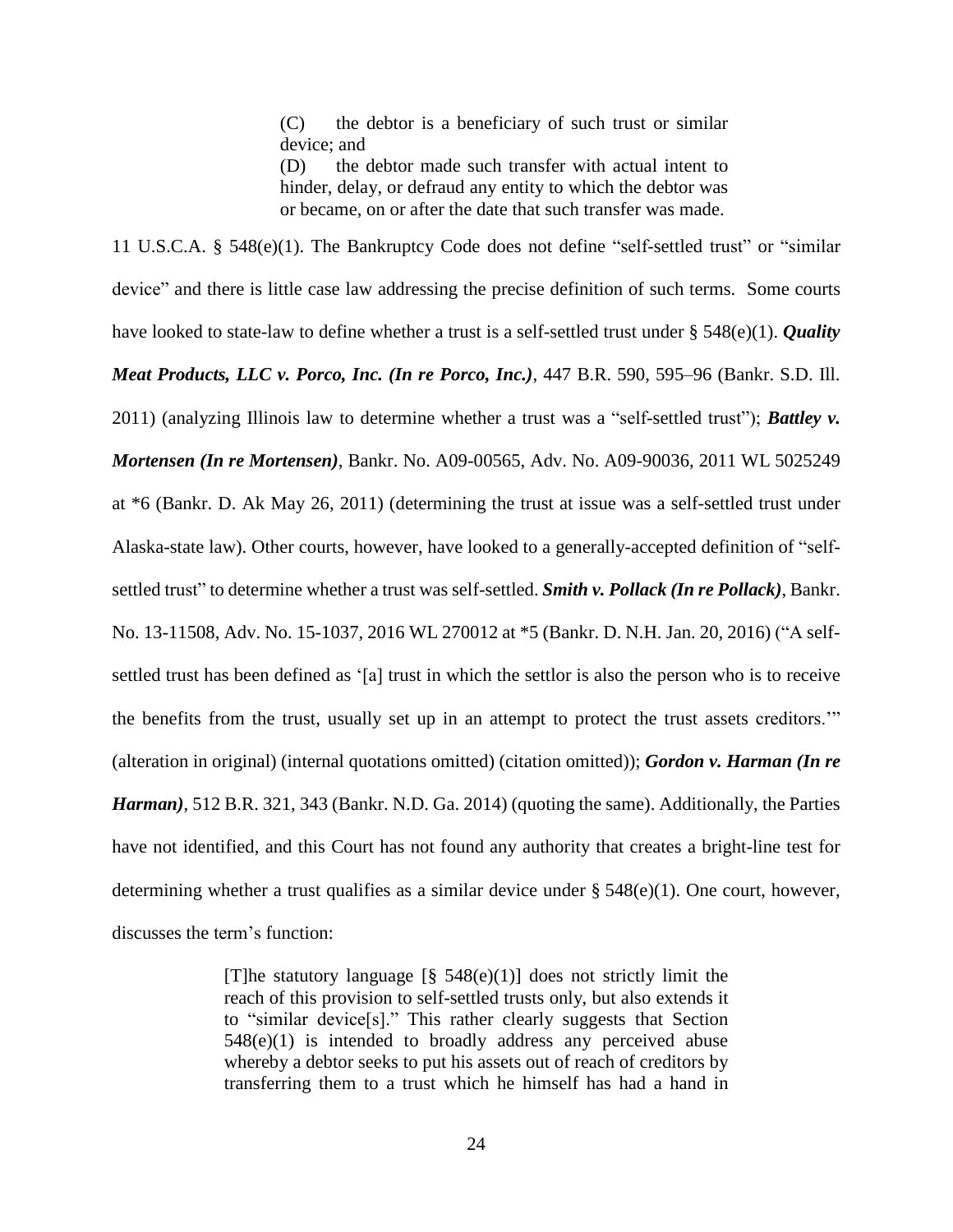> (C) the debtor is a beneficiary of such trust or similar device; and
> (D) the debtor made such transfer with actual intent to hinder, delay, or defraud any entity to which the debtor was or became, on or after the date that such transfer was made.

11 U.S.C.A. § 548(e)(1). The Bankruptcy Code does not define "self-settled trust" or "similar device" and there is little case law addressing the precise definition of such terms. Some courts have looked to state-law to define whether a trust is a self-settled trust under § 548(e)(1). ***Quality Meat Products, LLC v. Porco, Inc. (In re Porco, Inc.)***, 447 B.R. 590, 595–96 (Bankr. S.D. Ill. 2011) (analyzing Illinois law to determine whether a trust was a "self-settled trust"); ***Battley v. Mortensen (In re Mortensen)***, Bankr. No. A09-00565, Adv. No. A09-90036, 2011 WL 5025249 at *6 (Bankr. D. Ak May 26, 2011) (determining the trust at issue was a self-settled trust under Alaska-state law). Other courts, however, have looked to a generally-accepted definition of "self-settled trust" to determine whether a trust was self-settled. ***Smith v. Pollack (In re Pollack)***, Bankr. No. 13-11508, Adv. No. 15-1037, 2016 WL 270012 at *5 (Bankr. D. N.H. Jan. 20, 2016) ("A self-settled trust has been defined as '[a] trust in which the settlor is also the person who is to receive the benefits from the trust, usually set up in an attempt to protect the trust assets creditors.'" (alteration in original) (internal quotations omitted) (citation omitted)); ***Gordon v. Harman (In re Harman)***, 512 B.R. 321, 343 (Bankr. N.D. Ga. 2014) (quoting the same). Additionally, the Parties have not identified, and this Court has not found any authority that creates a bright-line test for determining whether a trust qualifies as a similar device under § 548(e)(1). One court, however, discusses the term's function:

> [T]he statutory language [§ 548(e)(1)] does not strictly limit the reach of this provision to self-settled trusts only, but also extends it to "similar device[s]." This rather clearly suggests that Section 548(e)(1) is intended to broadly address any perceived abuse whereby a debtor seeks to put his assets out of reach of creditors by transferring them to a trust which he himself has had a hand in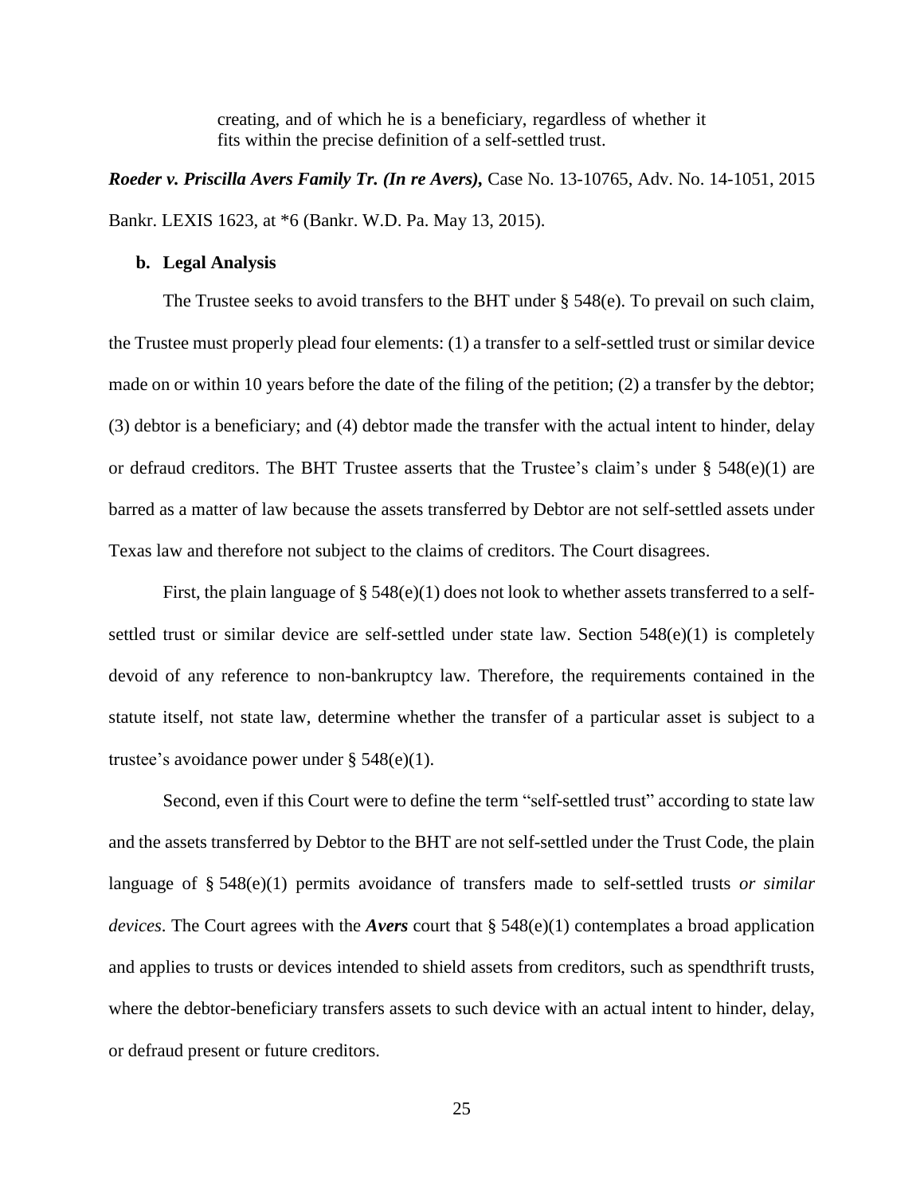> creating, and of which he is a beneficiary, regardless of whether it fits within the precise definition of a self-settled trust.

***Roeder v. Priscilla Avers Family Tr. (In re Avers),*** Case No. 13-10765, Adv. No. 14-1051, 2015 Bankr. LEXIS 1623, at *6 (Bankr. W.D. Pa. May 13, 2015).

**b. Legal Analysis**

The Trustee seeks to avoid transfers to the BHT under § 548(e). To prevail on such claim, the Trustee must properly plead four elements: (1) a transfer to a self-settled trust or similar device made on or within 10 years before the date of the filing of the petition; (2) a transfer by the debtor; (3) debtor is a beneficiary; and (4) debtor made the transfer with the actual intent to hinder, delay or defraud creditors. The BHT Trustee asserts that the Trustee's claim's under § 548(e)(1) are barred as a matter of law because the assets transferred by Debtor are not self-settled assets under Texas law and therefore not subject to the claims of creditors. The Court disagrees.

First, the plain language of § 548(e)(1) does not look to whether assets transferred to a self-settled trust or similar device are self-settled under state law. Section 548(e)(1) is completely devoid of any reference to non-bankruptcy law. Therefore, the requirements contained in the statute itself, not state law, determine whether the transfer of a particular asset is subject to a trustee's avoidance power under § 548(e)(1).

Second, even if this Court were to define the term "self-settled trust" according to state law and the assets transferred by Debtor to the BHT are not self-settled under the Trust Code, the plain language of § 548(e)(1) permits avoidance of transfers made to self-settled trusts *or similar devices*. The Court agrees with the ***Avers*** court that § 548(e)(1) contemplates a broad application and applies to trusts or devices intended to shield assets from creditors, such as spendthrift trusts, where the debtor-beneficiary transfers assets to such device with an actual intent to hinder, delay, or defraud present or future creditors.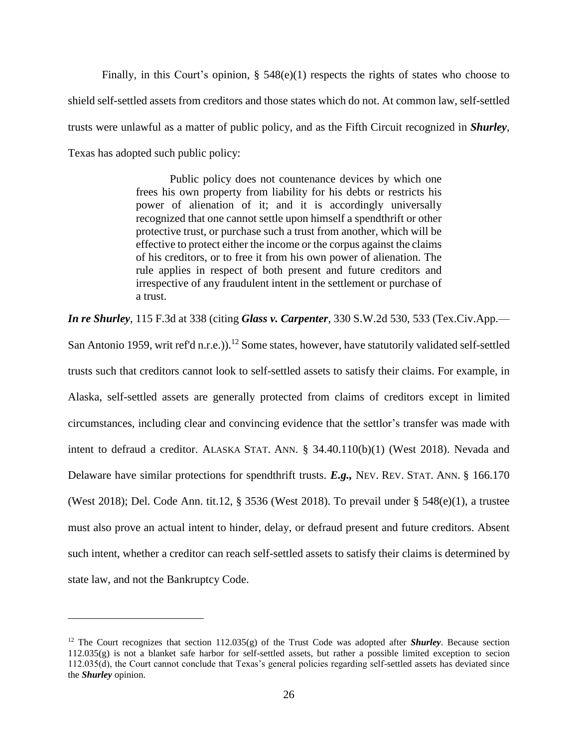Finally, in this Court's opinion, § 548(e)(1) respects the rights of states who choose to shield self-settled assets from creditors and those states which do not. At common law, self-settled trusts were unlawful as a matter of public policy, and as the Fifth Circuit recognized in ***Shurley***, Texas has adopted such public policy:

> Public policy does not countenance devices by which one frees his own property from liability for his debts or restricts his power of alienation of it; and it is accordingly universally recognized that one cannot settle upon himself a spendthrift or other protective trust, or purchase such a trust from another, which will be effective to protect either the income or the corpus against the claims of his creditors, or to free it from his own power of alienation. The rule applies in respect of both present and future creditors and irrespective of any fraudulent intent in the settlement or purchase of a trust.

***In re Shurley***, 115 F.3d at 338 (citing ***Glass v. Carpenter***, 330 S.W.2d 530, 533 (Tex.Civ.App.—San Antonio 1959, writ ref'd n.r.e.)).[12] Some states, however, have statutorily validated self-settled trusts such that creditors cannot look to self-settled assets to satisfy their claims. For example, in Alaska, self-settled assets are generally protected from claims of creditors except in limited circumstances, including clear and convincing evidence that the settlor's transfer was made with intent to defraud a creditor. ALASKA STAT. ANN. § 34.40.110(b)(1) (West 2018). Nevada and Delaware have similar protections for spendthrift trusts. ***E.g.,*** NEV. REV. STAT. ANN. § 166.170 (West 2018); Del. Code Ann. tit.12, § 3536 (West 2018). To prevail under § 548(e)(1), a trustee must also prove an actual intent to hinder, delay, or defraud present and future creditors. Absent such intent, whether a creditor can reach self-settled assets to satisfy their claims is determined by state law, and not the Bankruptcy Code.

---

[12] The Court recognizes that section 112.035(g) of the Trust Code was adopted after ***Shurley***. Because section 112.035(g) is not a blanket safe harbor for self-settled assets, but rather a possible limited exception to secion 112.035(d), the Court cannot conclude that Texas's general policies regarding self-settled assets has deviated since the ***Shurley*** opinion.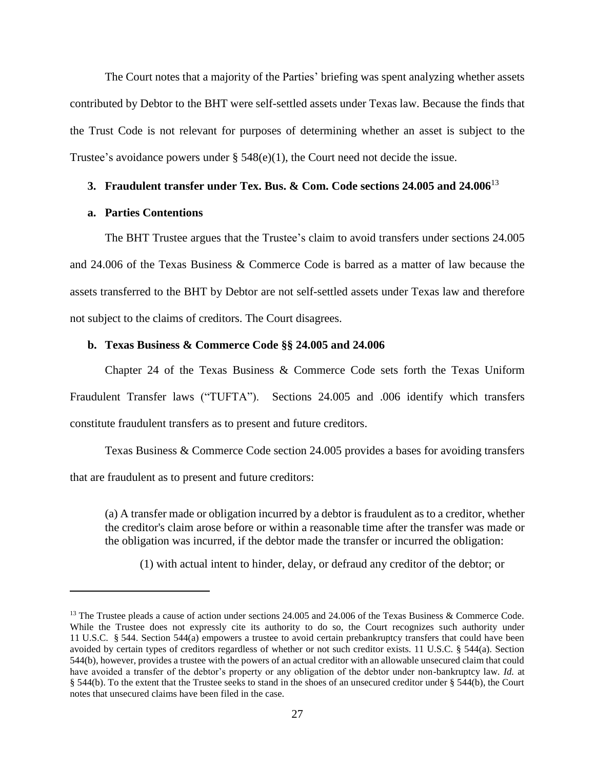The Court notes that a majority of the Parties' briefing was spent analyzing whether assets contributed by Debtor to the BHT were self-settled assets under Texas law. Because the finds that the Trust Code is not relevant for purposes of determining whether an asset is subject to the Trustee's avoidance powers under § 548(e)(1), the Court need not decide the issue.

### 3. Fraudulent transfer under Tex. Bus. & Com. Code sections 24.005 and 24.006[13]

#### a. Parties Contentions

The BHT Trustee argues that the Trustee's claim to avoid transfers under sections 24.005 and 24.006 of the Texas Business & Commerce Code is barred as a matter of law because the assets transferred to the BHT by Debtor are not self-settled assets under Texas law and therefore not subject to the claims of creditors. The Court disagrees.

#### b. Texas Business & Commerce Code §§ 24.005 and 24.006

Chapter 24 of the Texas Business & Commerce Code sets forth the Texas Uniform Fraudulent Transfer laws ("TUFTA"). Sections 24.005 and .006 identify which transfers constitute fraudulent transfers as to present and future creditors.

Texas Business & Commerce Code section 24.005 provides a bases for avoiding transfers that are fraudulent as to present and future creditors:

> (a) A transfer made or obligation incurred by a debtor is fraudulent as to a creditor, whether the creditor's claim arose before or within a reasonable time after the transfer was made or the obligation was incurred, if the debtor made the transfer or incurred the obligation:
>
> (1) with actual intent to hinder, delay, or defraud any creditor of the debtor; or

---

[13] The Trustee pleads a cause of action under sections 24.005 and 24.006 of the Texas Business & Commerce Code. While the Trustee does not expressly cite its authority to do so, the Court recognizes such authority under 11 U.S.C. § 544. Section 544(a) empowers a trustee to avoid certain prebankruptcy transfers that could have been avoided by certain types of creditors regardless of whether or not such creditor exists. 11 U.S.C. § 544(a). Section 544(b), however, provides a trustee with the powers of an actual creditor with an allowable unsecured claim that could have avoided a transfer of the debtor's property or any obligation of the debtor under non-bankruptcy law. *Id.* at § 544(b). To the extent that the Trustee seeks to stand in the shoes of an unsecured creditor under § 544(b), the Court notes that unsecured claims have been filed in the case.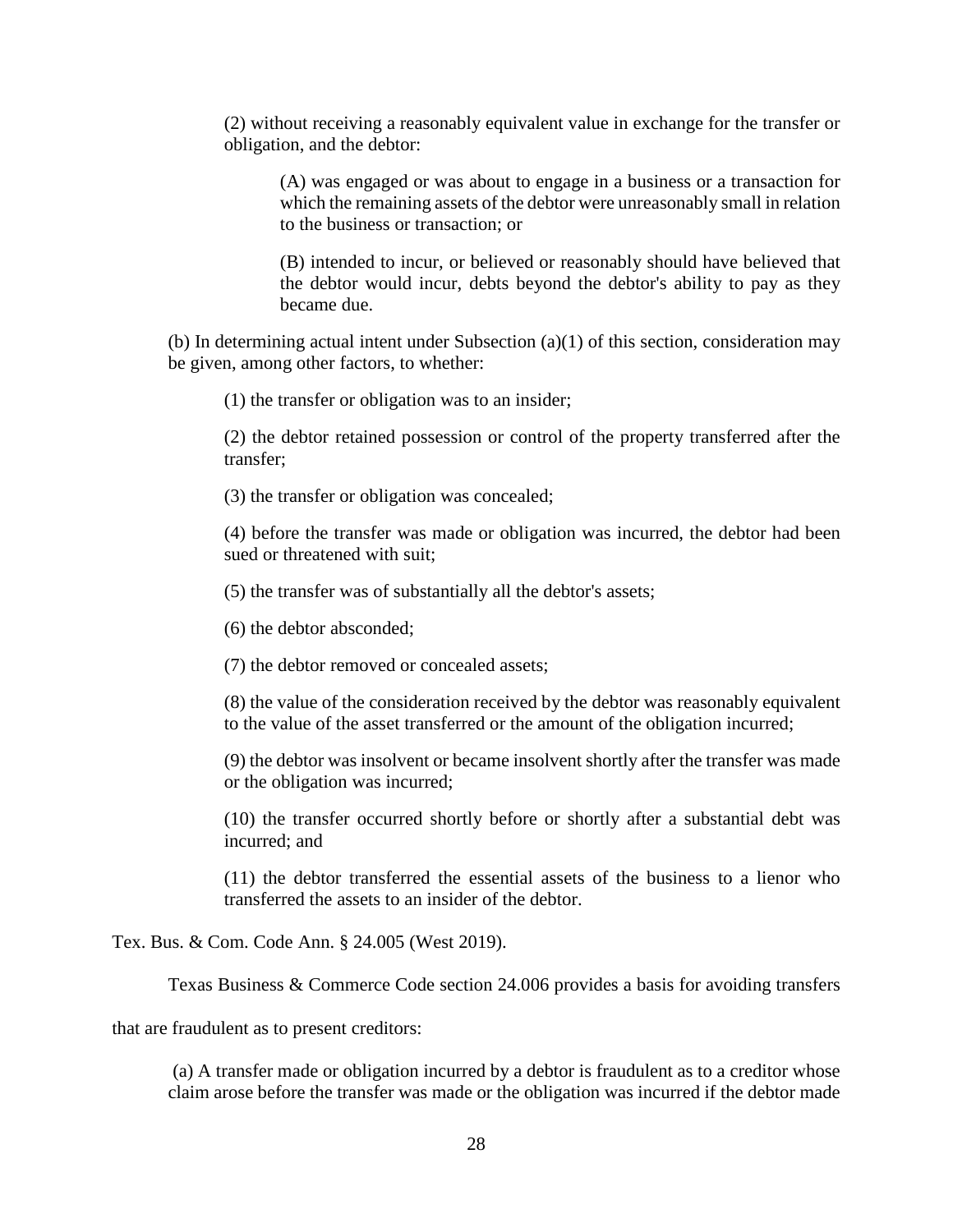(2) without receiving a reasonably equivalent value in exchange for the transfer or obligation, and the debtor:

> (A) was engaged or was about to engage in a business or a transaction for which the remaining assets of the debtor were unreasonably small in relation to the business or transaction; or
>
> (B) intended to incur, or believed or reasonably should have believed that the debtor would incur, debts beyond the debtor's ability to pay as they became due.

(b) In determining actual intent under Subsection (a)(1) of this section, consideration may be given, among other factors, to whether:

> (1) the transfer or obligation was to an insider;
>
> (2) the debtor retained possession or control of the property transferred after the transfer;
>
> (3) the transfer or obligation was concealed;
>
> (4) before the transfer was made or obligation was incurred, the debtor had been sued or threatened with suit;
>
> (5) the transfer was of substantially all the debtor's assets;
>
> (6) the debtor absconded;
>
> (7) the debtor removed or concealed assets;
>
> (8) the value of the consideration received by the debtor was reasonably equivalent to the value of the asset transferred or the amount of the obligation incurred;
>
> (9) the debtor was insolvent or became insolvent shortly after the transfer was made or the obligation was incurred;
>
> (10) the transfer occurred shortly before or shortly after a substantial debt was incurred; and
>
> (11) the debtor transferred the essential assets of the business to a lienor who transferred the assets to an insider of the debtor.

Tex. Bus. & Com. Code Ann. § 24.005 (West 2019).

Texas Business & Commerce Code section 24.006 provides a basis for avoiding transfers that are fraudulent as to present creditors:

> (a) A transfer made or obligation incurred by a debtor is fraudulent as to a creditor whose claim arose before the transfer was made or the obligation was incurred if the debtor made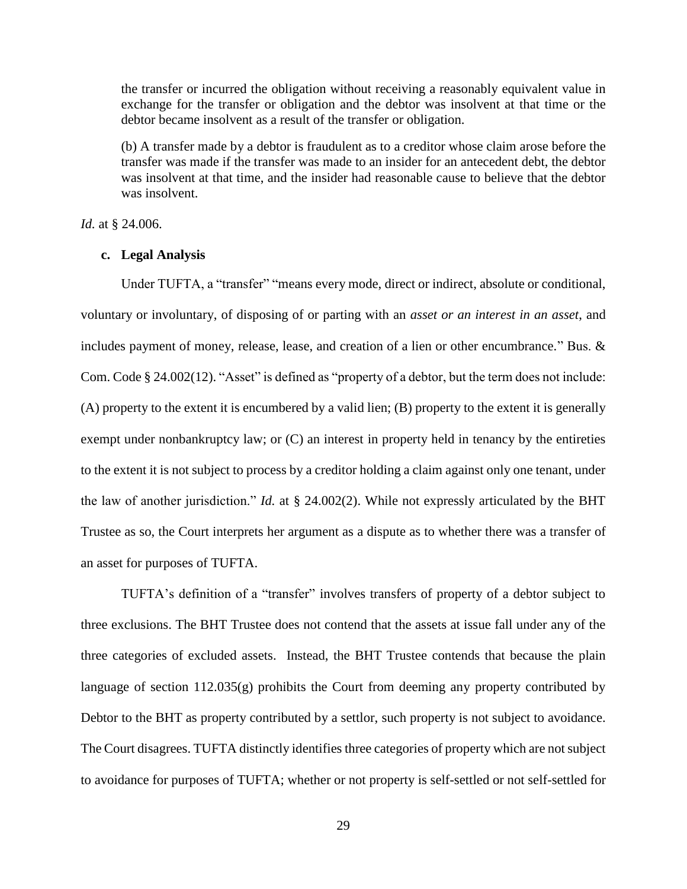the transfer or incurred the obligation without receiving a reasonably equivalent value in exchange for the transfer or obligation and the debtor was insolvent at that time or the debtor became insolvent as a result of the transfer or obligation.

> (b) A transfer made by a debtor is fraudulent as to a creditor whose claim arose before the transfer was made if the transfer was made to an insider for an antecedent debt, the debtor was insolvent at that time, and the insider had reasonable cause to believe that the debtor was insolvent.

*Id.* at § 24.006.

**c. Legal Analysis**

Under TUFTA, a "transfer" "means every mode, direct or indirect, absolute or conditional, voluntary or involuntary, of disposing of or parting with an *asset or an interest in an asset*, and includes payment of money, release, lease, and creation of a lien or other encumbrance." Bus. & Com. Code § 24.002(12). "Asset" is defined as "property of a debtor, but the term does not include: (A) property to the extent it is encumbered by a valid lien; (B) property to the extent it is generally exempt under nonbankruptcy law; or (C) an interest in property held in tenancy by the entireties to the extent it is not subject to process by a creditor holding a claim against only one tenant, under the law of another jurisdiction." *Id.* at § 24.002(2). While not expressly articulated by the BHT Trustee as so, the Court interprets her argument as a dispute as to whether there was a transfer of an asset for purposes of TUFTA.

TUFTA's definition of a "transfer" involves transfers of property of a debtor subject to three exclusions. The BHT Trustee does not contend that the assets at issue fall under any of the three categories of excluded assets. Instead, the BHT Trustee contends that because the plain language of section 112.035(g) prohibits the Court from deeming any property contributed by Debtor to the BHT as property contributed by a settlor, such property is not subject to avoidance. The Court disagrees. TUFTA distinctly identifies three categories of property which are not subject to avoidance for purposes of TUFTA; whether or not property is self-settled or not self-settled for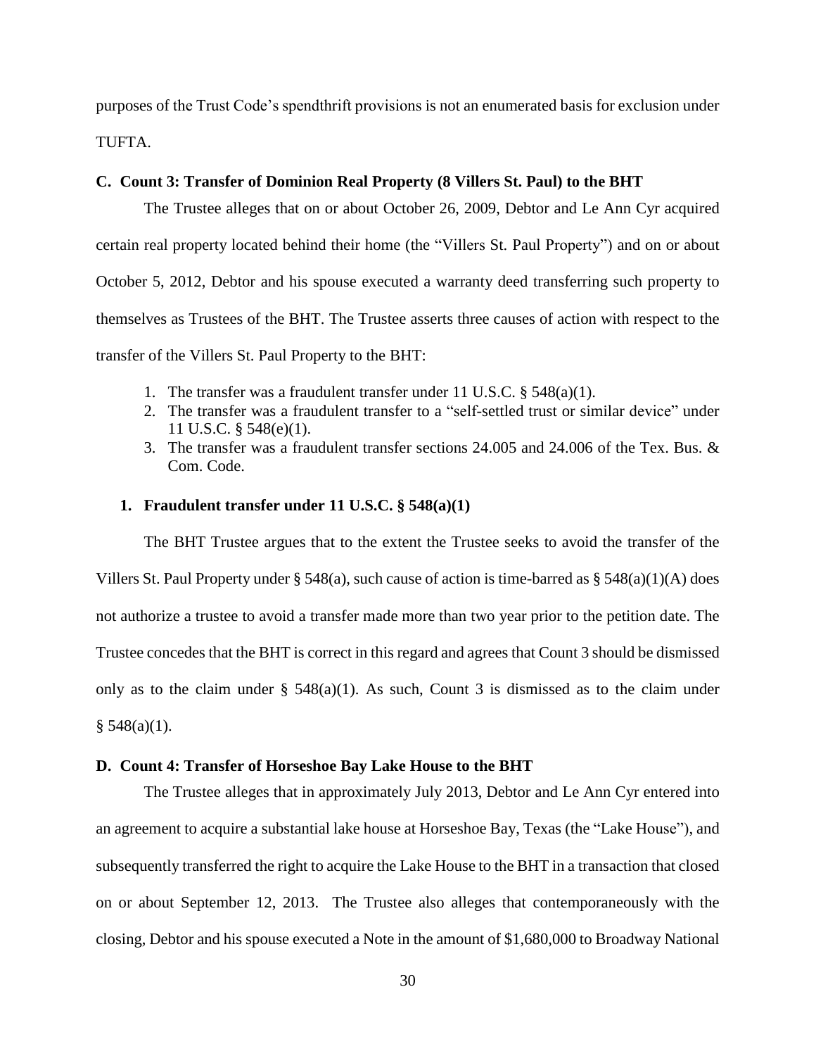purposes of the Trust Code's spendthrift provisions is not an enumerated basis for exclusion under TUFTA.

### C. Count 3: Transfer of Dominion Real Property (8 Villers St. Paul) to the BHT

The Trustee alleges that on or about October 26, 2009, Debtor and Le Ann Cyr acquired certain real property located behind their home (the "Villers St. Paul Property") and on or about October 5, 2012, Debtor and his spouse executed a warranty deed transferring such property to themselves as Trustees of the BHT. The Trustee asserts three causes of action with respect to the transfer of the Villers St. Paul Property to the BHT:

1. The transfer was a fraudulent transfer under 11 U.S.C. § 548(a)(1).
2. The transfer was a fraudulent transfer to a "self-settled trust or similar device" under 11 U.S.C. § 548(e)(1).
3. The transfer was a fraudulent transfer sections 24.005 and 24.006 of the Tex. Bus. & Com. Code.

#### 1. Fraudulent transfer under 11 U.S.C. § 548(a)(1)

The BHT Trustee argues that to the extent the Trustee seeks to avoid the transfer of the Villers St. Paul Property under § 548(a), such cause of action is time-barred as § 548(a)(1)(A) does not authorize a trustee to avoid a transfer made more than two year prior to the petition date. The Trustee concedes that the BHT is correct in this regard and agrees that Count 3 should be dismissed only as to the claim under § 548(a)(1). As such, Count 3 is dismissed as to the claim under § 548(a)(1).

### D. Count 4: Transfer of Horseshoe Bay Lake House to the BHT

The Trustee alleges that in approximately July 2013, Debtor and Le Ann Cyr entered into an agreement to acquire a substantial lake house at Horseshoe Bay, Texas (the "Lake House"), and subsequently transferred the right to acquire the Lake House to the BHT in a transaction that closed on or about September 12, 2013. The Trustee also alleges that contemporaneously with the closing, Debtor and his spouse executed a Note in the amount of $1,680,000 to Broadway National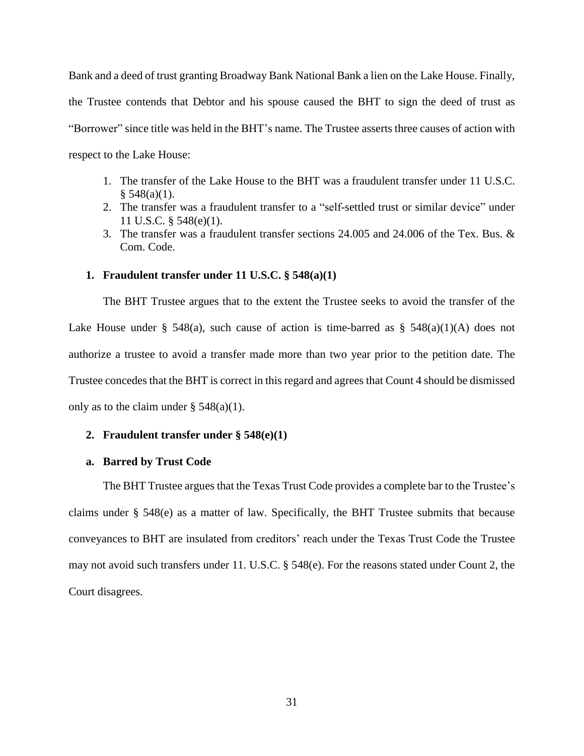Bank and a deed of trust granting Broadway Bank National Bank a lien on the Lake House. Finally, the Trustee contends that Debtor and his spouse caused the BHT to sign the deed of trust as "Borrower" since title was held in the BHT's name. The Trustee asserts three causes of action with respect to the Lake House:

1. The transfer of the Lake House to the BHT was a fraudulent transfer under 11 U.S.C. § 548(a)(1).
2. The transfer was a fraudulent transfer to a "self-settled trust or similar device" under 11 U.S.C. § 548(e)(1).
3. The transfer was a fraudulent transfer sections 24.005 and 24.006 of the Tex. Bus. & Com. Code.

### 1. Fraudulent transfer under 11 U.S.C. § 548(a)(1)

The BHT Trustee argues that to the extent the Trustee seeks to avoid the transfer of the Lake House under § 548(a), such cause of action is time-barred as § 548(a)(1)(A) does not authorize a trustee to avoid a transfer made more than two year prior to the petition date. The Trustee concedes that the BHT is correct in this regard and agrees that Count 4 should be dismissed only as to the claim under § 548(a)(1).

### 2. Fraudulent transfer under § 548(e)(1)

#### a. Barred by Trust Code

The BHT Trustee argues that the Texas Trust Code provides a complete bar to the Trustee's claims under § 548(e) as a matter of law. Specifically, the BHT Trustee submits that because conveyances to BHT are insulated from creditors' reach under the Texas Trust Code the Trustee may not avoid such transfers under 11. U.S.C. § 548(e). For the reasons stated under Count 2, the Court disagrees.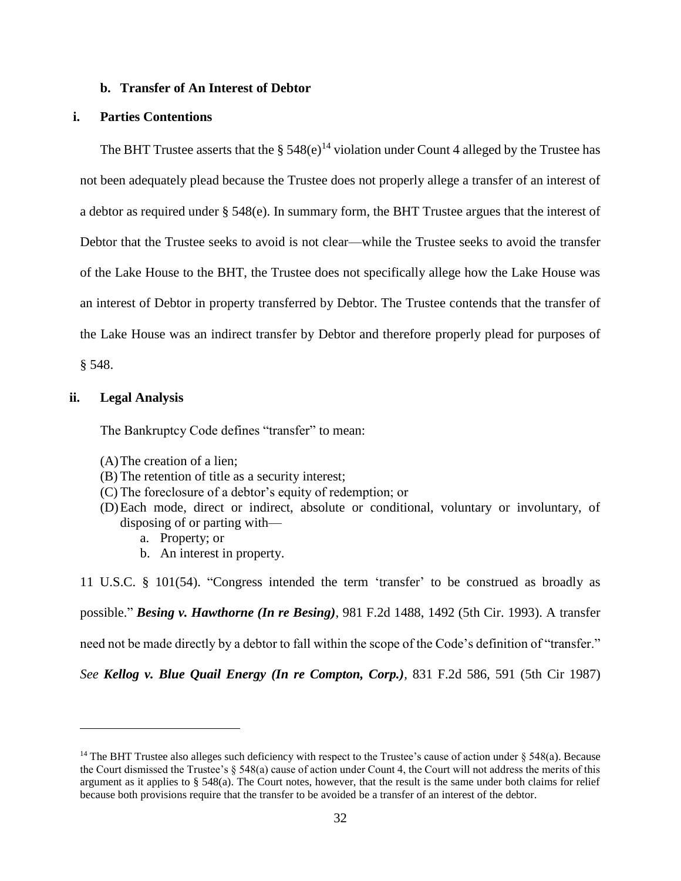### b. Transfer of An Interest of Debtor

#### i. Parties Contentions

The BHT Trustee asserts that the § 548(e)[14] violation under Count 4 alleged by the Trustee has not been adequately plead because the Trustee does not properly allege a transfer of an interest of a debtor as required under § 548(e). In summary form, the BHT Trustee argues that the interest of Debtor that the Trustee seeks to avoid is not clear—while the Trustee seeks to avoid the transfer of the Lake House to the BHT, the Trustee does not specifically allege how the Lake House was an interest of Debtor in property transferred by Debtor. The Trustee contends that the transfer of the Lake House was an indirect transfer by Debtor and therefore properly plead for purposes of § 548.

#### ii. Legal Analysis

The Bankruptcy Code defines "transfer" to mean:

(A) The creation of a lien;
(B) The retention of title as a security interest;
(C) The foreclosure of a debtor's equity of redemption; or
(D) Each mode, direct or indirect, absolute or conditional, voluntary or involuntary, of disposing of or parting with—
   a. Property; or
   b. An interest in property.

11 U.S.C. § 101(54). "Congress intended the term 'transfer' to be construed as broadly as possible." ***Besing v. Hawthorne (In re Besing)***, 981 F.2d 1488, 1492 (5th Cir. 1993). A transfer need not be made directly by a debtor to fall within the scope of the Code's definition of "transfer." *See* ***Kellog v. Blue Quail Energy (In re Compton, Corp.)***, 831 F.2d 586, 591 (5th Cir 1987)

---

[14] The BHT Trustee also alleges such deficiency with respect to the Trustee's cause of action under § 548(a). Because the Court dismissed the Trustee's § 548(a) cause of action under Count 4, the Court will not address the merits of this argument as it applies to § 548(a). The Court notes, however, that the result is the same under both claims for relief because both provisions require that the transfer to be avoided be a transfer of an interest of the debtor.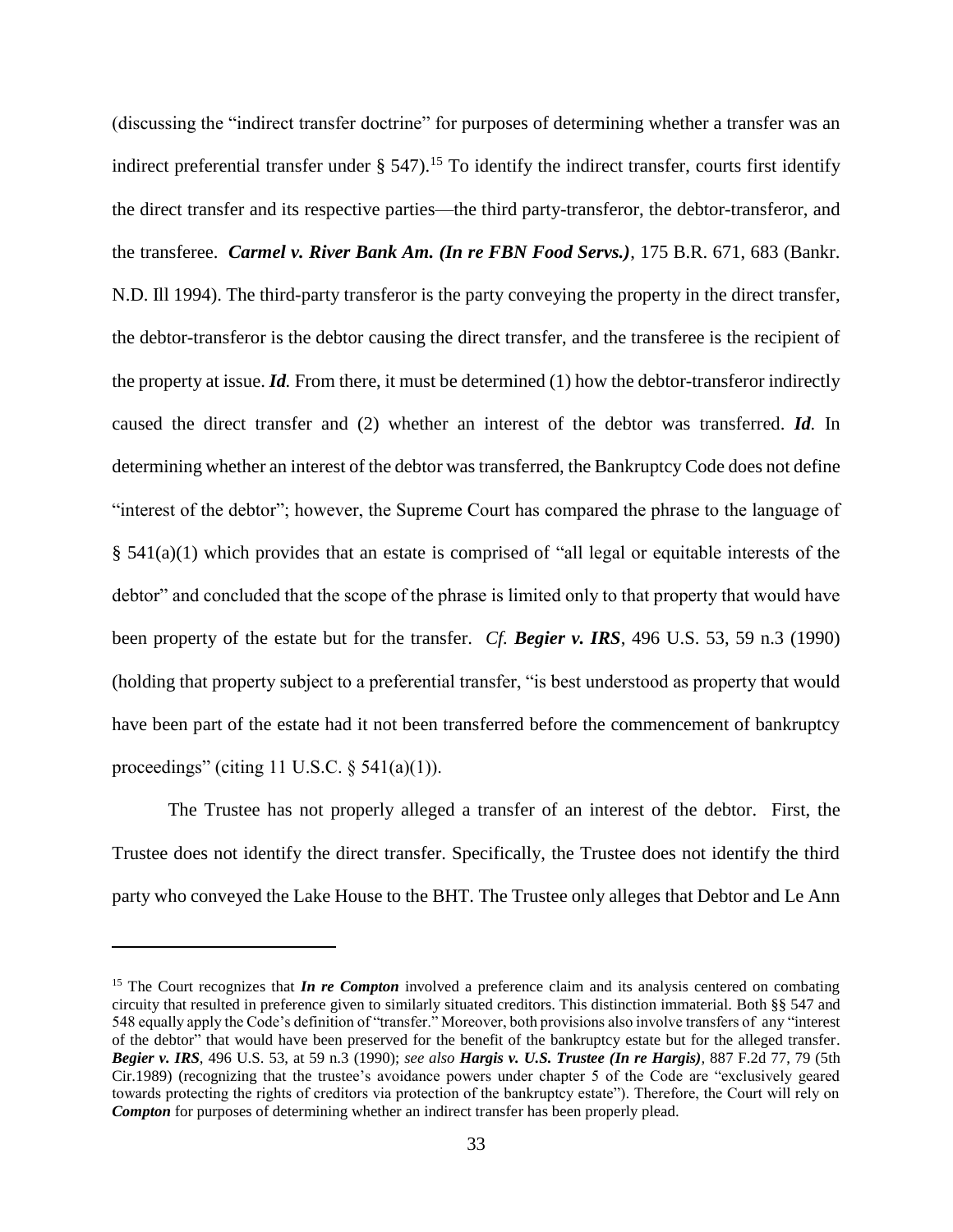(discussing the "indirect transfer doctrine" for purposes of determining whether a transfer was an indirect preferential transfer under § 547).[15] To identify the indirect transfer, courts first identify the direct transfer and its respective parties—the third party-transferor, the debtor-transferor, and the transferee. ***Carmel v. River Bank Am. (In re FBN Food Servs.)***, 175 B.R. 671, 683 (Bankr. N.D. Ill 1994). The third-party transferor is the party conveying the property in the direct transfer, the debtor-transferor is the debtor causing the direct transfer, and the transferee is the recipient of the property at issue. ***Id.*** From there, it must be determined (1) how the debtor-transferor indirectly caused the direct transfer and (2) whether an interest of the debtor was transferred. ***Id.*** In determining whether an interest of the debtor was transferred, the Bankruptcy Code does not define "interest of the debtor"; however, the Supreme Court has compared the phrase to the language of § 541(a)(1) which provides that an estate is comprised of "all legal or equitable interests of the debtor" and concluded that the scope of the phrase is limited only to that property that would have been property of the estate but for the transfer. *Cf.* ***Begier v. IRS***, 496 U.S. 53, 59 n.3 (1990) (holding that property subject to a preferential transfer, "is best understood as property that would have been part of the estate had it not been transferred before the commencement of bankruptcy proceedings" (citing 11 U.S.C. § 541(a)(1)).

The Trustee has not properly alleged a transfer of an interest of the debtor. First, the Trustee does not identify the direct transfer. Specifically, the Trustee does not identify the third party who conveyed the Lake House to the BHT. The Trustee only alleges that Debtor and Le Ann

---

[15] The Court recognizes that ***In re Compton*** involved a preference claim and its analysis centered on combating circuity that resulted in preference given to similarly situated creditors. This distinction immaterial. Both §§ 547 and 548 equally apply the Code's definition of "transfer." Moreover, both provisions also involve transfers of any "interest of the debtor" that would have been preserved for the benefit of the bankruptcy estate but for the alleged transfer. ***Begier v. IRS***, 496 U.S. 53, at 59 n.3 (1990); *see also* ***Hargis v. U.S. Trustee (In re Hargis)***, 887 F.2d 77, 79 (5th Cir.1989) (recognizing that the trustee's avoidance powers under chapter 5 of the Code are "exclusively geared towards protecting the rights of creditors via protection of the bankruptcy estate"). Therefore, the Court will rely on ***Compton*** for purposes of determining whether an indirect transfer has been properly plead.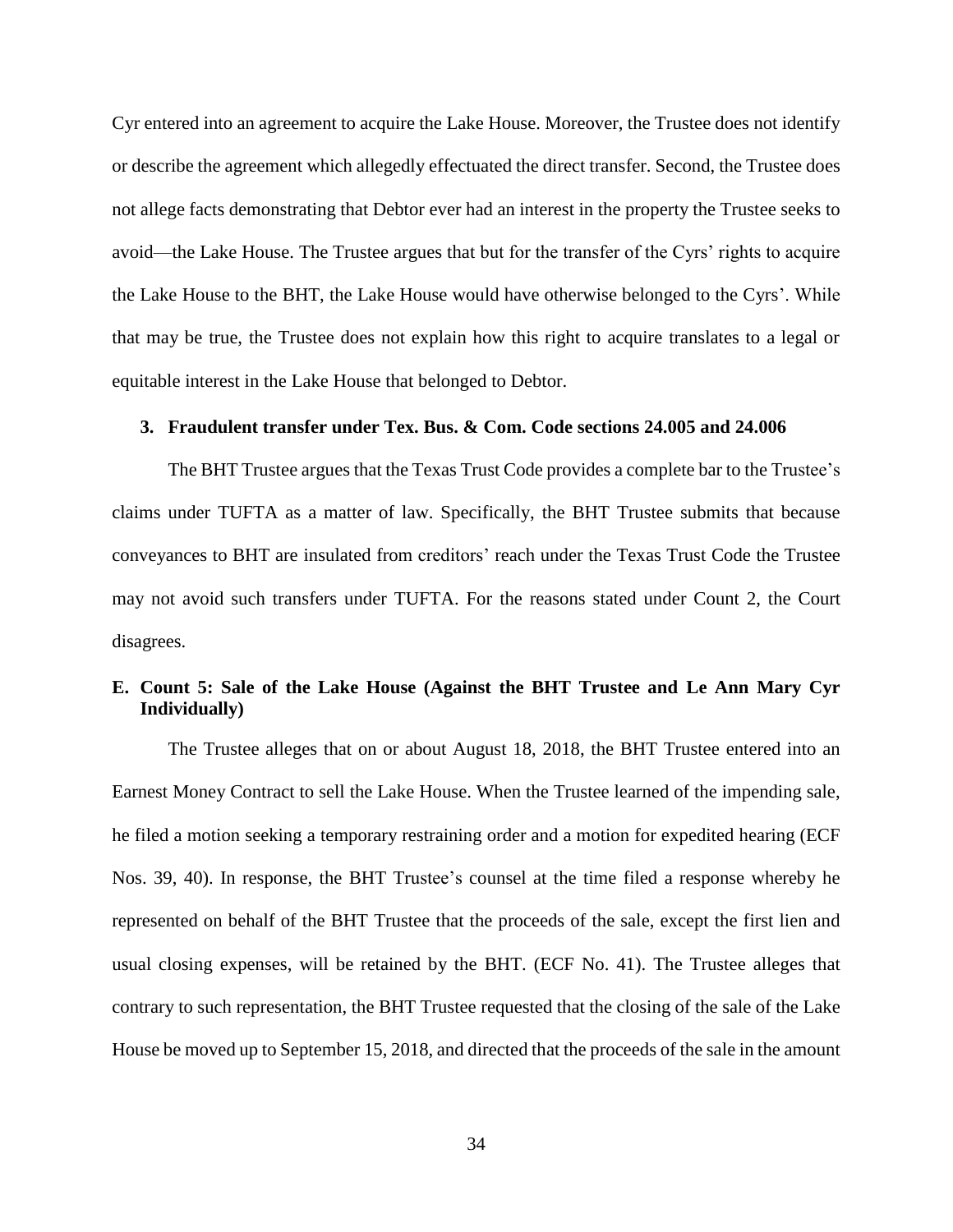Cyr entered into an agreement to acquire the Lake House. Moreover, the Trustee does not identify or describe the agreement which allegedly effectuated the direct transfer. Second, the Trustee does not allege facts demonstrating that Debtor ever had an interest in the property the Trustee seeks to avoid—the Lake House. The Trustee argues that but for the transfer of the Cyrs' rights to acquire the Lake House to the BHT, the Lake House would have otherwise belonged to the Cyrs'. While that may be true, the Trustee does not explain how this right to acquire translates to a legal or equitable interest in the Lake House that belonged to Debtor.

#### 3. Fraudulent transfer under Tex. Bus. & Com. Code sections 24.005 and 24.006

The BHT Trustee argues that the Texas Trust Code provides a complete bar to the Trustee's claims under TUFTA as a matter of law. Specifically, the BHT Trustee submits that because conveyances to BHT are insulated from creditors' reach under the Texas Trust Code the Trustee may not avoid such transfers under TUFTA. For the reasons stated under Count 2, the Court disagrees.

### E. Count 5: Sale of the Lake House (Against the BHT Trustee and Le Ann Mary Cyr Individually)

The Trustee alleges that on or about August 18, 2018, the BHT Trustee entered into an Earnest Money Contract to sell the Lake House. When the Trustee learned of the impending sale, he filed a motion seeking a temporary restraining order and a motion for expedited hearing (ECF Nos. 39, 40). In response, the BHT Trustee's counsel at the time filed a response whereby he represented on behalf of the BHT Trustee that the proceeds of the sale, except the first lien and usual closing expenses, will be retained by the BHT. (ECF No. 41). The Trustee alleges that contrary to such representation, the BHT Trustee requested that the closing of the sale of the Lake House be moved up to September 15, 2018, and directed that the proceeds of the sale in the amount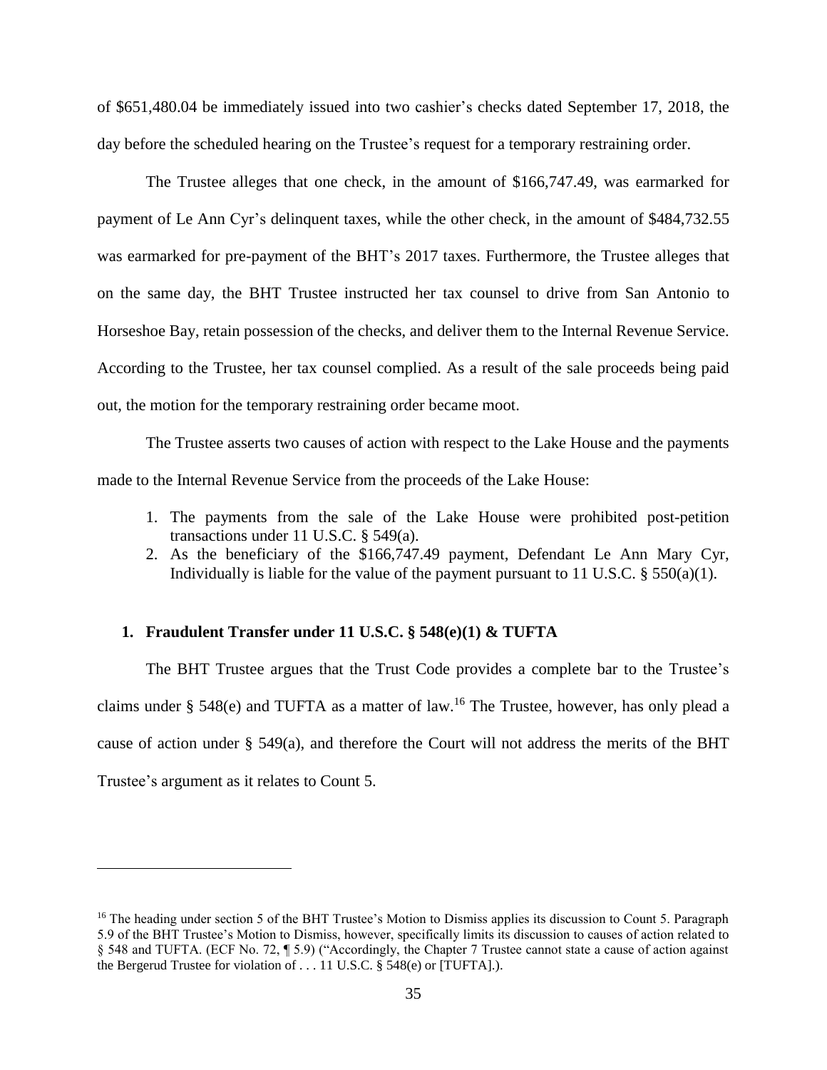of $651,480.04 be immediately issued into two cashier's checks dated September 17, 2018, the day before the scheduled hearing on the Trustee's request for a temporary restraining order.

The Trustee alleges that one check, in the amount of $166,747.49, was earmarked for payment of Le Ann Cyr's delinquent taxes, while the other check, in the amount of $484,732.55 was earmarked for pre-payment of the BHT's 2017 taxes. Furthermore, the Trustee alleges that on the same day, the BHT Trustee instructed her tax counsel to drive from San Antonio to Horseshoe Bay, retain possession of the checks, and deliver them to the Internal Revenue Service. According to the Trustee, her tax counsel complied. As a result of the sale proceeds being paid out, the motion for the temporary restraining order became moot.

The Trustee asserts two causes of action with respect to the Lake House and the payments made to the Internal Revenue Service from the proceeds of the Lake House:

1. The payments from the sale of the Lake House were prohibited post-petition transactions under 11 U.S.C. § 549(a).
2. As the beneficiary of the $166,747.49 payment, Defendant Le Ann Mary Cyr, Individually is liable for the value of the payment pursuant to 11 U.S.C. § 550(a)(1).

#### 1. Fraudulent Transfer under 11 U.S.C. § 548(e)(1) & TUFTA

The BHT Trustee argues that the Trust Code provides a complete bar to the Trustee's claims under § 548(e) and TUFTA as a matter of law.[16] The Trustee, however, has only plead a cause of action under § 549(a), and therefore the Court will not address the merits of the BHT Trustee's argument as it relates to Count 5.

---

[16] The heading under section 5 of the BHT Trustee's Motion to Dismiss applies its discussion to Count 5. Paragraph 5.9 of the BHT Trustee's Motion to Dismiss, however, specifically limits its discussion to causes of action related to § 548 and TUFTA. (ECF No. 72, ¶ 5.9) ("Accordingly, the Chapter 7 Trustee cannot state a cause of action against the Bergerud Trustee for violation of . . . 11 U.S.C. § 548(e) or [TUFTA].).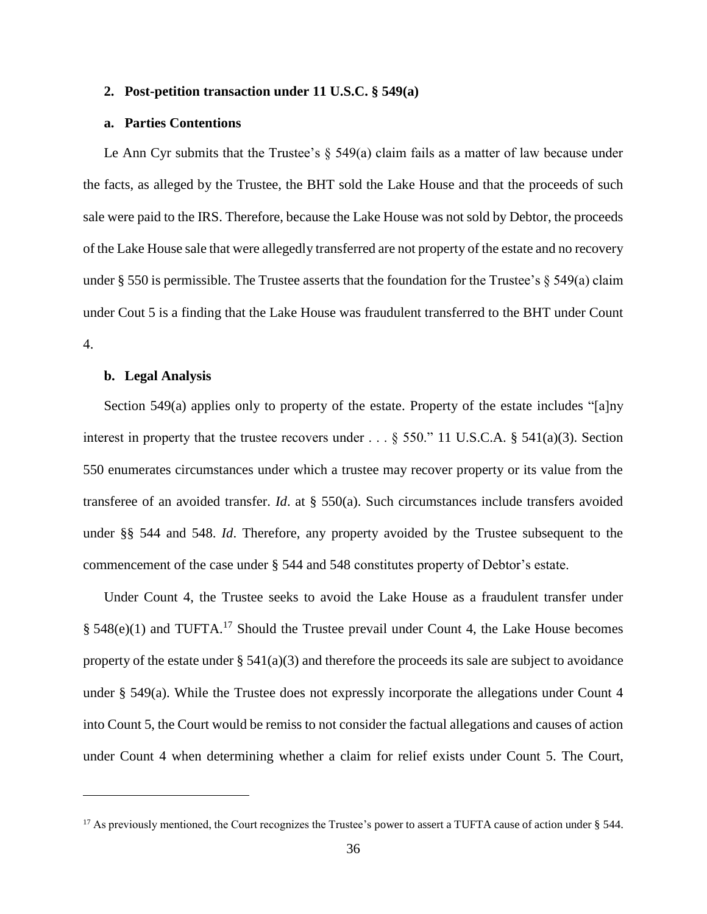### 2. Post-petition transaction under 11 U.S.C. § 549(a)

#### a. Parties Contentions

Le Ann Cyr submits that the Trustee's § 549(a) claim fails as a matter of law because under the facts, as alleged by the Trustee, the BHT sold the Lake House and that the proceeds of such sale were paid to the IRS. Therefore, because the Lake House was not sold by Debtor, the proceeds of the Lake House sale that were allegedly transferred are not property of the estate and no recovery under § 550 is permissible. The Trustee asserts that the foundation for the Trustee's § 549(a) claim under Cout 5 is a finding that the Lake House was fraudulent transferred to the BHT under Count 4.

#### b. Legal Analysis

Section 549(a) applies only to property of the estate. Property of the estate includes "[a]ny interest in property that the trustee recovers under . . . § 550." 11 U.S.C.A. § 541(a)(3). Section 550 enumerates circumstances under which a trustee may recover property or its value from the transferee of an avoided transfer. *Id*. at § 550(a). Such circumstances include transfers avoided under §§ 544 and 548. *Id*. Therefore, any property avoided by the Trustee subsequent to the commencement of the case under § 544 and 548 constitutes property of Debtor's estate.

Under Count 4, the Trustee seeks to avoid the Lake House as a fraudulent transfer under § 548(e)(1) and TUFTA.[17] Should the Trustee prevail under Count 4, the Lake House becomes property of the estate under § 541(a)(3) and therefore the proceeds its sale are subject to avoidance under § 549(a). While the Trustee does not expressly incorporate the allegations under Count 4 into Count 5, the Court would be remiss to not consider the factual allegations and causes of action under Count 4 when determining whether a claim for relief exists under Count 5. The Court,

---

[17] As previously mentioned, the Court recognizes the Trustee's power to assert a TUFTA cause of action under § 544.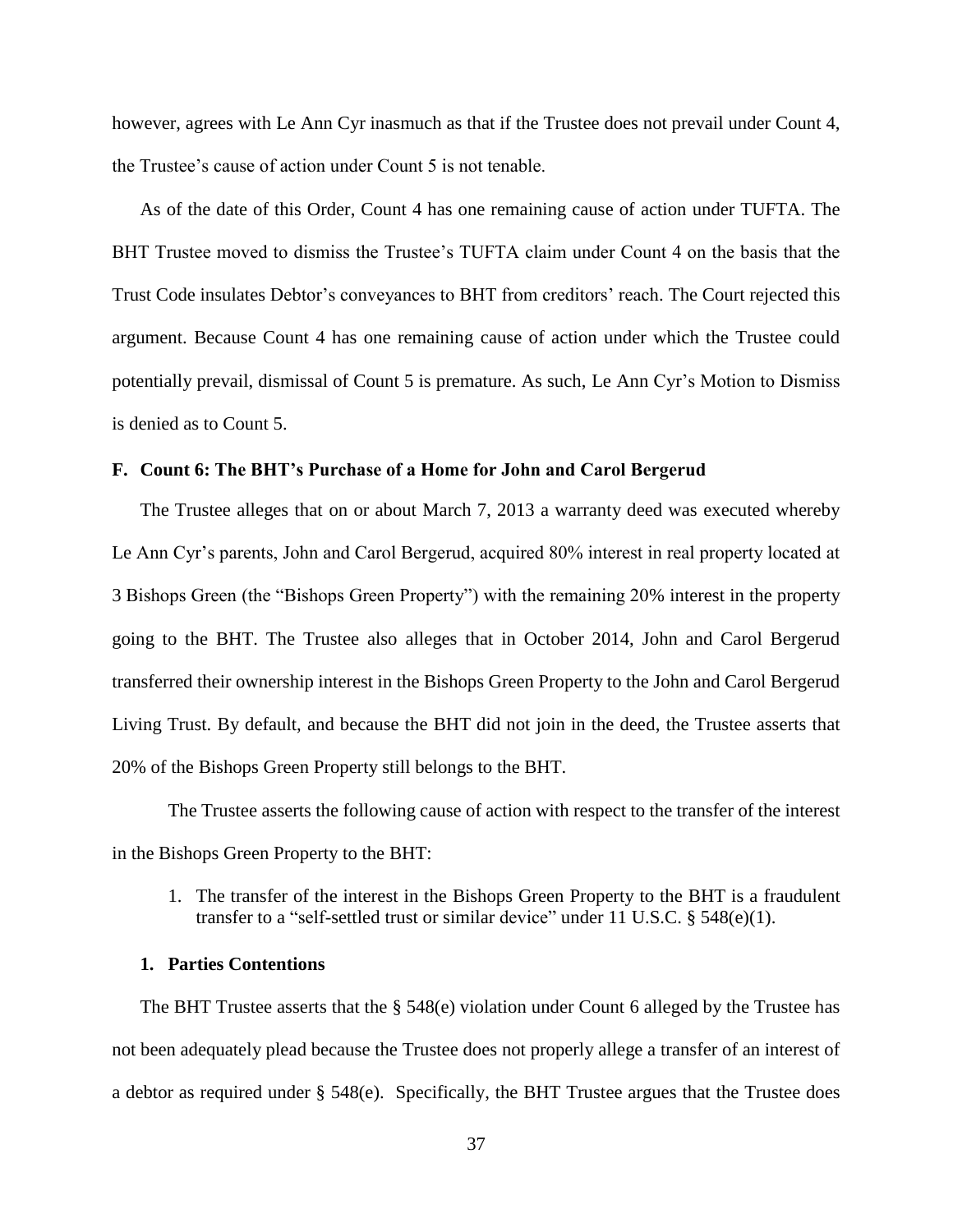however, agrees with Le Ann Cyr inasmuch as that if the Trustee does not prevail under Count 4, the Trustee's cause of action under Count 5 is not tenable.

As of the date of this Order, Count 4 has one remaining cause of action under TUFTA. The BHT Trustee moved to dismiss the Trustee's TUFTA claim under Count 4 on the basis that the Trust Code insulates Debtor's conveyances to BHT from creditors' reach. The Court rejected this argument. Because Count 4 has one remaining cause of action under which the Trustee could potentially prevail, dismissal of Count 5 is premature. As such, Le Ann Cyr's Motion to Dismiss is denied as to Count 5.

### F. Count 6: The BHT's Purchase of a Home for John and Carol Bergerud

The Trustee alleges that on or about March 7, 2013 a warranty deed was executed whereby Le Ann Cyr's parents, John and Carol Bergerud, acquired 80% interest in real property located at 3 Bishops Green (the "Bishops Green Property") with the remaining 20% interest in the property going to the BHT. The Trustee also alleges that in October 2014, John and Carol Bergerud transferred their ownership interest in the Bishops Green Property to the John and Carol Bergerud Living Trust. By default, and because the BHT did not join in the deed, the Trustee asserts that 20% of the Bishops Green Property still belongs to the BHT.

The Trustee asserts the following cause of action with respect to the transfer of the interest in the Bishops Green Property to the BHT:

1. The transfer of the interest in the Bishops Green Property to the BHT is a fraudulent transfer to a "self-settled trust or similar device" under 11 U.S.C. § 548(e)(1).

#### 1. Parties Contentions

The BHT Trustee asserts that the § 548(e) violation under Count 6 alleged by the Trustee has not been adequately plead because the Trustee does not properly allege a transfer of an interest of a debtor as required under § 548(e). Specifically, the BHT Trustee argues that the Trustee does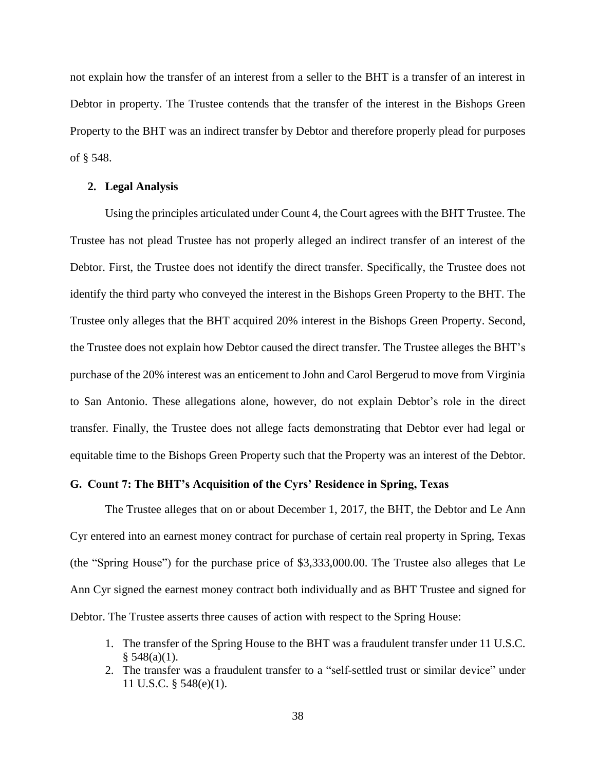not explain how the transfer of an interest from a seller to the BHT is a transfer of an interest in Debtor in property. The Trustee contends that the transfer of the interest in the Bishops Green Property to the BHT was an indirect transfer by Debtor and therefore properly plead for purposes of § 548.

### 2. Legal Analysis

Using the principles articulated under Count 4, the Court agrees with the BHT Trustee. The Trustee has not plead Trustee has not properly alleged an indirect transfer of an interest of the Debtor. First, the Trustee does not identify the direct transfer. Specifically, the Trustee does not identify the third party who conveyed the interest in the Bishops Green Property to the BHT. The Trustee only alleges that the BHT acquired 20% interest in the Bishops Green Property. Second, the Trustee does not explain how Debtor caused the direct transfer. The Trustee alleges the BHT's purchase of the 20% interest was an enticement to John and Carol Bergerud to move from Virginia to San Antonio. These allegations alone, however, do not explain Debtor's role in the direct transfer. Finally, the Trustee does not allege facts demonstrating that Debtor ever had legal or equitable time to the Bishops Green Property such that the Property was an interest of the Debtor.

## G. Count 7: The BHT's Acquisition of the Cyrs' Residence in Spring, Texas

The Trustee alleges that on or about December 1, 2017, the BHT, the Debtor and Le Ann Cyr entered into an earnest money contract for purchase of certain real property in Spring, Texas (the "Spring House") for the purchase price of $3,333,000.00. The Trustee also alleges that Le Ann Cyr signed the earnest money contract both individually and as BHT Trustee and signed for Debtor. The Trustee asserts three causes of action with respect to the Spring House:

1. The transfer of the Spring House to the BHT was a fraudulent transfer under 11 U.S.C. § 548(a)(1).
2. The transfer was a fraudulent transfer to a "self-settled trust or similar device" under 11 U.S.C. § 548(e)(1).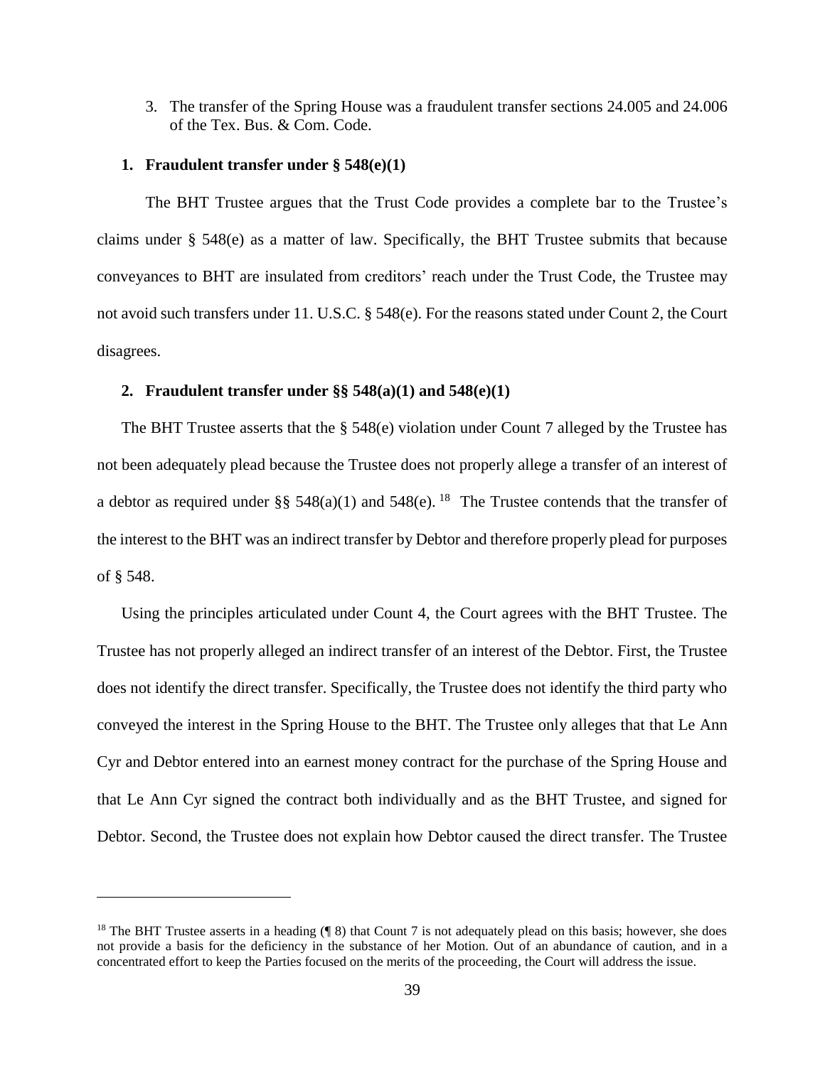3. The transfer of the Spring House was a fraudulent transfer sections 24.005 and 24.006 of the Tex. Bus. & Com. Code.

**1. Fraudulent transfer under § 548(e)(1)**

The BHT Trustee argues that the Trust Code provides a complete bar to the Trustee's claims under § 548(e) as a matter of law. Specifically, the BHT Trustee submits that because conveyances to BHT are insulated from creditors' reach under the Trust Code, the Trustee may not avoid such transfers under 11. U.S.C. § 548(e). For the reasons stated under Count 2, the Court disagrees.

**2. Fraudulent transfer under §§ 548(a)(1) and 548(e)(1)**

The BHT Trustee asserts that the § 548(e) violation under Count 7 alleged by the Trustee has not been adequately plead because the Trustee does not properly allege a transfer of an interest of a debtor as required under §§ 548(a)(1) and 548(e).[18] The Trustee contends that the transfer of the interest to the BHT was an indirect transfer by Debtor and therefore properly plead for purposes of § 548.

Using the principles articulated under Count 4, the Court agrees with the BHT Trustee. The Trustee has not properly alleged an indirect transfer of an interest of the Debtor. First, the Trustee does not identify the direct transfer. Specifically, the Trustee does not identify the third party who conveyed the interest in the Spring House to the BHT. The Trustee only alleges that that Le Ann Cyr and Debtor entered into an earnest money contract for the purchase of the Spring House and that Le Ann Cyr signed the contract both individually and as the BHT Trustee, and signed for Debtor. Second, the Trustee does not explain how Debtor caused the direct transfer. The Trustee

[18] The BHT Trustee asserts in a heading (¶ 8) that Count 7 is not adequately plead on this basis; however, she does not provide a basis for the deficiency in the substance of her Motion. Out of an abundance of caution, and in a concentrated effort to keep the Parties focused on the merits of the proceeding, the Court will address the issue.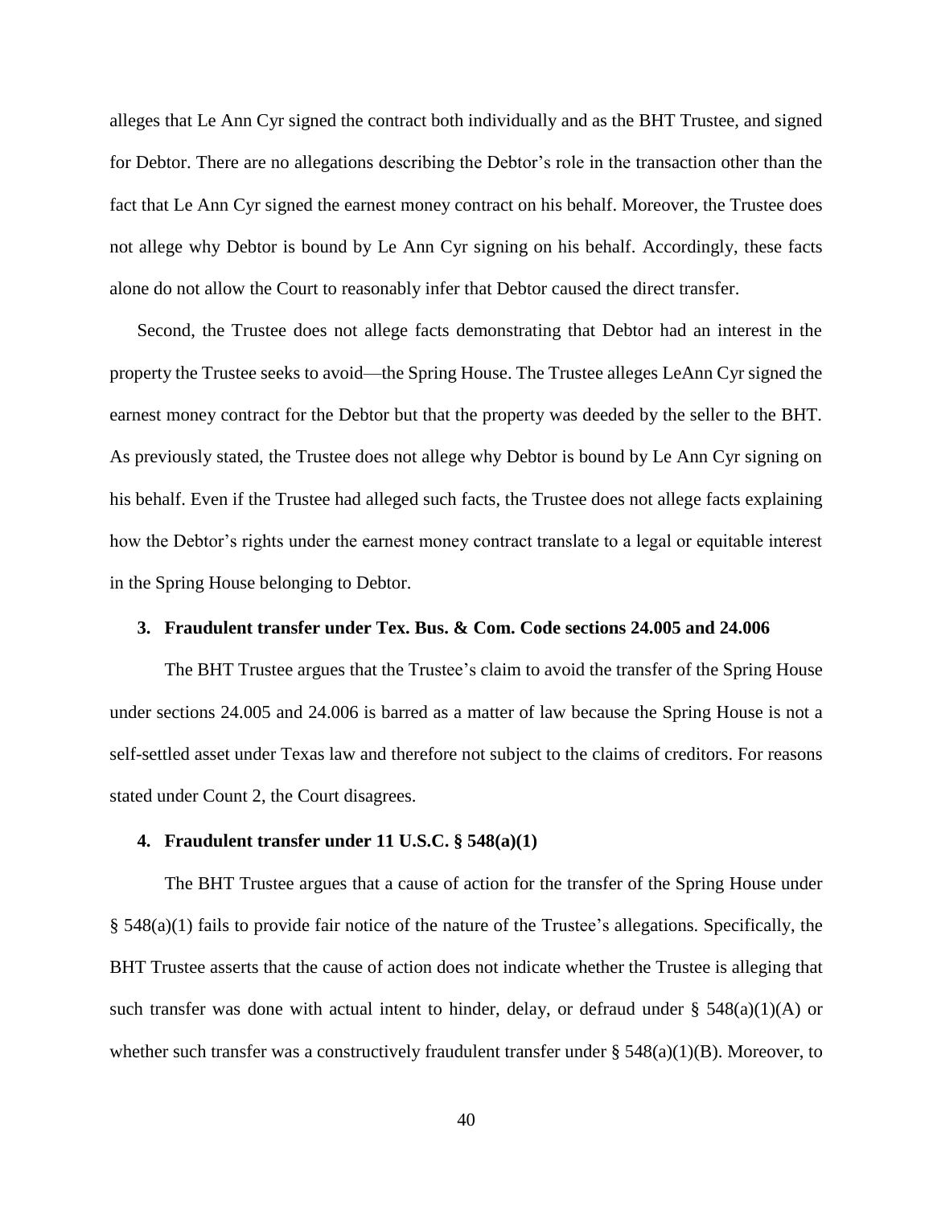alleges that Le Ann Cyr signed the contract both individually and as the BHT Trustee, and signed for Debtor. There are no allegations describing the Debtor's role in the transaction other than the fact that Le Ann Cyr signed the earnest money contract on his behalf. Moreover, the Trustee does not allege why Debtor is bound by Le Ann Cyr signing on his behalf. Accordingly, these facts alone do not allow the Court to reasonably infer that Debtor caused the direct transfer.

Second, the Trustee does not allege facts demonstrating that Debtor had an interest in the property the Trustee seeks to avoid—the Spring House. The Trustee alleges LeAnn Cyr signed the earnest money contract for the Debtor but that the property was deeded by the seller to the BHT. As previously stated, the Trustee does not allege why Debtor is bound by Le Ann Cyr signing on his behalf. Even if the Trustee had alleged such facts, the Trustee does not allege facts explaining how the Debtor's rights under the earnest money contract translate to a legal or equitable interest in the Spring House belonging to Debtor.

### 3. Fraudulent transfer under Tex. Bus. & Com. Code sections 24.005 and 24.006

The BHT Trustee argues that the Trustee's claim to avoid the transfer of the Spring House under sections 24.005 and 24.006 is barred as a matter of law because the Spring House is not a self-settled asset under Texas law and therefore not subject to the claims of creditors. For reasons stated under Count 2, the Court disagrees.

### 4. Fraudulent transfer under 11 U.S.C. § 548(a)(1)

The BHT Trustee argues that a cause of action for the transfer of the Spring House under § 548(a)(1) fails to provide fair notice of the nature of the Trustee's allegations. Specifically, the BHT Trustee asserts that the cause of action does not indicate whether the Trustee is alleging that such transfer was done with actual intent to hinder, delay, or defraud under § 548(a)(1)(A) or whether such transfer was a constructively fraudulent transfer under § 548(a)(1)(B). Moreover, to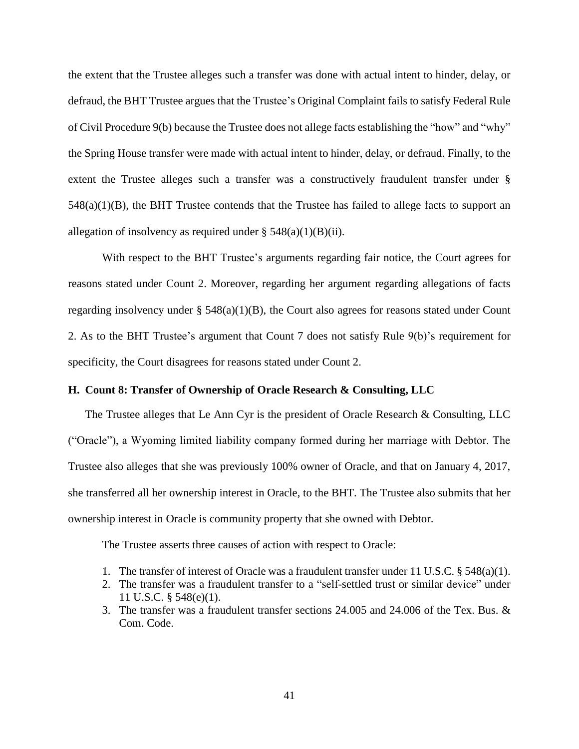the extent that the Trustee alleges such a transfer was done with actual intent to hinder, delay, or defraud, the BHT Trustee argues that the Trustee's Original Complaint fails to satisfy Federal Rule of Civil Procedure 9(b) because the Trustee does not allege facts establishing the "how" and "why" the Spring House transfer were made with actual intent to hinder, delay, or defraud. Finally, to the extent the Trustee alleges such a transfer was a constructively fraudulent transfer under § 548(a)(1)(B), the BHT Trustee contends that the Trustee has failed to allege facts to support an allegation of insolvency as required under § 548(a)(1)(B)(ii).

With respect to the BHT Trustee's arguments regarding fair notice, the Court agrees for reasons stated under Count 2. Moreover, regarding her argument regarding allegations of facts regarding insolvency under § 548(a)(1)(B), the Court also agrees for reasons stated under Count 2. As to the BHT Trustee's argument that Count 7 does not satisfy Rule 9(b)'s requirement for specificity, the Court disagrees for reasons stated under Count 2.

### H. Count 8: Transfer of Ownership of Oracle Research & Consulting, LLC

The Trustee alleges that Le Ann Cyr is the president of Oracle Research & Consulting, LLC ("Oracle"), a Wyoming limited liability company formed during her marriage with Debtor. The Trustee also alleges that she was previously 100% owner of Oracle, and that on January 4, 2017, she transferred all her ownership interest in Oracle, to the BHT. The Trustee also submits that her ownership interest in Oracle is community property that she owned with Debtor.

The Trustee asserts three causes of action with respect to Oracle:

1. The transfer of interest of Oracle was a fraudulent transfer under 11 U.S.C. § 548(a)(1).
2. The transfer was a fraudulent transfer to a "self-settled trust or similar device" under 11 U.S.C. § 548(e)(1).
3. The transfer was a fraudulent transfer sections 24.005 and 24.006 of the Tex. Bus. & Com. Code.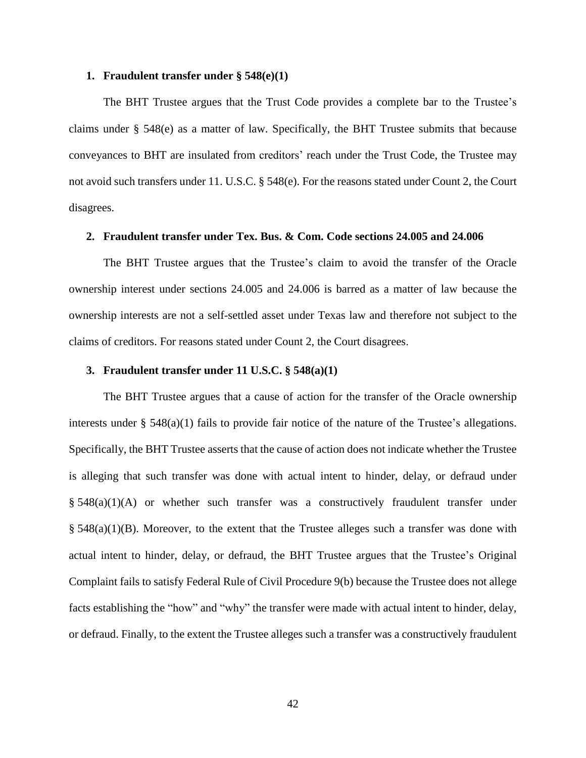### 1. Fraudulent transfer under § 548(e)(1)

The BHT Trustee argues that the Trust Code provides a complete bar to the Trustee's claims under § 548(e) as a matter of law. Specifically, the BHT Trustee submits that because conveyances to BHT are insulated from creditors' reach under the Trust Code, the Trustee may not avoid such transfers under 11. U.S.C. § 548(e). For the reasons stated under Count 2, the Court disagrees.

### 2. Fraudulent transfer under Tex. Bus. & Com. Code sections 24.005 and 24.006

The BHT Trustee argues that the Trustee's claim to avoid the transfer of the Oracle ownership interest under sections 24.005 and 24.006 is barred as a matter of law because the ownership interests are not a self-settled asset under Texas law and therefore not subject to the claims of creditors. For reasons stated under Count 2, the Court disagrees.

### 3. Fraudulent transfer under 11 U.S.C. § 548(a)(1)

The BHT Trustee argues that a cause of action for the transfer of the Oracle ownership interests under § 548(a)(1) fails to provide fair notice of the nature of the Trustee's allegations. Specifically, the BHT Trustee asserts that the cause of action does not indicate whether the Trustee is alleging that such transfer was done with actual intent to hinder, delay, or defraud under § 548(a)(1)(A) or whether such transfer was a constructively fraudulent transfer under § 548(a)(1)(B). Moreover, to the extent that the Trustee alleges such a transfer was done with actual intent to hinder, delay, or defraud, the BHT Trustee argues that the Trustee's Original Complaint fails to satisfy Federal Rule of Civil Procedure 9(b) because the Trustee does not allege facts establishing the "how" and "why" the transfer were made with actual intent to hinder, delay, or defraud. Finally, to the extent the Trustee alleges such a transfer was a constructively fraudulent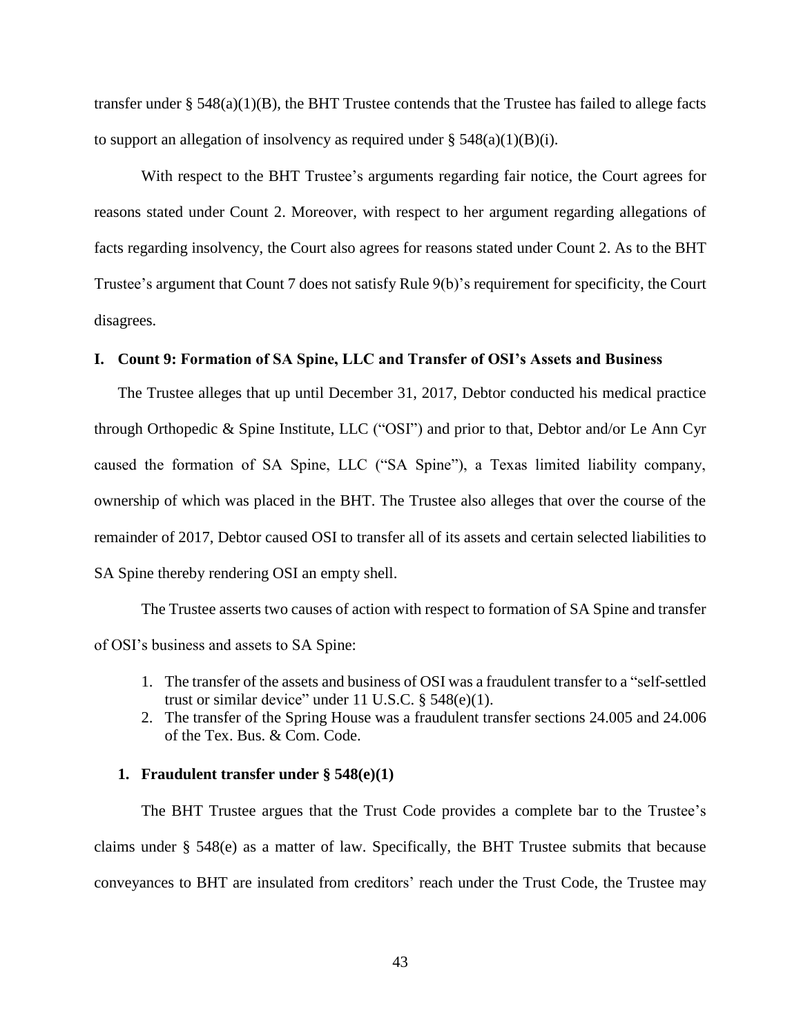transfer under § 548(a)(1)(B), the BHT Trustee contends that the Trustee has failed to allege facts to support an allegation of insolvency as required under § 548(a)(1)(B)(i).

With respect to the BHT Trustee's arguments regarding fair notice, the Court agrees for reasons stated under Count 2. Moreover, with respect to her argument regarding allegations of facts regarding insolvency, the Court also agrees for reasons stated under Count 2. As to the BHT Trustee's argument that Count 7 does not satisfy Rule 9(b)'s requirement for specificity, the Court disagrees.

### I. Count 9: Formation of SA Spine, LLC and Transfer of OSI's Assets and Business

The Trustee alleges that up until December 31, 2017, Debtor conducted his medical practice through Orthopedic & Spine Institute, LLC ("OSI") and prior to that, Debtor and/or Le Ann Cyr caused the formation of SA Spine, LLC ("SA Spine"), a Texas limited liability company, ownership of which was placed in the BHT. The Trustee also alleges that over the course of the remainder of 2017, Debtor caused OSI to transfer all of its assets and certain selected liabilities to SA Spine thereby rendering OSI an empty shell.

The Trustee asserts two causes of action with respect to formation of SA Spine and transfer of OSI's business and assets to SA Spine:

1. The transfer of the assets and business of OSI was a fraudulent transfer to a "self-settled trust or similar device" under 11 U.S.C. § 548(e)(1).
2. The transfer of the Spring House was a fraudulent transfer sections 24.005 and 24.006 of the Tex. Bus. & Com. Code.

#### 1. Fraudulent transfer under § 548(e)(1)

The BHT Trustee argues that the Trust Code provides a complete bar to the Trustee's claims under § 548(e) as a matter of law. Specifically, the BHT Trustee submits that because conveyances to BHT are insulated from creditors' reach under the Trust Code, the Trustee may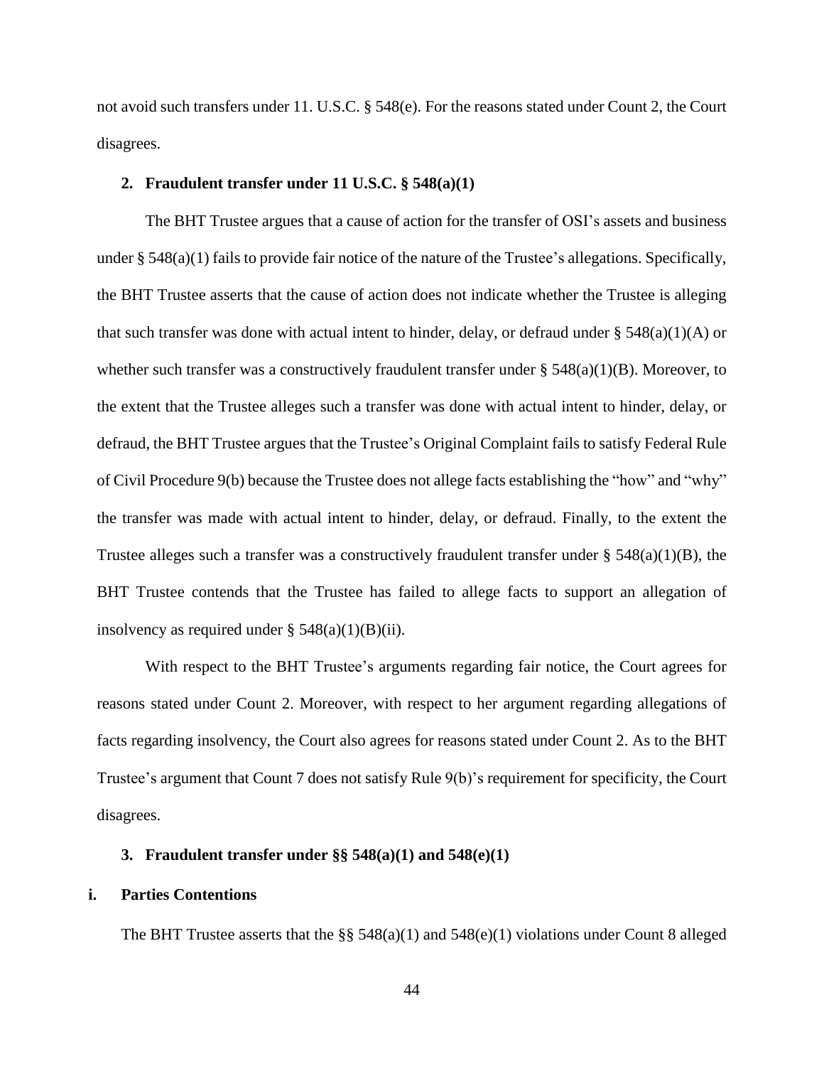not avoid such transfers under 11. U.S.C. § 548(e). For the reasons stated under Count 2, the Court disagrees.

### 2. Fraudulent transfer under 11 U.S.C. § 548(a)(1)

The BHT Trustee argues that a cause of action for the transfer of OSI's assets and business under § 548(a)(1) fails to provide fair notice of the nature of the Trustee's allegations. Specifically, the BHT Trustee asserts that the cause of action does not indicate whether the Trustee is alleging that such transfer was done with actual intent to hinder, delay, or defraud under § 548(a)(1)(A) or whether such transfer was a constructively fraudulent transfer under § 548(a)(1)(B). Moreover, to the extent that the Trustee alleges such a transfer was done with actual intent to hinder, delay, or defraud, the BHT Trustee argues that the Trustee's Original Complaint fails to satisfy Federal Rule of Civil Procedure 9(b) because the Trustee does not allege facts establishing the "how" and "why" the transfer was made with actual intent to hinder, delay, or defraud. Finally, to the extent the Trustee alleges such a transfer was a constructively fraudulent transfer under § 548(a)(1)(B), the BHT Trustee contends that the Trustee has failed to allege facts to support an allegation of insolvency as required under § 548(a)(1)(B)(ii).

With respect to the BHT Trustee's arguments regarding fair notice, the Court agrees for reasons stated under Count 2. Moreover, with respect to her argument regarding allegations of facts regarding insolvency, the Court also agrees for reasons stated under Count 2. As to the BHT Trustee's argument that Count 7 does not satisfy Rule 9(b)'s requirement for specificity, the Court disagrees.

### 3. Fraudulent transfer under §§ 548(a)(1) and 548(e)(1)

#### i. Parties Contentions

The BHT Trustee asserts that the §§ 548(a)(1) and 548(e)(1) violations under Count 8 alleged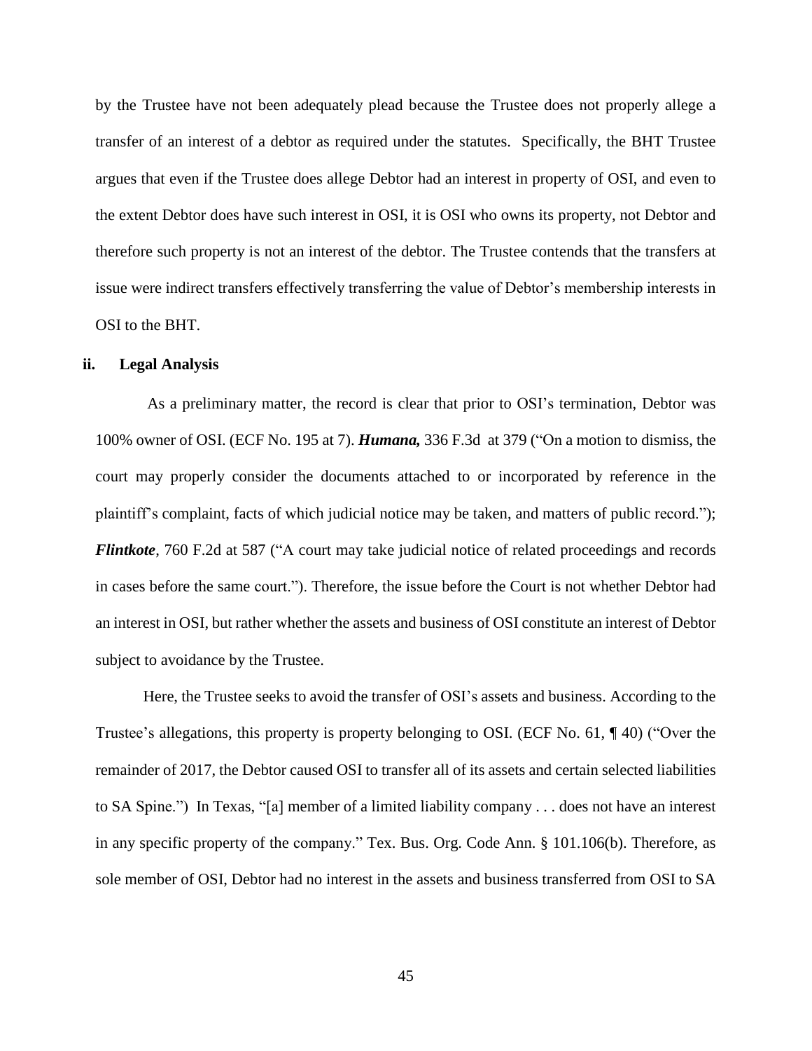by the Trustee have not been adequately plead because the Trustee does not properly allege a transfer of an interest of a debtor as required under the statutes. Specifically, the BHT Trustee argues that even if the Trustee does allege Debtor had an interest in property of OSI, and even to the extent Debtor does have such interest in OSI, it is OSI who owns its property, not Debtor and therefore such property is not an interest of the debtor. The Trustee contends that the transfers at issue were indirect transfers effectively transferring the value of Debtor's membership interests in OSI to the BHT.

**ii. Legal Analysis**

As a preliminary matter, the record is clear that prior to OSI's termination, Debtor was 100% owner of OSI. (ECF No. 195 at 7). ***Humana,*** 336 F.3d at 379 ("On a motion to dismiss, the court may properly consider the documents attached to or incorporated by reference in the plaintiff's complaint, facts of which judicial notice may be taken, and matters of public record."); ***Flintkote***, 760 F.2d at 587 ("A court may take judicial notice of related proceedings and records in cases before the same court."). Therefore, the issue before the Court is not whether Debtor had an interest in OSI, but rather whether the assets and business of OSI constitute an interest of Debtor subject to avoidance by the Trustee.

Here, the Trustee seeks to avoid the transfer of OSI's assets and business. According to the Trustee's allegations, this property is property belonging to OSI. (ECF No. 61, ¶ 40) ("Over the remainder of 2017, the Debtor caused OSI to transfer all of its assets and certain selected liabilities to SA Spine.") In Texas, "[a] member of a limited liability company . . . does not have an interest in any specific property of the company." Tex. Bus. Org. Code Ann. § 101.106(b). Therefore, as sole member of OSI, Debtor had no interest in the assets and business transferred from OSI to SA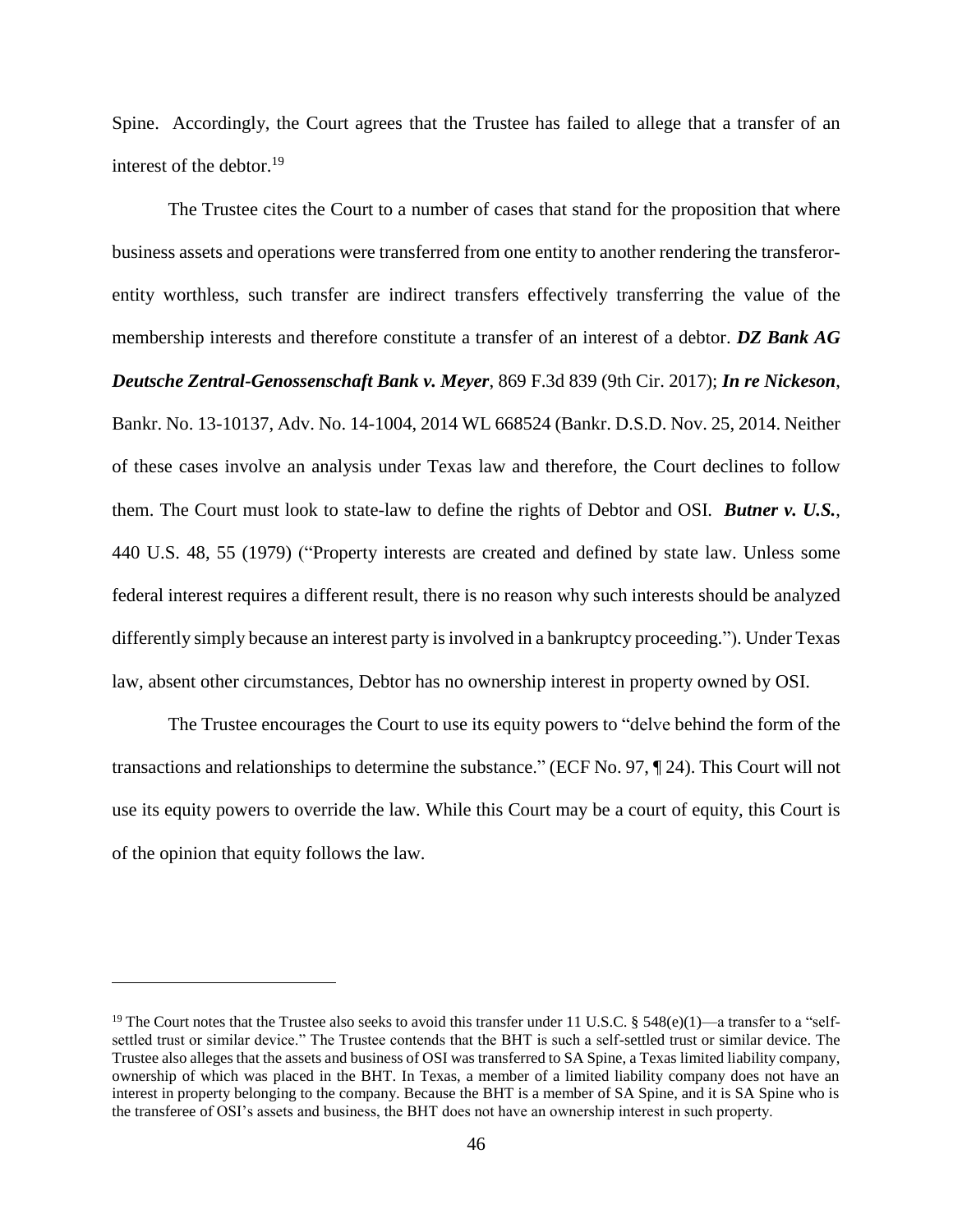Spine. Accordingly, the Court agrees that the Trustee has failed to allege that a transfer of an interest of the debtor.[19]

The Trustee cites the Court to a number of cases that stand for the proposition that where business assets and operations were transferred from one entity to another rendering the transferor-entity worthless, such transfer are indirect transfers effectively transferring the value of the membership interests and therefore constitute a transfer of an interest of a debtor. ***DZ Bank AG Deutsche Zentral-Genossenschaft Bank v. Meyer***, 869 F.3d 839 (9th Cir. 2017); ***In re Nickeson***, Bankr. No. 13-10137, Adv. No. 14-1004, 2014 WL 668524 (Bankr. D.S.D. Nov. 25, 2014. Neither of these cases involve an analysis under Texas law and therefore, the Court declines to follow them. The Court must look to state-law to define the rights of Debtor and OSI. ***Butner v. U.S.***, 440 U.S. 48, 55 (1979) ("Property interests are created and defined by state law. Unless some federal interest requires a different result, there is no reason why such interests should be analyzed differently simply because an interest party is involved in a bankruptcy proceeding."). Under Texas law, absent other circumstances, Debtor has no ownership interest in property owned by OSI.

The Trustee encourages the Court to use its equity powers to "delve behind the form of the transactions and relationships to determine the substance." (ECF No. 97, ¶ 24). This Court will not use its equity powers to override the law. While this Court may be a court of equity, this Court is of the opinion that equity follows the law.

---

[19] The Court notes that the Trustee also seeks to avoid this transfer under 11 U.S.C. § 548(e)(1)—a transfer to a "self-settled trust or similar device." The Trustee contends that the BHT is such a self-settled trust or similar device. The Trustee also alleges that the assets and business of OSI was transferred to SA Spine, a Texas limited liability company, ownership of which was placed in the BHT. In Texas, a member of a limited liability company does not have an interest in property belonging to the company. Because the BHT is a member of SA Spine, and it is SA Spine who is the transferee of OSI's assets and business, the BHT does not have an ownership interest in such property.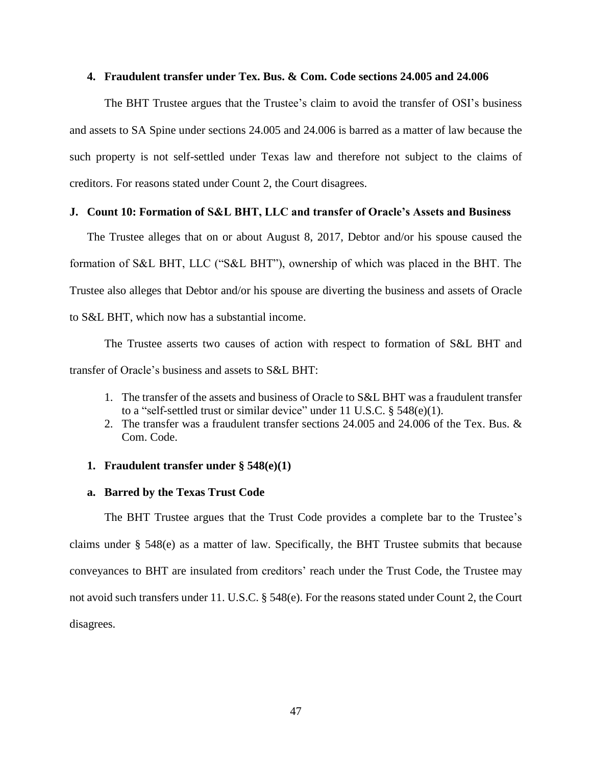### 4. Fraudulent transfer under Tex. Bus. & Com. Code sections 24.005 and 24.006

The BHT Trustee argues that the Trustee's claim to avoid the transfer of OSI's business and assets to SA Spine under sections 24.005 and 24.006 is barred as a matter of law because the such property is not self-settled under Texas law and therefore not subject to the claims of creditors. For reasons stated under Count 2, the Court disagrees.

## J. Count 10: Formation of S&L BHT, LLC and transfer of Oracle's Assets and Business

The Trustee alleges that on or about August 8, 2017, Debtor and/or his spouse caused the formation of S&L BHT, LLC ("S&L BHT"), ownership of which was placed in the BHT. The Trustee also alleges that Debtor and/or his spouse are diverting the business and assets of Oracle to S&L BHT, which now has a substantial income.

The Trustee asserts two causes of action with respect to formation of S&L BHT and transfer of Oracle's business and assets to S&L BHT:

1. The transfer of the assets and business of Oracle to S&L BHT was a fraudulent transfer to a "self-settled trust or similar device" under 11 U.S.C. § 548(e)(1).
2. The transfer was a fraudulent transfer sections 24.005 and 24.006 of the Tex. Bus. & Com. Code.

### 1. Fraudulent transfer under § 548(e)(1)

#### a. Barred by the Texas Trust Code

The BHT Trustee argues that the Trust Code provides a complete bar to the Trustee's claims under § 548(e) as a matter of law. Specifically, the BHT Trustee submits that because conveyances to BHT are insulated from creditors' reach under the Trust Code, the Trustee may not avoid such transfers under 11. U.S.C. § 548(e). For the reasons stated under Count 2, the Court disagrees.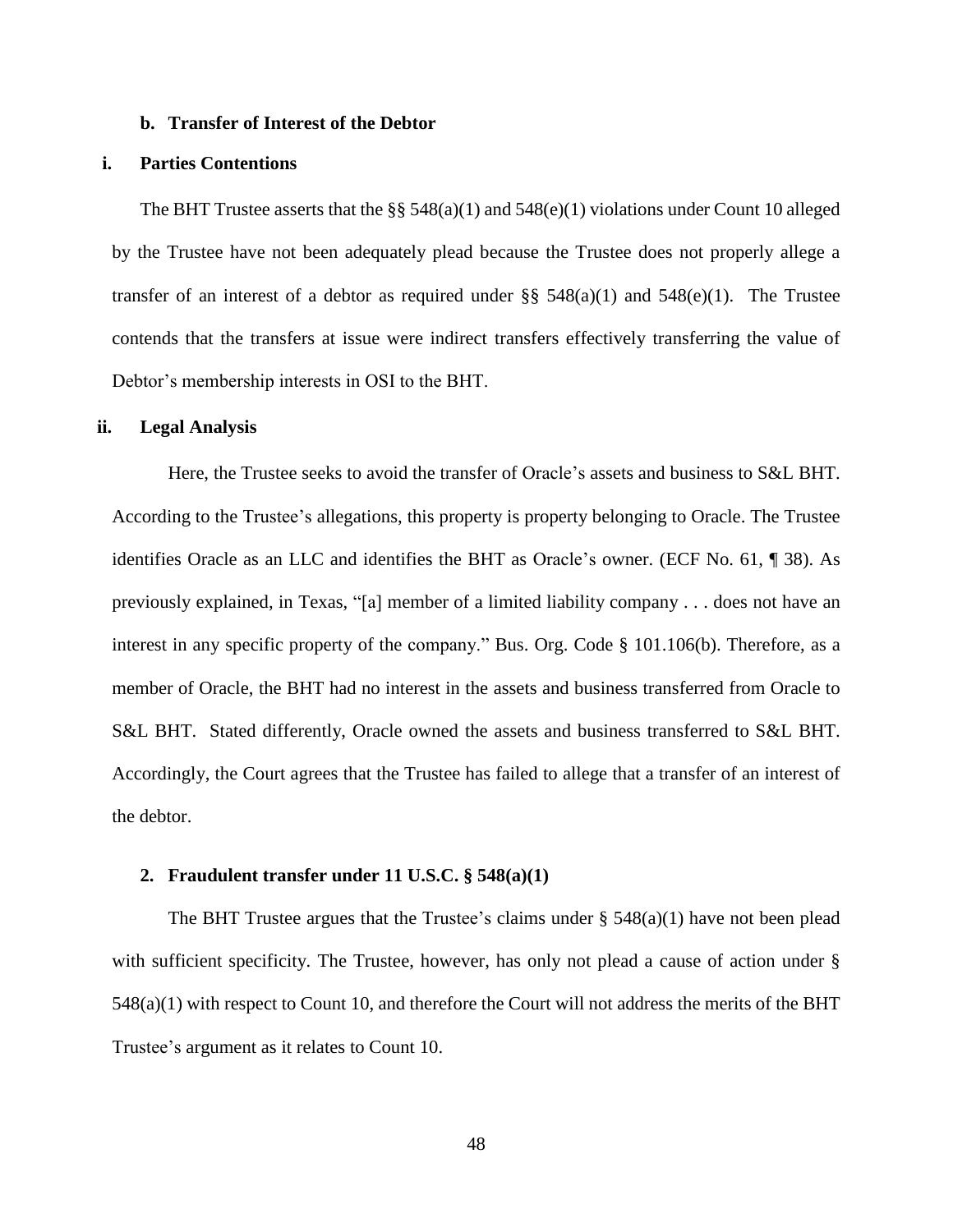### b. Transfer of Interest of the Debtor

#### i. Parties Contentions

The BHT Trustee asserts that the §§ 548(a)(1) and 548(e)(1) violations under Count 10 alleged by the Trustee have not been adequately plead because the Trustee does not properly allege a transfer of an interest of a debtor as required under §§ 548(a)(1) and 548(e)(1). The Trustee contends that the transfers at issue were indirect transfers effectively transferring the value of Debtor's membership interests in OSI to the BHT.

#### ii. Legal Analysis

Here, the Trustee seeks to avoid the transfer of Oracle's assets and business to S&L BHT. According to the Trustee's allegations, this property is property belonging to Oracle. The Trustee identifies Oracle as an LLC and identifies the BHT as Oracle's owner. (ECF No. 61, ¶ 38). As previously explained, in Texas, "[a] member of a limited liability company . . . does not have an interest in any specific property of the company." Bus. Org. Code § 101.106(b). Therefore, as a member of Oracle, the BHT had no interest in the assets and business transferred from Oracle to S&L BHT. Stated differently, Oracle owned the assets and business transferred to S&L BHT. Accordingly, the Court agrees that the Trustee has failed to allege that a transfer of an interest of the debtor.

### 2. Fraudulent transfer under 11 U.S.C. § 548(a)(1)

The BHT Trustee argues that the Trustee's claims under § 548(a)(1) have not been plead with sufficient specificity. The Trustee, however, has only not plead a cause of action under § 548(a)(1) with respect to Count 10, and therefore the Court will not address the merits of the BHT Trustee's argument as it relates to Count 10.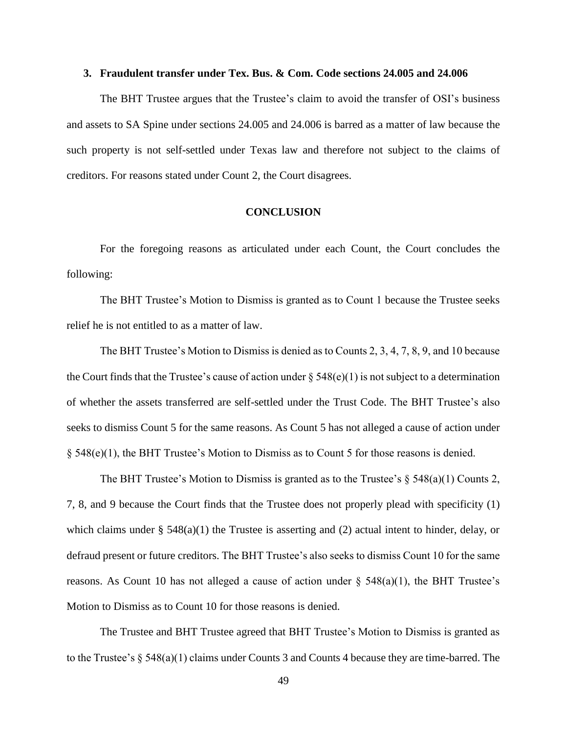### 3. Fraudulent transfer under Tex. Bus. & Com. Code sections 24.005 and 24.006

The BHT Trustee argues that the Trustee's claim to avoid the transfer of OSI's business and assets to SA Spine under sections 24.005 and 24.006 is barred as a matter of law because the such property is not self-settled under Texas law and therefore not subject to the claims of creditors. For reasons stated under Count 2, the Court disagrees.

## CONCLUSION

For the foregoing reasons as articulated under each Count, the Court concludes the following:

The BHT Trustee's Motion to Dismiss is granted as to Count 1 because the Trustee seeks relief he is not entitled to as a matter of law.

The BHT Trustee's Motion to Dismiss is denied as to Counts 2, 3, 4, 7, 8, 9, and 10 because the Court finds that the Trustee's cause of action under § 548(e)(1) is not subject to a determination of whether the assets transferred are self-settled under the Trust Code. The BHT Trustee's also seeks to dismiss Count 5 for the same reasons. As Count 5 has not alleged a cause of action under § 548(e)(1), the BHT Trustee's Motion to Dismiss as to Count 5 for those reasons is denied.

The BHT Trustee's Motion to Dismiss is granted as to the Trustee's § 548(a)(1) Counts 2, 7, 8, and 9 because the Court finds that the Trustee does not properly plead with specificity (1) which claims under § 548(a)(1) the Trustee is asserting and (2) actual intent to hinder, delay, or defraud present or future creditors. The BHT Trustee's also seeks to dismiss Count 10 for the same reasons. As Count 10 has not alleged a cause of action under § 548(a)(1), the BHT Trustee's Motion to Dismiss as to Count 10 for those reasons is denied.

The Trustee and BHT Trustee agreed that BHT Trustee's Motion to Dismiss is granted as to the Trustee's § 548(a)(1) claims under Counts 3 and Counts 4 because they are time-barred. The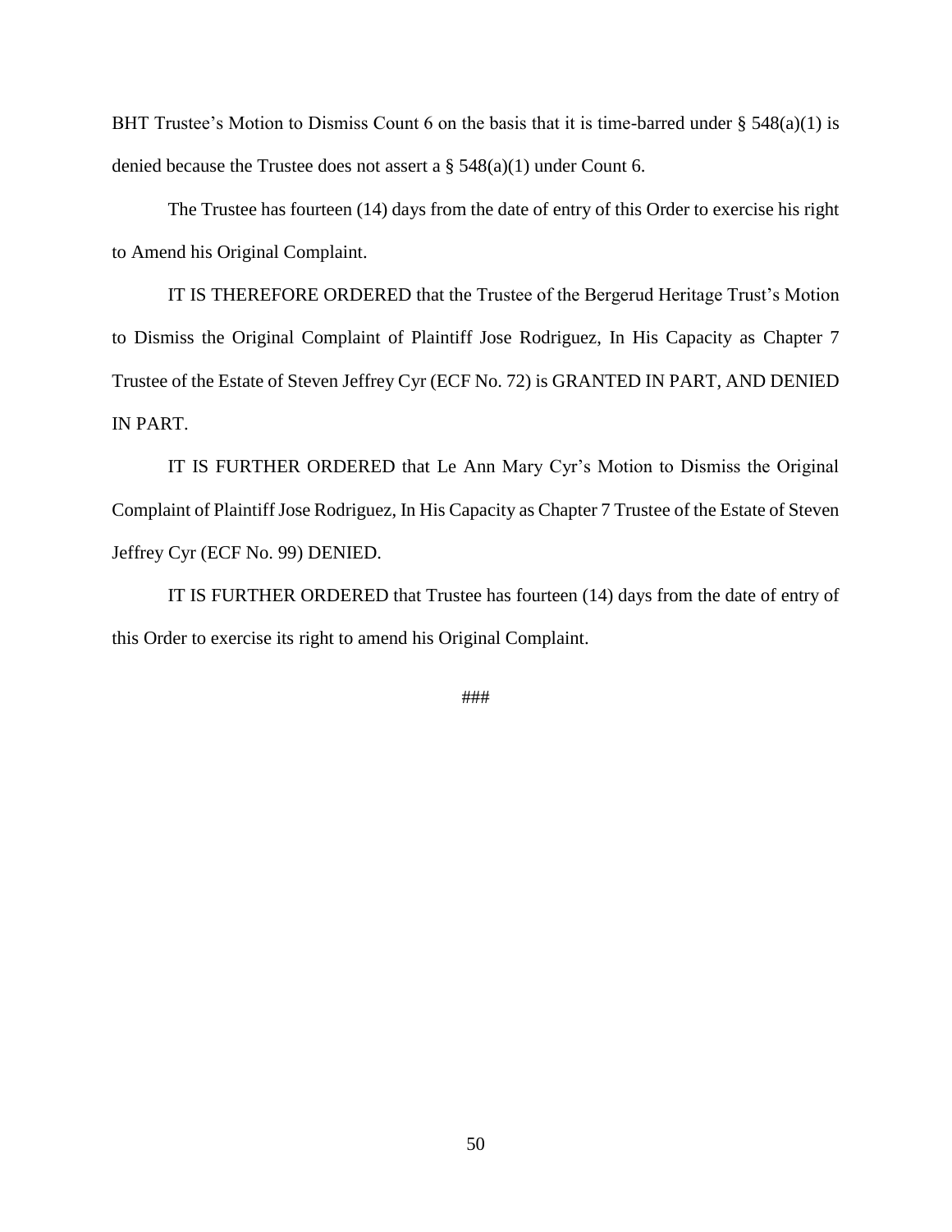BHT Trustee's Motion to Dismiss Count 6 on the basis that it is time-barred under § 548(a)(1) is denied because the Trustee does not assert a § 548(a)(1) under Count 6.

The Trustee has fourteen (14) days from the date of entry of this Order to exercise his right to Amend his Original Complaint.

IT IS THEREFORE ORDERED that the Trustee of the Bergerud Heritage Trust's Motion to Dismiss the Original Complaint of Plaintiff Jose Rodriguez, In His Capacity as Chapter 7 Trustee of the Estate of Steven Jeffrey Cyr (ECF No. 72) is GRANTED IN PART, AND DENIED IN PART.

IT IS FURTHER ORDERED that Le Ann Mary Cyr's Motion to Dismiss the Original Complaint of Plaintiff Jose Rodriguez, In His Capacity as Chapter 7 Trustee of the Estate of Steven Jeffrey Cyr (ECF No. 99) DENIED.

IT IS FURTHER ORDERED that Trustee has fourteen (14) days from the date of entry of this Order to exercise its right to amend his Original Complaint.

###